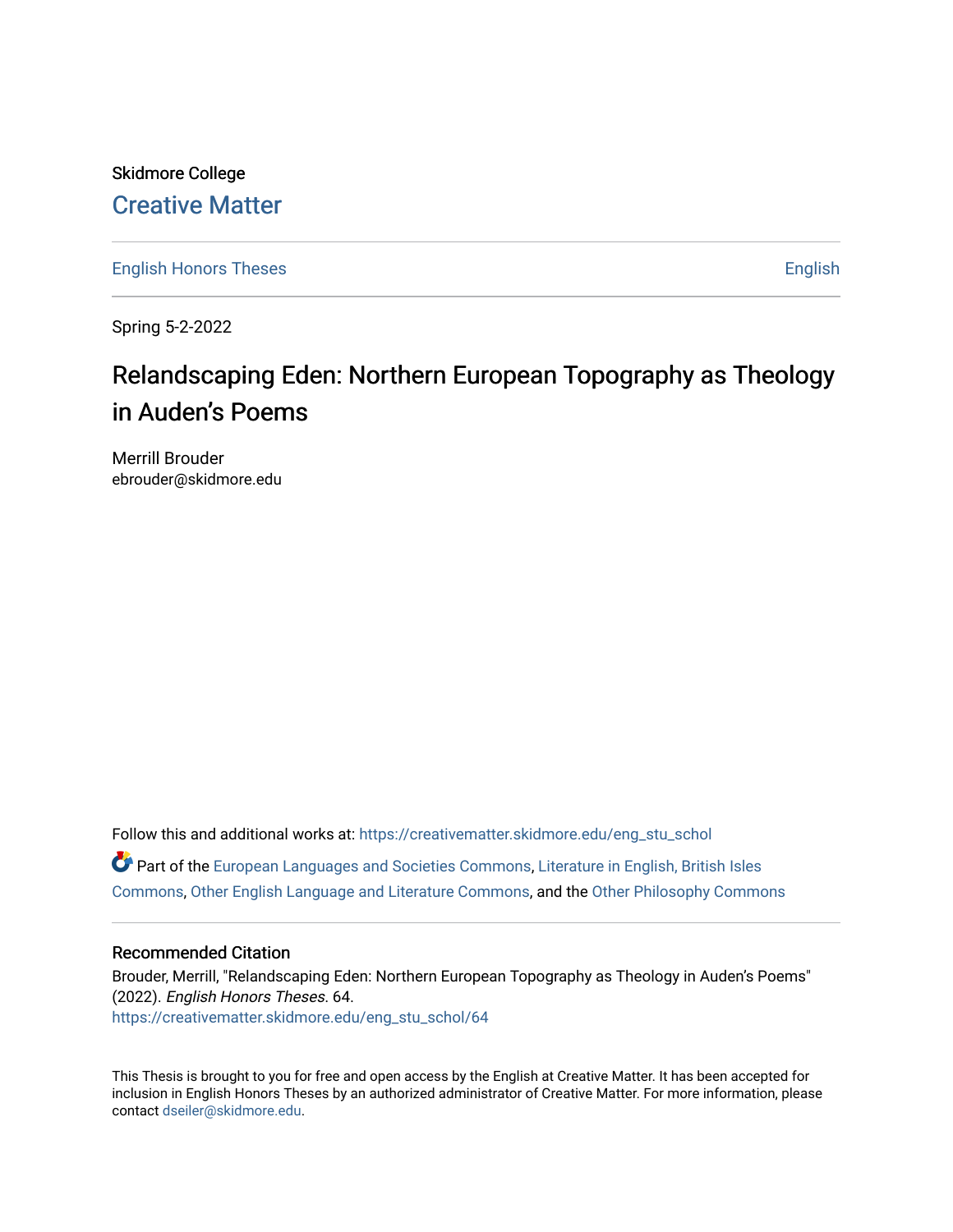Skidmore College

Creative Matter

English Honors Theses | English

Spring 5-2-2022

# Relandscaping Eden: Northern European Topography as Theology in Auden's Poems

Merrill Brouder
ebrouder@skidmore.edu

Follow this and additional works at: https://creativematter.skidmore.edu/eng_stu_schol

Part of the European Languages and Societies Commons, Literature in English, British Isles Commons, Other English Language and Literature Commons, and the Other Philosophy Commons

## Recommended Citation

Brouder, Merrill, "Relandscaping Eden: Northern European Topography as Theology in Auden's Poems" (2022). *English Honors Theses*. 64.
https://creativematter.skidmore.edu/eng_stu_schol/64

This Thesis is brought to you for free and open access by the English at Creative Matter. It has been accepted for inclusion in English Honors Theses by an authorized administrator of Creative Matter. For more information, please contact dseiler@skidmore.edu.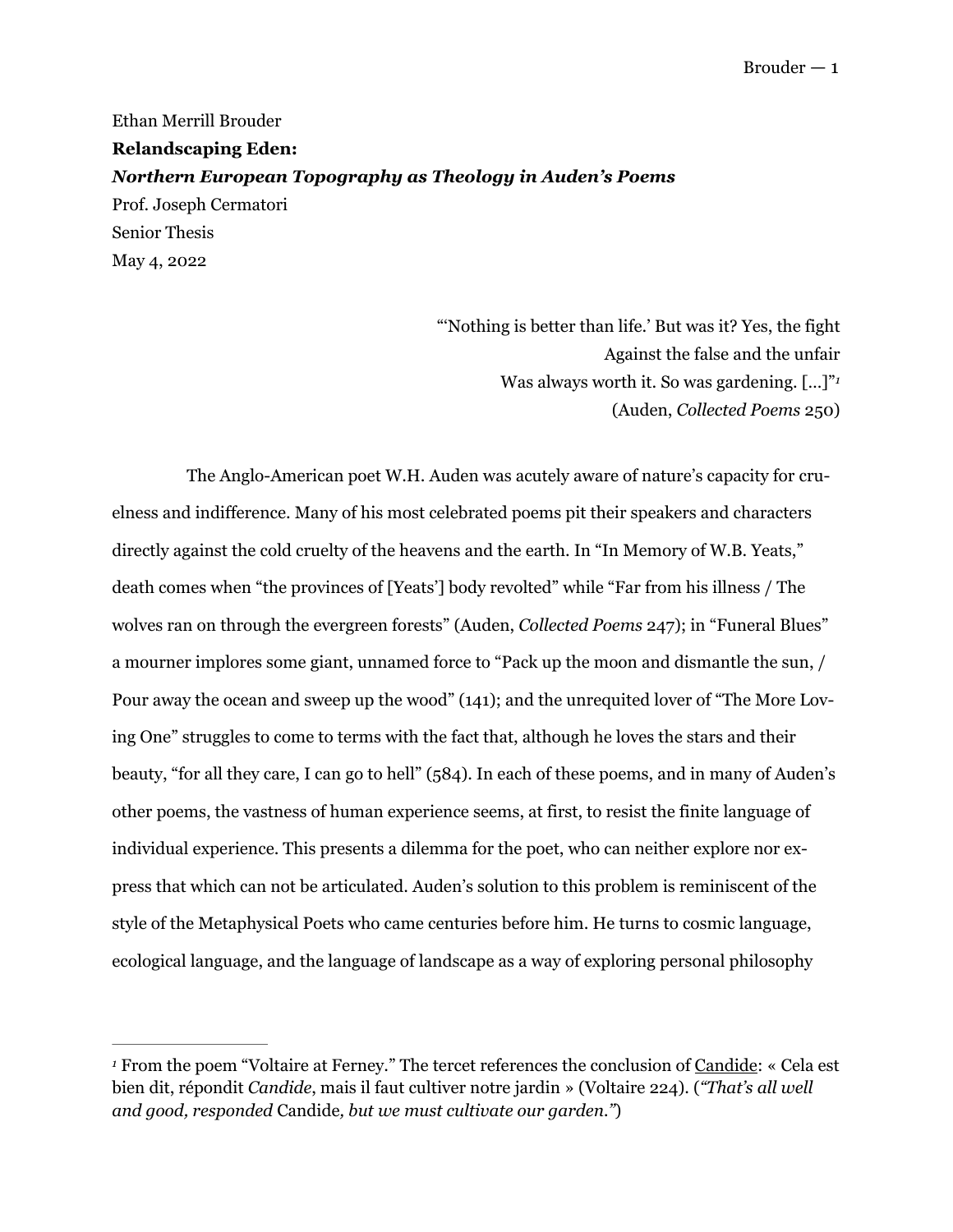Ethan Merrill Brouder

**Relandscaping Eden:**

***Northern European Topography as Theology in Auden's Poems***

Prof. Joseph Cermatori

Senior Thesis

May 4, 2022

> "'Nothing is better than life.' But was it? Yes, the fight
> Against the false and the unfair
> Was always worth it. So was gardening. [...]"[1]
> (Auden, *Collected Poems* 250)

The Anglo-American poet W.H. Auden was acutely aware of nature's capacity for cruelness and indifference. Many of his most celebrated poems pit their speakers and characters directly against the cold cruelty of the heavens and the earth. In "In Memory of W.B. Yeats," death comes when "the provinces of [Yeats'] body revolted" while "Far from his illness / The wolves ran on through the evergreen forests" (Auden, *Collected Poems* 247); in "Funeral Blues" a mourner implores some giant, unnamed force to "Pack up the moon and dismantle the sun, / Pour away the ocean and sweep up the wood" (141); and the unrequited lover of "The More Loving One" struggles to come to terms with the fact that, although he loves the stars and their beauty, "for all they care, I can go to hell" (584). In each of these poems, and in many of Auden's other poems, the vastness of human experience seems, at first, to resist the finite language of individual experience. This presents a dilemma for the poet, who can neither explore nor express that which can not be articulated. Auden's solution to this problem is reminiscent of the style of the Metaphysical Poets who came centuries before him. He turns to cosmic language, ecological language, and the language of landscape as a way of exploring personal philosophy

---

[1] From the poem "Voltaire at Ferney." The tercet references the conclusion of Candide: « Cela est bien dit, répondit *Candide*, mais il faut cultiver notre jardin » (Voltaire 224). (*"That's all well and good, responded* Candide*, but we must cultivate our garden."*)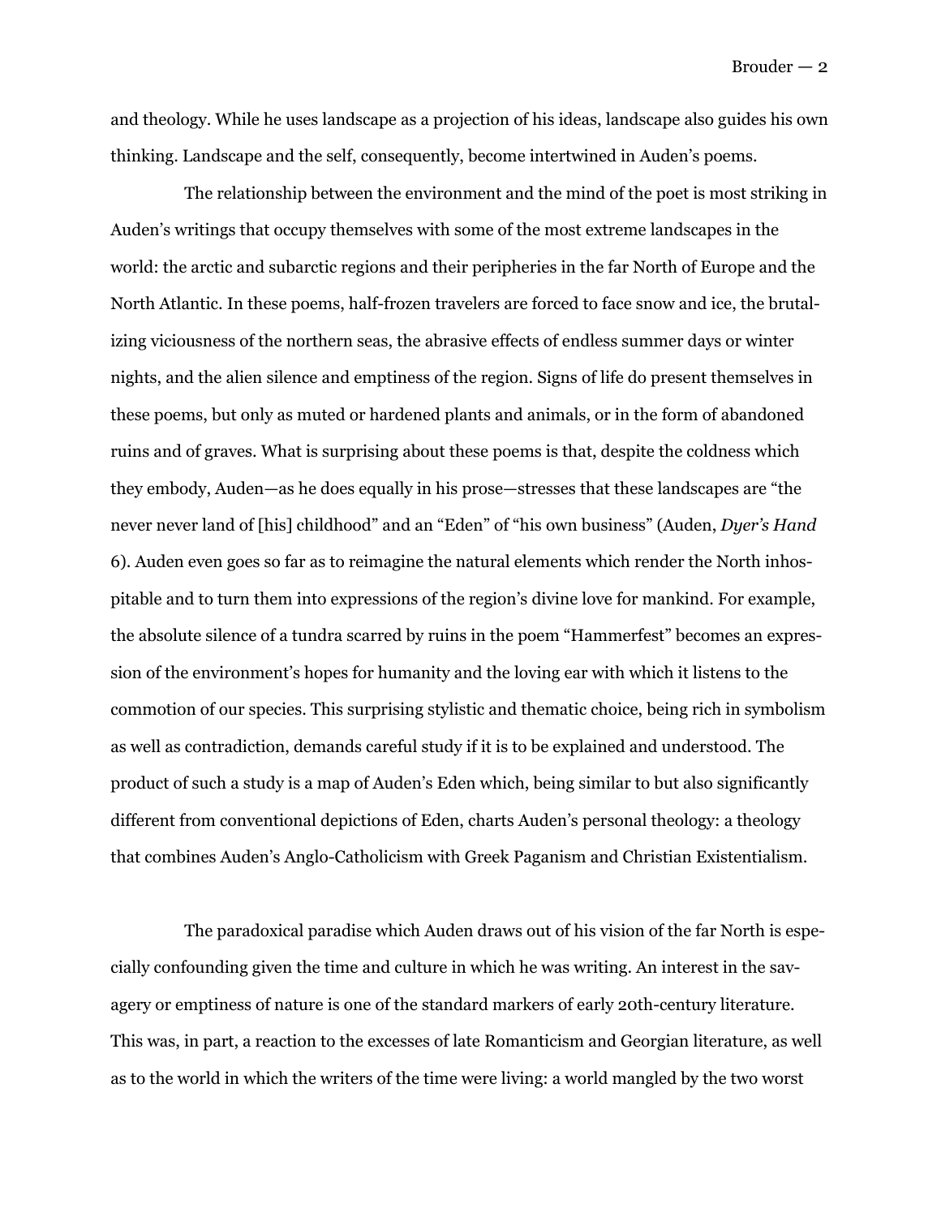and theology. While he uses landscape as a projection of his ideas, landscape also guides his own thinking. Landscape and the self, consequently, become intertwined in Auden's poems.

The relationship between the environment and the mind of the poet is most striking in Auden's writings that occupy themselves with some of the most extreme landscapes in the world: the arctic and subarctic regions and their peripheries in the far North of Europe and the North Atlantic. In these poems, half-frozen travelers are forced to face snow and ice, the brutalizing viciousness of the northern seas, the abrasive effects of endless summer days or winter nights, and the alien silence and emptiness of the region. Signs of life do present themselves in these poems, but only as muted or hardened plants and animals, or in the form of abandoned ruins and of graves. What is surprising about these poems is that, despite the coldness which they embody, Auden—as he does equally in his prose—stresses that these landscapes are "the never never land of [his] childhood" and an "Eden" of "his own business" (Auden, *Dyer's Hand* 6). Auden even goes so far as to reimagine the natural elements which render the North inhospitable and to turn them into expressions of the region's divine love for mankind. For example, the absolute silence of a tundra scarred by ruins in the poem "Hammerfest" becomes an expression of the environment's hopes for humanity and the loving ear with which it listens to the commotion of our species. This surprising stylistic and thematic choice, being rich in symbolism as well as contradiction, demands careful study if it is to be explained and understood. The product of such a study is a map of Auden's Eden which, being similar to but also significantly different from conventional depictions of Eden, charts Auden's personal theology: a theology that combines Auden's Anglo-Catholicism with Greek Paganism and Christian Existentialism.

The paradoxical paradise which Auden draws out of his vision of the far North is especially confounding given the time and culture in which he was writing. An interest in the savagery or emptiness of nature is one of the standard markers of early 20th-century literature. This was, in part, a reaction to the excesses of late Romanticism and Georgian literature, as well as to the world in which the writers of the time were living: a world mangled by the two worst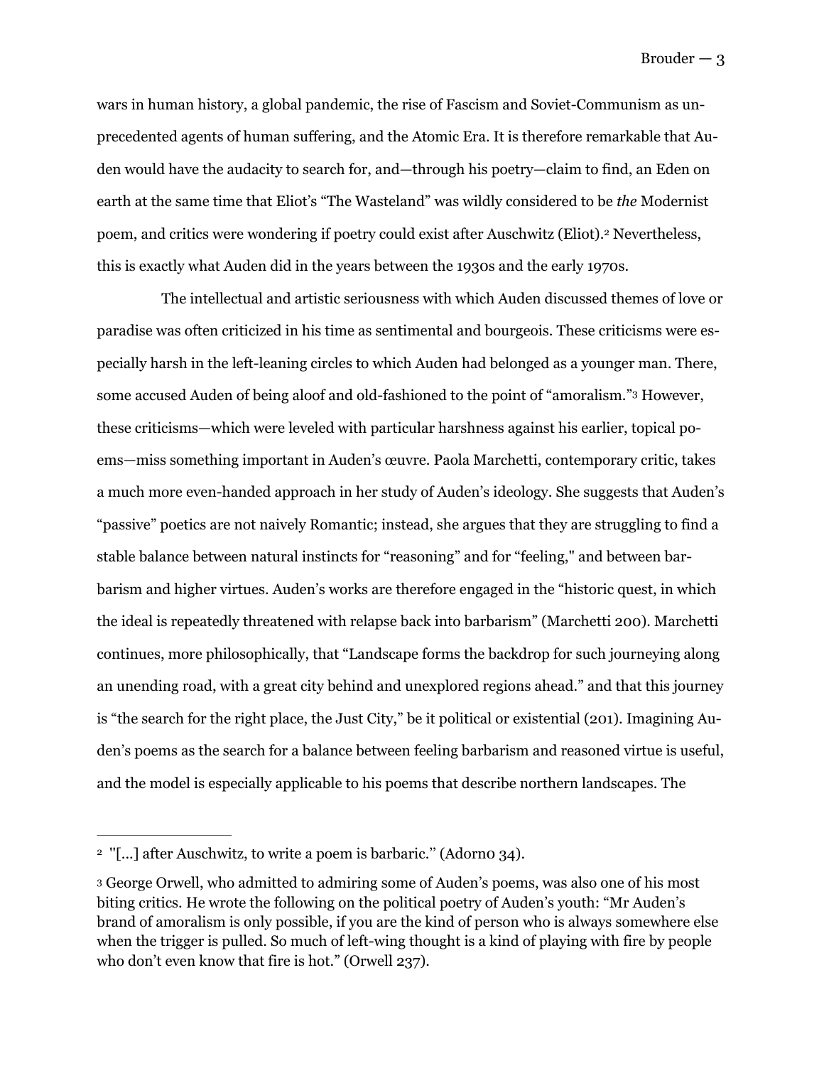wars in human history, a global pandemic, the rise of Fascism and Soviet-Communism as unprecedented agents of human suffering, and the Atomic Era. It is therefore remarkable that Auden would have the audacity to search for, and—through his poetry—claim to find, an Eden on earth at the same time that Eliot's "The Wasteland" was wildly considered to be *the* Modernist poem, and critics were wondering if poetry could exist after Auschwitz (Eliot).[2] Nevertheless, this is exactly what Auden did in the years between the 1930s and the early 1970s.

The intellectual and artistic seriousness with which Auden discussed themes of love or paradise was often criticized in his time as sentimental and bourgeois. These criticisms were especially harsh in the left-leaning circles to which Auden had belonged as a younger man. There, some accused Auden of being aloof and old-fashioned to the point of "amoralism."[3] However, these criticisms—which were leveled with particular harshness against his earlier, topical poems—miss something important in Auden's œuvre. Paola Marchetti, contemporary critic, takes a much more even-handed approach in her study of Auden's ideology. She suggests that Auden's "passive" poetics are not naively Romantic; instead, she argues that they are struggling to find a stable balance between natural instincts for "reasoning" and for "feeling," and between barbarism and higher virtues. Auden's works are therefore engaged in the "historic quest, in which the ideal is repeatedly threatened with relapse back into barbarism" (Marchetti 200). Marchetti continues, more philosophically, that "Landscape forms the backdrop for such journeying along an unending road, with a great city behind and unexplored regions ahead." and that this journey is "the search for the right place, the Just City," be it political or existential (201). Imagining Auden's poems as the search for a balance between feeling barbarism and reasoned virtue is useful, and the model is especially applicable to his poems that describe northern landscapes. The

---

[2] "[...] after Auschwitz, to write a poem is barbaric." (Adorno 34).

[3] George Orwell, who admitted to admiring some of Auden's poems, was also one of his most biting critics. He wrote the following on the political poetry of Auden's youth: "Mr Auden's brand of amoralism is only possible, if you are the kind of person who is always somewhere else when the trigger is pulled. So much of left-wing thought is a kind of playing with fire by people who don't even know that fire is hot." (Orwell 237).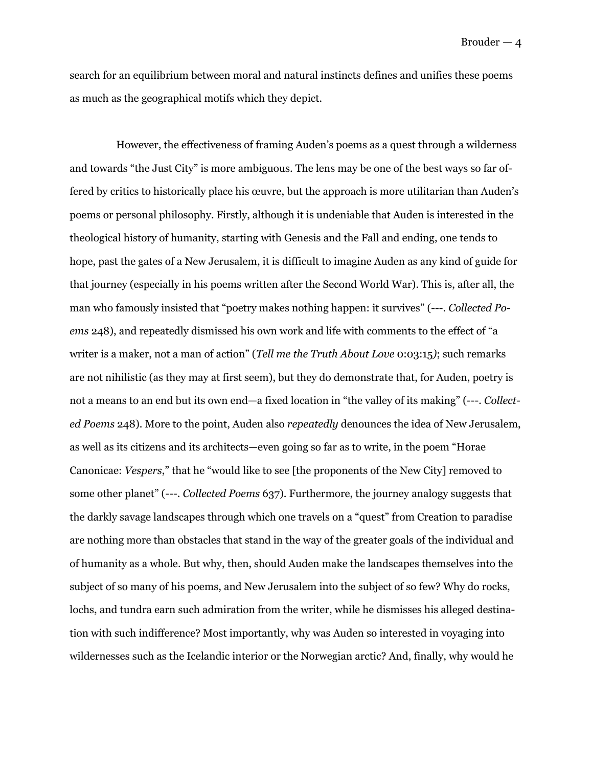search for an equilibrium between moral and natural instincts defines and unifies these poems as much as the geographical motifs which they depict.

However, the effectiveness of framing Auden's poems as a quest through a wilderness and towards "the Just City" is more ambiguous. The lens may be one of the best ways so far offered by critics to historically place his œuvre, but the approach is more utilitarian than Auden's poems or personal philosophy. Firstly, although it is undeniable that Auden is interested in the theological history of humanity, starting with Genesis and the Fall and ending, one tends to hope, past the gates of a New Jerusalem, it is difficult to imagine Auden as any kind of guide for that journey (especially in his poems written after the Second World War). This is, after all, the man who famously insisted that "poetry makes nothing happen: it survives" (---. *Collected Poems* 248), and repeatedly dismissed his own work and life with comments to the effect of "a writer is a maker, not a man of action" (*Tell me the Truth About Love* 0:03:15*)*; such remarks are not nihilistic (as they may at first seem), but they do demonstrate that, for Auden, poetry is not a means to an end but its own end—a fixed location in "the valley of its making" (---. *Collected Poems* 248). More to the point, Auden also *repeatedly* denounces the idea of New Jerusalem, as well as its citizens and its architects—even going so far as to write, in the poem "Horae Canonicae: *Vespers*," that he "would like to see [the proponents of the New City] removed to some other planet" (---. *Collected Poems* 637). Furthermore, the journey analogy suggests that the darkly savage landscapes through which one travels on a "quest" from Creation to paradise are nothing more than obstacles that stand in the way of the greater goals of the individual and of humanity as a whole. But why, then, should Auden make the landscapes themselves into the subject of so many of his poems, and New Jerusalem into the subject of so few? Why do rocks, lochs, and tundra earn such admiration from the writer, while he dismisses his alleged destination with such indifference? Most importantly, why was Auden so interested in voyaging into wildernesses such as the Icelandic interior or the Norwegian arctic? And, finally, why would he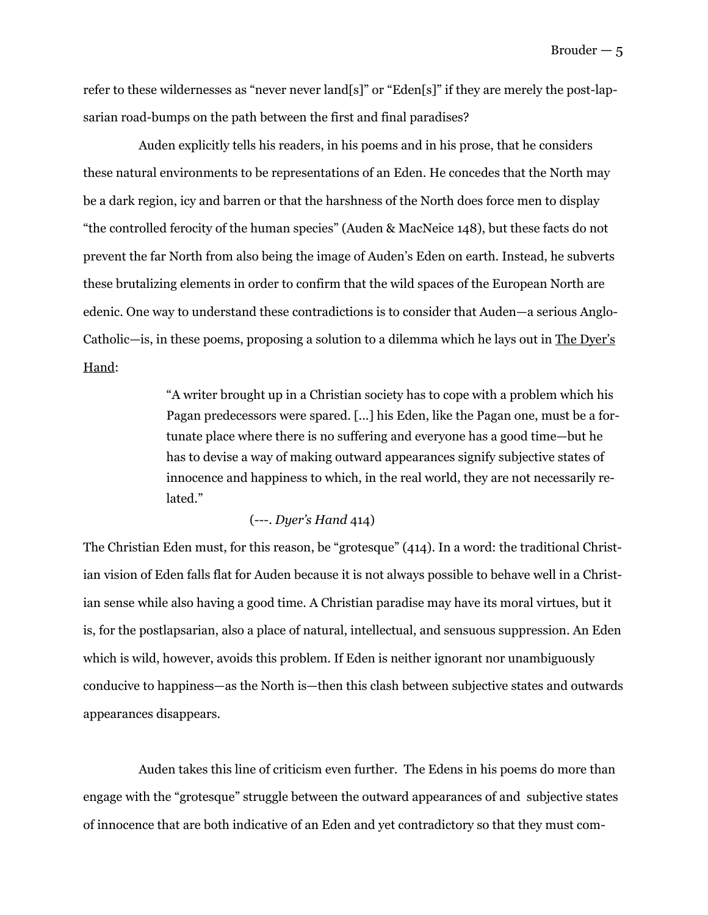refer to these wildernesses as "never never land[s]" or "Eden[s]" if they are merely the post-lapsarian road-bumps on the path between the first and final paradises?

Auden explicitly tells his readers, in his poems and in his prose, that he considers these natural environments to be representations of an Eden. He concedes that the North may be a dark region, icy and barren or that the harshness of the North does force men to display "the controlled ferocity of the human species" (Auden & MacNeice 148), but these facts do not prevent the far North from also being the image of Auden's Eden on earth. Instead, he subverts these brutalizing elements in order to confirm that the wild spaces of the European North are edenic. One way to understand these contradictions is to consider that Auden—a serious Anglo-Catholic—is, in these poems, proposing a solution to a dilemma which he lays out in The Dyer's Hand:

> "A writer brought up in a Christian society has to cope with a problem which his Pagan predecessors were spared. [...] his Eden, like the Pagan one, must be a fortunate place where there is no suffering and everyone has a good time—but he has to devise a way of making outward appearances signify subjective states of innocence and happiness to which, in the real world, they are not necessarily related."
>
> (---. *Dyer's Hand* 414)

The Christian Eden must, for this reason, be "grotesque" (414). In a word: the traditional Christian vision of Eden falls flat for Auden because it is not always possible to behave well in a Christian sense while also having a good time. A Christian paradise may have its moral virtues, but it is, for the postlapsarian, also a place of natural, intellectual, and sensuous suppression. An Eden which is wild, however, avoids this problem. If Eden is neither ignorant nor unambiguously conducive to happiness—as the North is—then this clash between subjective states and outwards appearances disappears.

Auden takes this line of criticism even further. The Edens in his poems do more than engage with the "grotesque" struggle between the outward appearances of and subjective states of innocence that are both indicative of an Eden and yet contradictory so that they must com-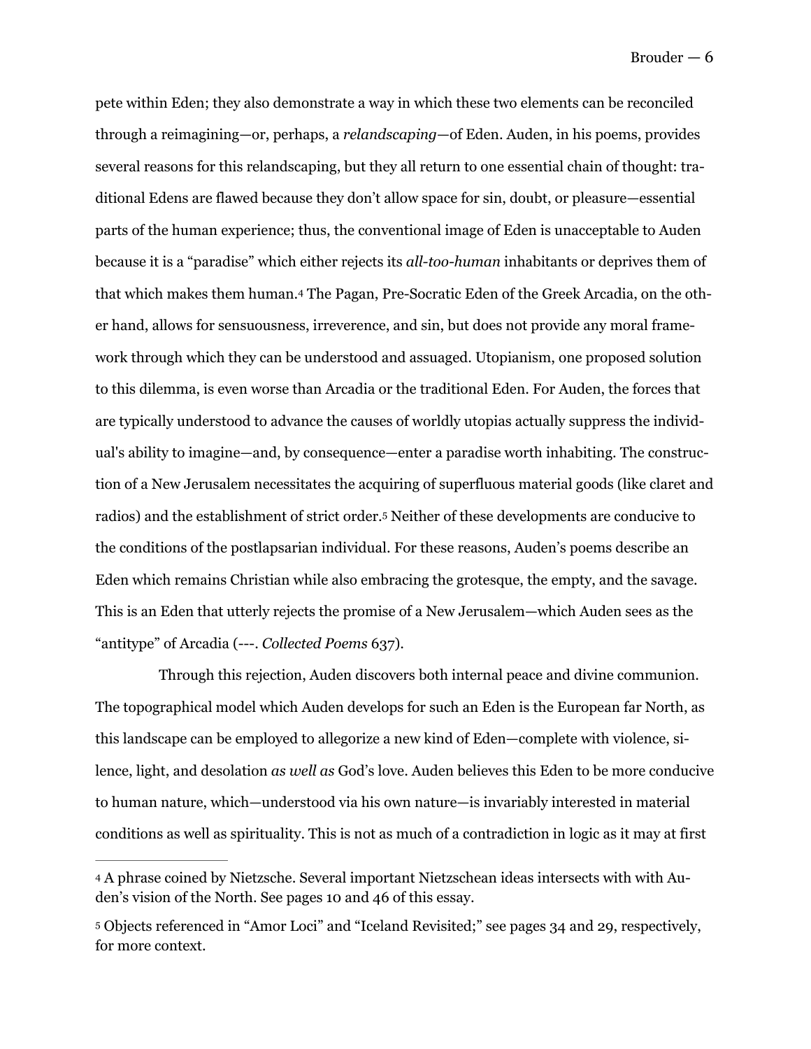pete within Eden; they also demonstrate a way in which these two elements can be reconciled through a reimagining—or, perhaps, a *relandscaping*—of Eden. Auden, in his poems, provides several reasons for this relandscaping, but they all return to one essential chain of thought: traditional Edens are flawed because they don't allow space for sin, doubt, or pleasure—essential parts of the human experience; thus, the conventional image of Eden is unacceptable to Auden because it is a "paradise" which either rejects its *all-too-human* inhabitants or deprives them of that which makes them human.[4] The Pagan, Pre-Socratic Eden of the Greek Arcadia, on the other hand, allows for sensuousness, irreverence, and sin, but does not provide any moral framework through which they can be understood and assuaged. Utopianism, one proposed solution to this dilemma, is even worse than Arcadia or the traditional Eden. For Auden, the forces that are typically understood to advance the causes of worldly utopias actually suppress the individual's ability to imagine—and, by consequence—enter a paradise worth inhabiting. The construction of a New Jerusalem necessitates the acquiring of superfluous material goods (like claret and radios) and the establishment of strict order.[5] Neither of these developments are conducive to the conditions of the postlapsarian individual. For these reasons, Auden's poems describe an Eden which remains Christian while also embracing the grotesque, the empty, and the savage. This is an Eden that utterly rejects the promise of a New Jerusalem—which Auden sees as the "antitype" of Arcadia (---. *Collected Poems* 637).

Through this rejection, Auden discovers both internal peace and divine communion. The topographical model which Auden develops for such an Eden is the European far North, as this landscape can be employed to allegorize a new kind of Eden—complete with violence, silence, light, and desolation *as well as* God's love. Auden believes this Eden to be more conducive to human nature, which—understood via his own nature—is invariably interested in material conditions as well as spirituality. This is not as much of a contradiction in logic as it may at first

---

[4] A phrase coined by Nietzsche. Several important Nietzschean ideas intersects with with Auden's vision of the North. See pages 10 and 46 of this essay.

[5] Objects referenced in "Amor Loci" and "Iceland Revisited;" see pages 34 and 29, respectively, for more context.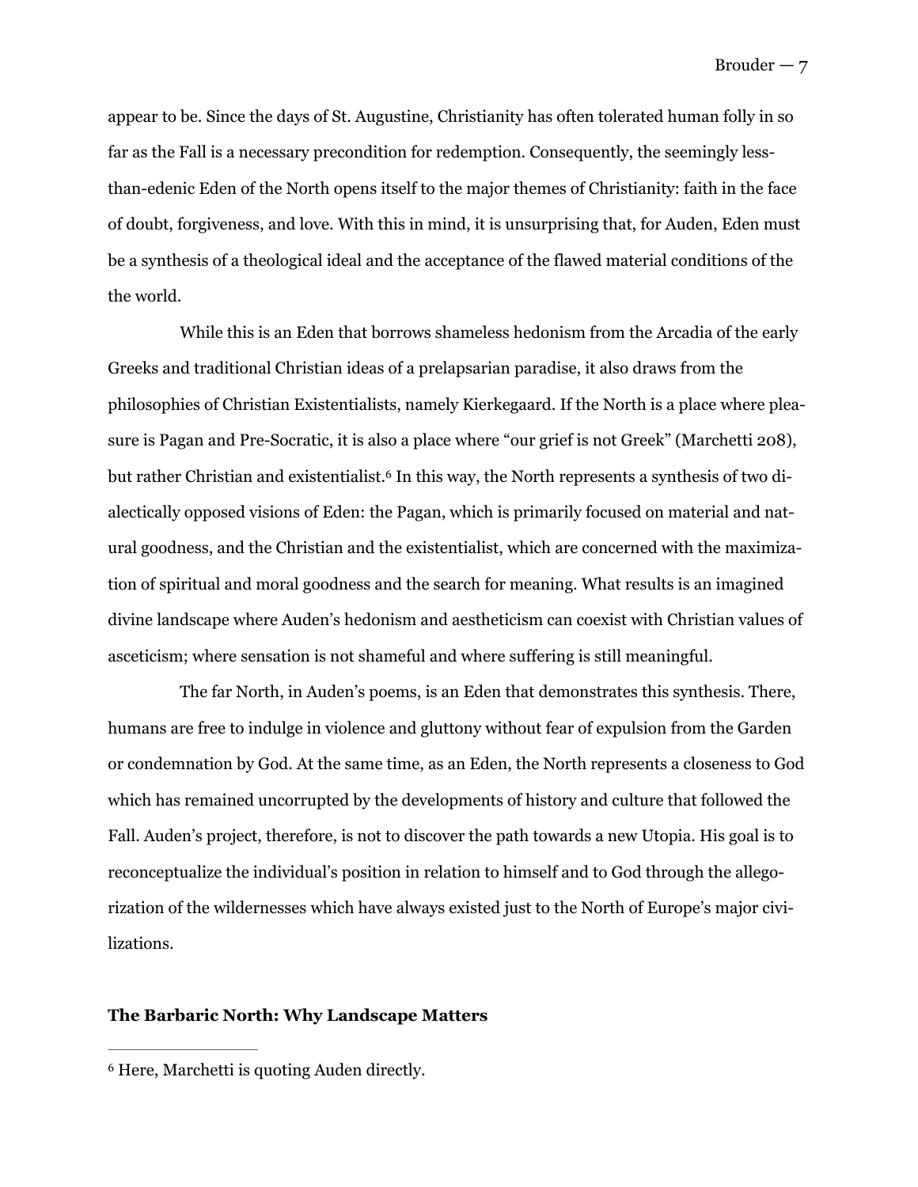appear to be. Since the days of St. Augustine, Christianity has often tolerated human folly in so far as the Fall is a necessary precondition for redemption. Consequently, the seemingly less-than-edenic Eden of the North opens itself to the major themes of Christianity: faith in the face of doubt, forgiveness, and love. With this in mind, it is unsurprising that, for Auden, Eden must be a synthesis of a theological ideal and the acceptance of the flawed material conditions of the the world.

While this is an Eden that borrows shameless hedonism from the Arcadia of the early Greeks and traditional Christian ideas of a prelapsarian paradise, it also draws from the philosophies of Christian Existentialists, namely Kierkegaard. If the North is a place where pleasure is Pagan and Pre-Socratic, it is also a place where "our grief is not Greek" (Marchetti 208), but rather Christian and existentialist.[6] In this way, the North represents a synthesis of two dialectically opposed visions of Eden: the Pagan, which is primarily focused on material and natural goodness, and the Christian and the existentialist, which are concerned with the maximization of spiritual and moral goodness and the search for meaning. What results is an imagined divine landscape where Auden's hedonism and aestheticism can coexist with Christian values of asceticism; where sensation is not shameful and where suffering is still meaningful.

The far North, in Auden's poems, is an Eden that demonstrates this synthesis. There, humans are free to indulge in violence and gluttony without fear of expulsion from the Garden or condemnation by God. At the same time, as an Eden, the North represents a closeness to God which has remained uncorrupted by the developments of history and culture that followed the Fall. Auden's project, therefore, is not to discover the path towards a new Utopia. His goal is to reconceptualize the individual's position in relation to himself and to God through the allegorization of the wildernesses which have always existed just to the North of Europe's major civilizations.

**The Barbaric North: Why Landscape Matters**

---

[6] Here, Marchetti is quoting Auden directly.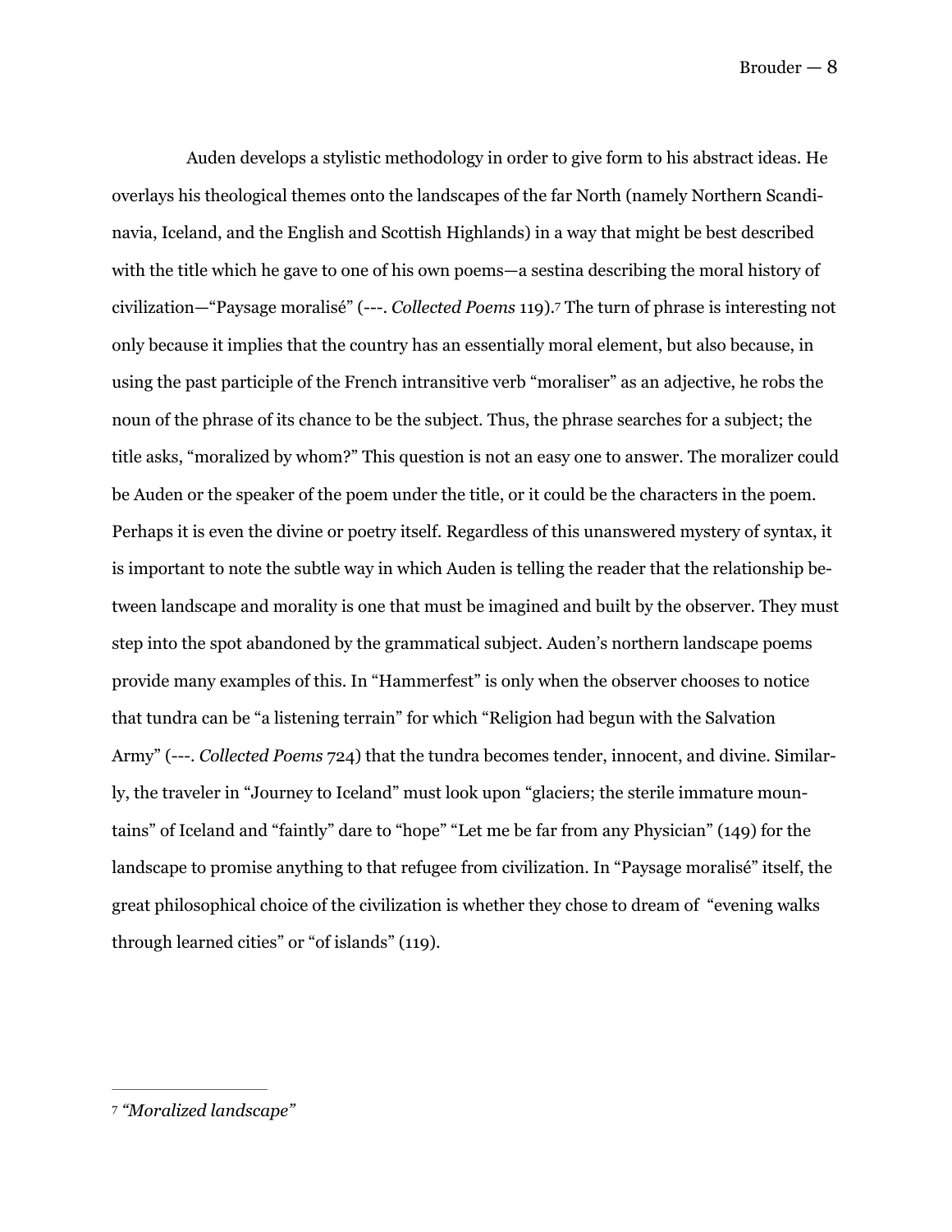Auden develops a stylistic methodology in order to give form to his abstract ideas. He overlays his theological themes onto the landscapes of the far North (namely Northern Scandinavia, Iceland, and the English and Scottish Highlands) in a way that might be best described with the title which he gave to one of his own poems—a sestina describing the moral history of civilization—"Paysage moralisé" (---. *Collected Poems* 119).[7] The turn of phrase is interesting not only because it implies that the country has an essentially moral element, but also because, in using the past participle of the French intransitive verb "moraliser" as an adjective, he robs the noun of the phrase of its chance to be the subject. Thus, the phrase searches for a subject; the title asks, "moralized by whom?" This question is not an easy one to answer. The moralizer could be Auden or the speaker of the poem under the title, or it could be the characters in the poem. Perhaps it is even the divine or poetry itself. Regardless of this unanswered mystery of syntax, it is important to note the subtle way in which Auden is telling the reader that the relationship between landscape and morality is one that must be imagined and built by the observer. They must step into the spot abandoned by the grammatical subject. Auden's northern landscape poems provide many examples of this. In "Hammerfest" is only when the observer chooses to notice that tundra can be "a listening terrain" for which "Religion had begun with the Salvation Army" (---. *Collected Poems* 724) that the tundra becomes tender, innocent, and divine. Similarly, the traveler in "Journey to Iceland" must look upon "glaciers; the sterile immature mountains" of Iceland and "faintly" dare to "hope" "Let me be far from any Physician" (149) for the landscape to promise anything to that refugee from civilization. In "Paysage moralisé" itself, the great philosophical choice of the civilization is whether they chose to dream of "evening walks through learned cities" or "of islands" (119).

---

[7] *"Moralized landscape"*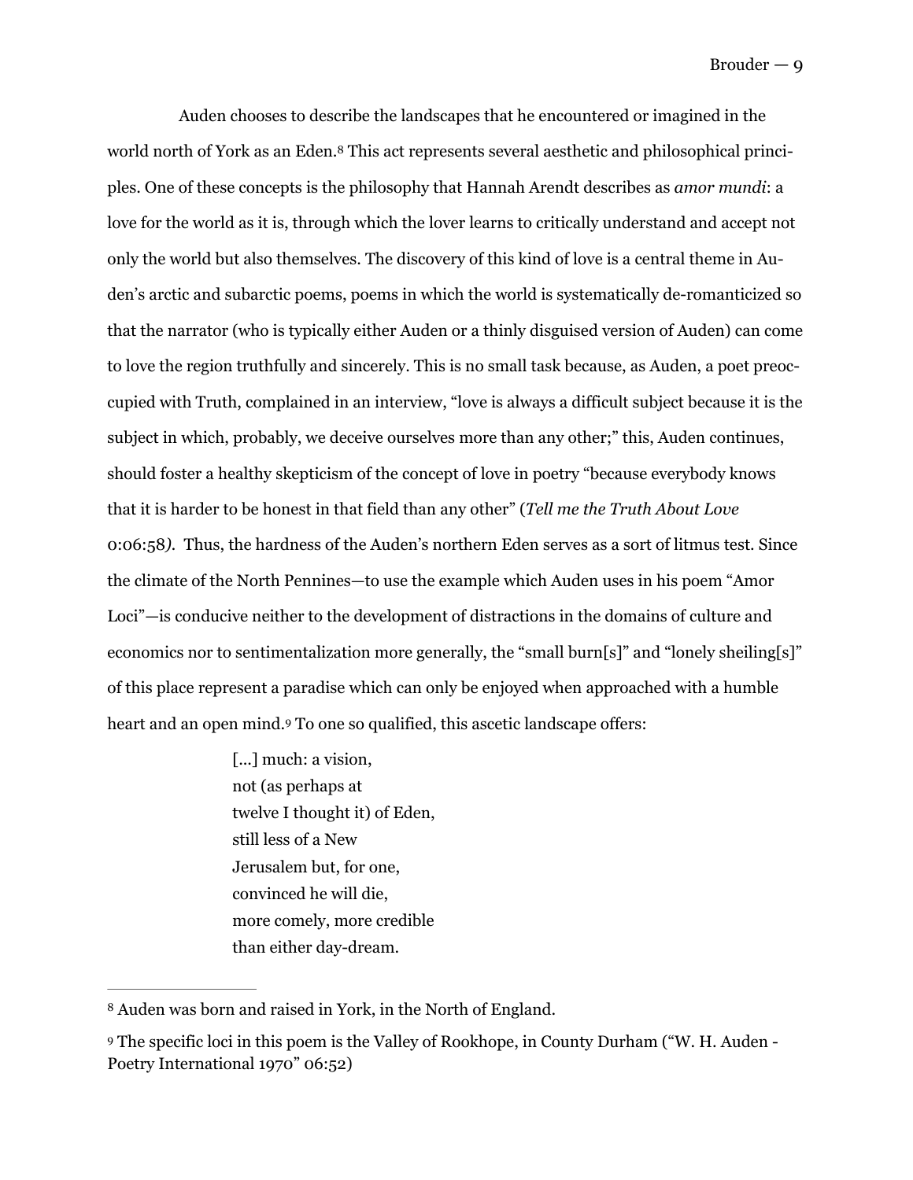Auden chooses to describe the landscapes that he encountered or imagined in the world north of York as an Eden.[8] This act represents several aesthetic and philosophical principles. One of these concepts is the philosophy that Hannah Arendt describes as *amor mundi*: a love for the world as it is, through which the lover learns to critically understand and accept not only the world but also themselves. The discovery of this kind of love is a central theme in Auden's arctic and subarctic poems, poems in which the world is systematically de-romanticized so that the narrator (who is typically either Auden or a thinly disguised version of Auden) can come to love the region truthfully and sincerely. This is no small task because, as Auden, a poet preoccupied with Truth, complained in an interview, "love is always a difficult subject because it is the subject in which, probably, we deceive ourselves more than any other;" this, Auden continues, should foster a healthy skepticism of the concept of love in poetry "because everybody knows that it is harder to be honest in that field than any other" (*Tell me the Truth About Love* 0:06:58). Thus, the hardness of the Auden's northern Eden serves as a sort of litmus test. Since the climate of the North Pennines—to use the example which Auden uses in his poem "Amor Loci"—is conducive neither to the development of distractions in the domains of culture and economics nor to sentimentalization more generally, the "small burn[s]" and "lonely sheiling[s]" of this place represent a paradise which can only be enjoyed when approached with a humble heart and an open mind.[9] To one so qualified, this ascetic landscape offers:

> [...] much: a vision,
> not (as perhaps at
> twelve I thought it) of Eden,
> still less of a New
> Jerusalem but, for one,
> convinced he will die,
> more comely, more credible
> than either day-dream.

---

[8] Auden was born and raised in York, in the North of England.

[9] The specific loci in this poem is the Valley of Rookhope, in County Durham ("W. H. Auden - Poetry International 1970" 06:52)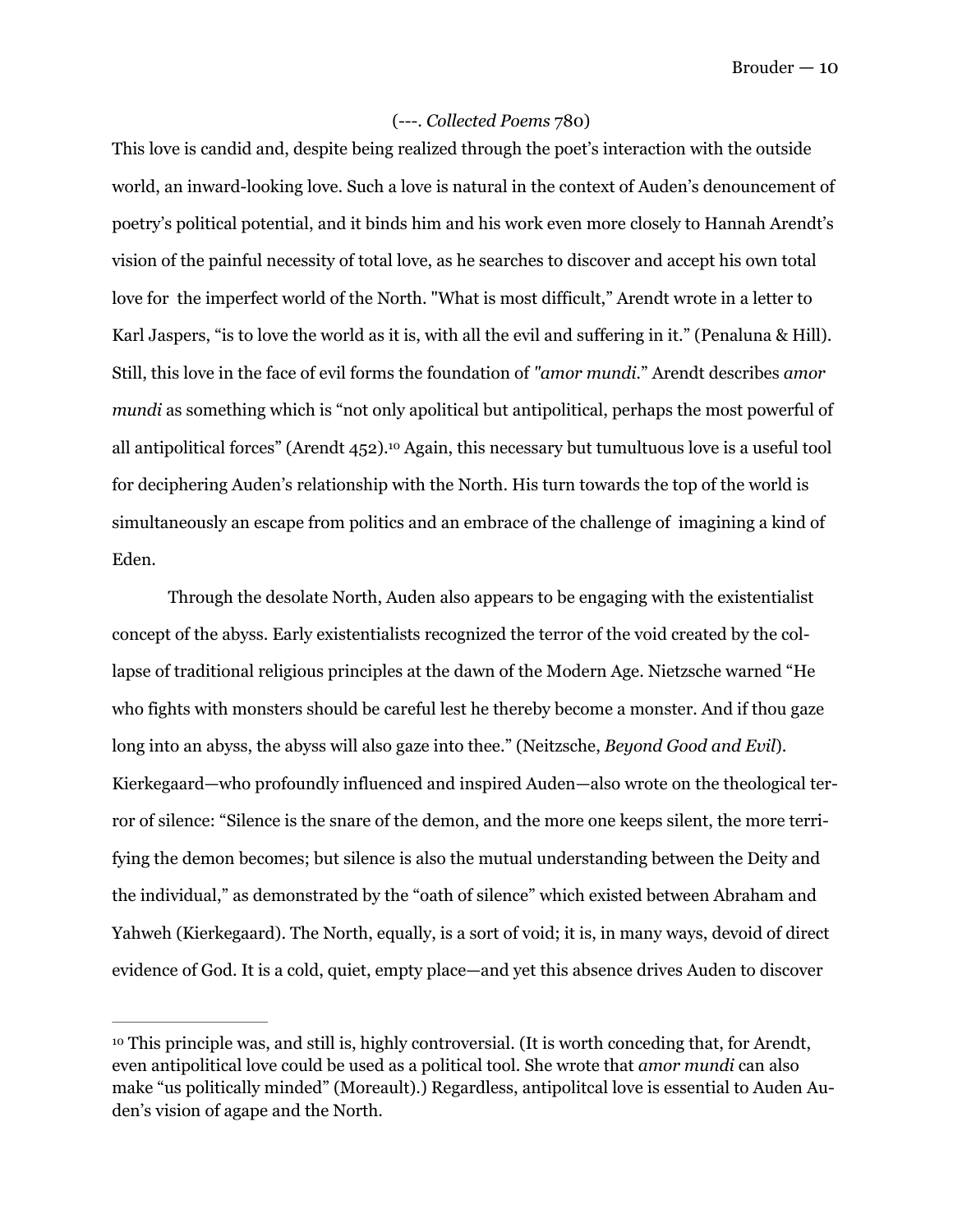(---. *Collected Poems* 780)

This love is candid and, despite being realized through the poet's interaction with the outside world, an inward-looking love. Such a love is natural in the context of Auden's denouncement of poetry's political potential, and it binds him and his work even more closely to Hannah Arendt's vision of the painful necessity of total love, as he searches to discover and accept his own total love for the imperfect world of the North. "What is most difficult," Arendt wrote in a letter to Karl Jaspers, "is to love the world as it is, with all the evil and suffering in it." (Penaluna & Hill). Still, this love in the face of evil forms the foundation of *"amor mundi*." Arendt describes *amor mundi* as something which is "not only apolitical but antipolitical, perhaps the most powerful of all antipolitical forces" (Arendt 452).[10] Again, this necessary but tumultuous love is a useful tool for deciphering Auden's relationship with the North. His turn towards the top of the world is simultaneously an escape from politics and an embrace of the challenge of imagining a kind of Eden.

Through the desolate North, Auden also appears to be engaging with the existentialist concept of the abyss. Early existentialists recognized the terror of the void created by the collapse of traditional religious principles at the dawn of the Modern Age. Nietzsche warned "He who fights with monsters should be careful lest he thereby become a monster. And if thou gaze long into an abyss, the abyss will also gaze into thee." (Neitzsche, *Beyond Good and Evil*). Kierkegaard—who profoundly influenced and inspired Auden—also wrote on the theological terror of silence: "Silence is the snare of the demon, and the more one keeps silent, the more terrifying the demon becomes; but silence is also the mutual understanding between the Deity and the individual," as demonstrated by the "oath of silence" which existed between Abraham and Yahweh (Kierkegaard). The North, equally, is a sort of void; it is, in many ways, devoid of direct evidence of God. It is a cold, quiet, empty place—and yet this absence drives Auden to discover

---

[10] This principle was, and still is, highly controversial. (It is worth conceding that, for Arendt, even antipolitical love could be used as a political tool. She wrote that *amor mundi* can also make "us politically minded" (Moreault).) Regardless, antipolitcal love is essential to Auden Auden's vision of agape and the North.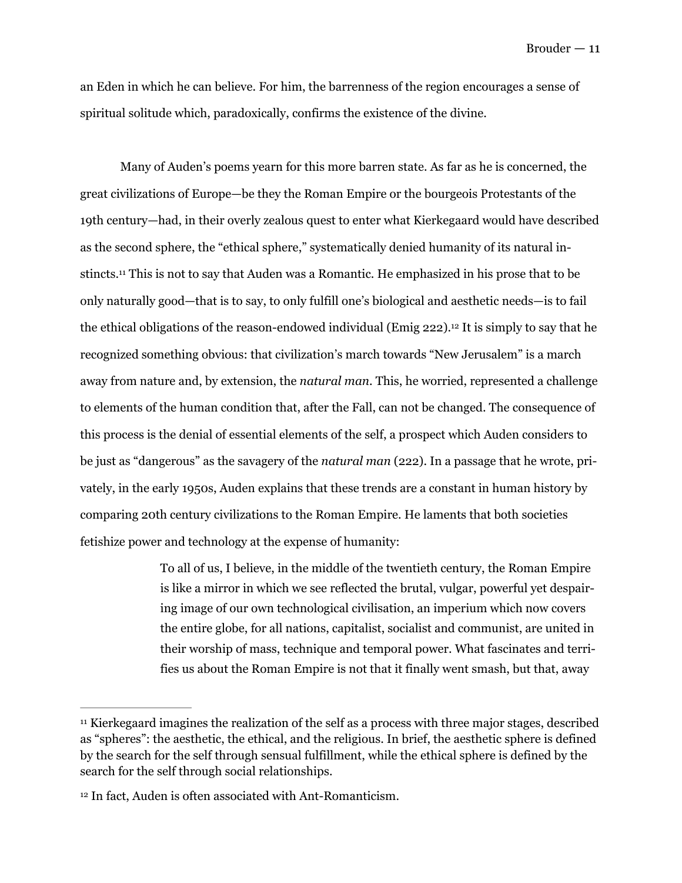an Eden in which he can believe. For him, the barrenness of the region encourages a sense of spiritual solitude which, paradoxically, confirms the existence of the divine.

Many of Auden's poems yearn for this more barren state. As far as he is concerned, the great civilizations of Europe—be they the Roman Empire or the bourgeois Protestants of the 19th century—had, in their overly zealous quest to enter what Kierkegaard would have described as the second sphere, the "ethical sphere," systematically denied humanity of its natural instincts.[11] This is not to say that Auden was a Romantic. He emphasized in his prose that to be only naturally good—that is to say, to only fulfill one's biological and aesthetic needs—is to fail the ethical obligations of the reason-endowed individual (Emig 222).[12] It is simply to say that he recognized something obvious: that civilization's march towards "New Jerusalem" is a march away from nature and, by extension, the *natural man*. This, he worried, represented a challenge to elements of the human condition that, after the Fall, can not be changed. The consequence of this process is the denial of essential elements of the self, a prospect which Auden considers to be just as "dangerous" as the savagery of the *natural man* (222). In a passage that he wrote, privately, in the early 1950s, Auden explains that these trends are a constant in human history by comparing 20th century civilizations to the Roman Empire. He laments that both societies fetishize power and technology at the expense of humanity:

> To all of us, I believe, in the middle of the twentieth century, the Roman Empire is like a mirror in which we see reflected the brutal, vulgar, powerful yet despairing image of our own technological civilisation, an imperium which now covers the entire globe, for all nations, capitalist, socialist and communist, are united in their worship of mass, technique and temporal power. What fascinates and terrifies us about the Roman Empire is not that it finally went smash, but that, away

---

[11] Kierkegaard imagines the realization of the self as a process with three major stages, described as "spheres": the aesthetic, the ethical, and the religious. In brief, the aesthetic sphere is defined by the search for the self through sensual fulfillment, while the ethical sphere is defined by the search for the self through social relationships.

[12] In fact, Auden is often associated with Ant-Romanticism.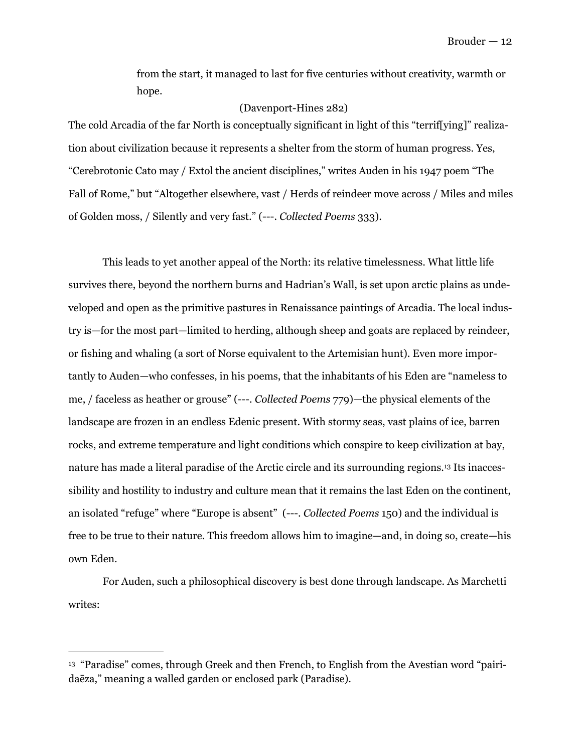> from the start, it managed to last for five centuries without creativity, warmth or hope.
>
> (Davenport-Hines 282)

The cold Arcadia of the far North is conceptually significant in light of this "terrif[ying]" realization about civilization because it represents a shelter from the storm of human progress. Yes, "Cerebrotonic Cato may / Extol the ancient disciplines," writes Auden in his 1947 poem "The Fall of Rome," but "Altogether elsewhere, vast / Herds of reindeer move across / Miles and miles of Golden moss, / Silently and very fast." (---. *Collected Poems* 333).

This leads to yet another appeal of the North: its relative timelessness. What little life survives there, beyond the northern burns and Hadrian's Wall, is set upon arctic plains as undeveloped and open as the primitive pastures in Renaissance paintings of Arcadia. The local industry is—for the most part—limited to herding, although sheep and goats are replaced by reindeer, or fishing and whaling (a sort of Norse equivalent to the Artemisian hunt). Even more importantly to Auden—who confesses, in his poems, that the inhabitants of his Eden are "nameless to me, / faceless as heather or grouse" (---. *Collected Poems* 779)—the physical elements of the landscape are frozen in an endless Edenic present. With stormy seas, vast plains of ice, barren rocks, and extreme temperature and light conditions which conspire to keep civilization at bay, nature has made a literal paradise of the Arctic circle and its surrounding regions.[13] Its inaccessibility and hostility to industry and culture mean that it remains the last Eden on the continent, an isolated "refuge" where "Europe is absent" (---. *Collected Poems* 150) and the individual is free to be true to their nature. This freedom allows him to imagine—and, in doing so, create—his own Eden.

For Auden, such a philosophical discovery is best done through landscape. As Marchetti writes:

---

[13] "Paradise" comes, through Greek and then French, to English from the Avestian word "pairidaēza," meaning a walled garden or enclosed park (Paradise).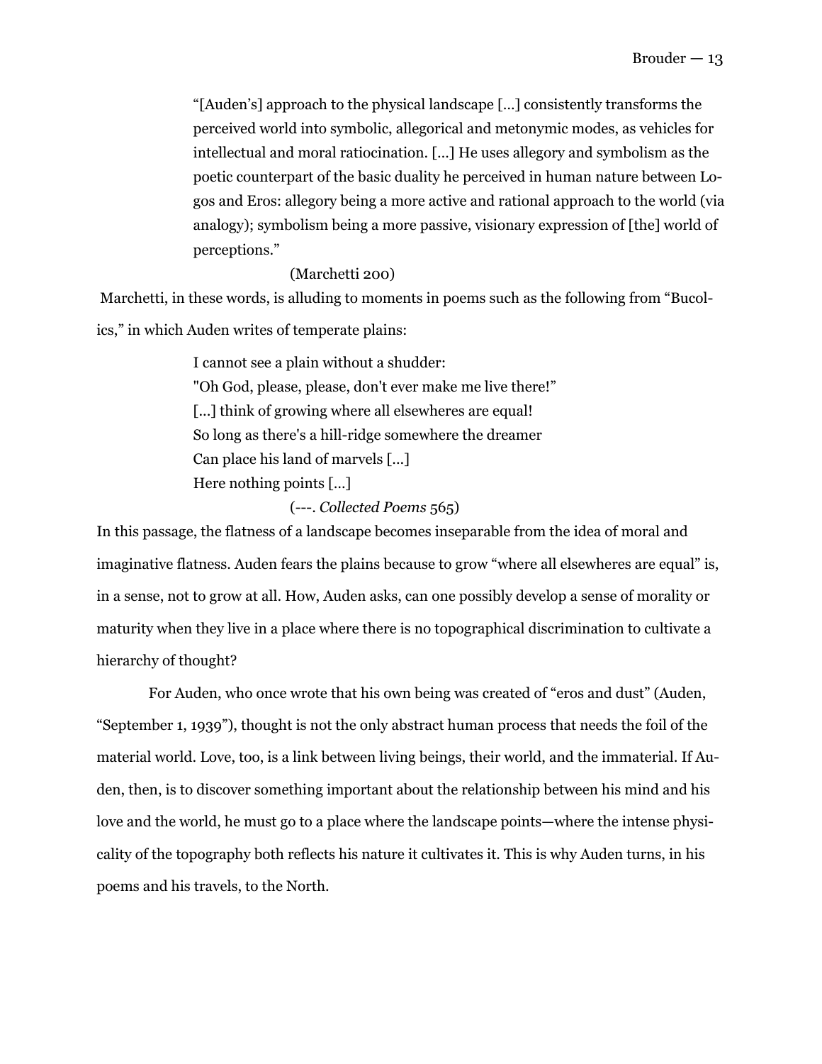> "[Auden's] approach to the physical landscape [...] consistently transforms the perceived world into symbolic, allegorical and metonymic modes, as vehicles for intellectual and moral ratiocination. [...] He uses allegory and symbolism as the poetic counterpart of the basic duality he perceived in human nature between Logos and Eros: allegory being a more active and rational approach to the world (via analogy); symbolism being a more passive, visionary expression of [the] world of perceptions."
>
> (Marchetti 200)

Marchetti, in these words, is alluding to moments in poems such as the following from "Bucolics," in which Auden writes of temperate plains:

> I cannot see a plain without a shudder:  
> "Oh God, please, please, don't ever make me live there!"  
> [...] think of growing where all elsewheres are equal!  
> So long as there's a hill-ridge somewhere the dreamer  
> Can place his land of marvels [...]  
> Here nothing points [...]
>
> (---. *Collected Poems* 565)

In this passage, the flatness of a landscape becomes inseparable from the idea of moral and imaginative flatness. Auden fears the plains because to grow "where all elsewheres are equal" is, in a sense, not to grow at all. How, Auden asks, can one possibly develop a sense of morality or maturity when they live in a place where there is no topographical discrimination to cultivate a hierarchy of thought?

For Auden, who once wrote that his own being was created of "eros and dust" (Auden, "September 1, 1939"), thought is not the only abstract human process that needs the foil of the material world. Love, too, is a link between living beings, their world, and the immaterial. If Auden, then, is to discover something important about the relationship between his mind and his love and the world, he must go to a place where the landscape points—where the intense physicality of the topography both reflects his nature it cultivates it. This is why Auden turns, in his poems and his travels, to the North.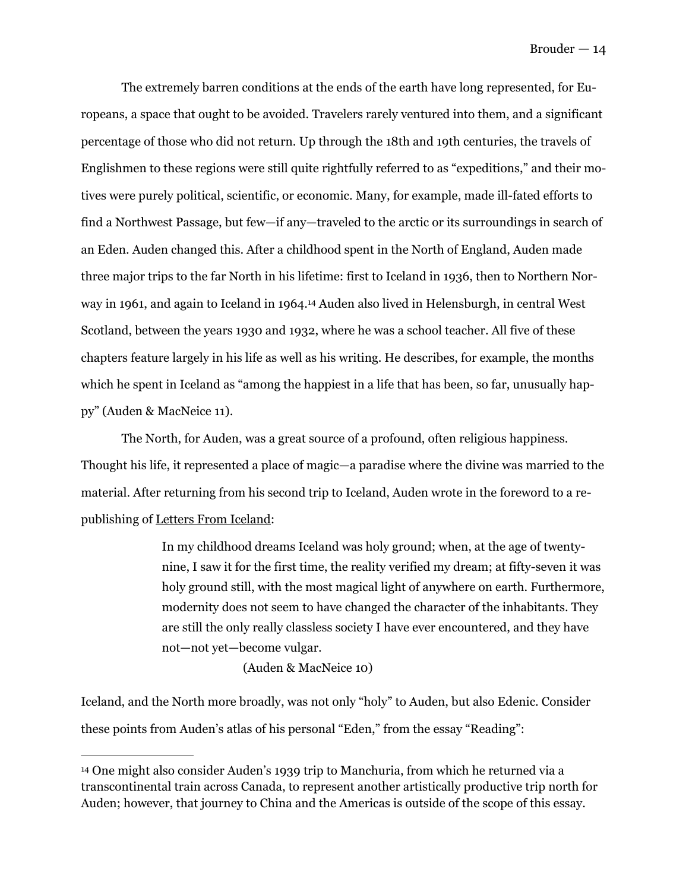The extremely barren conditions at the ends of the earth have long represented, for Europeans, a space that ought to be avoided. Travelers rarely ventured into them, and a significant percentage of those who did not return. Up through the 18th and 19th centuries, the travels of Englishmen to these regions were still quite rightfully referred to as "expeditions," and their motives were purely political, scientific, or economic. Many, for example, made ill-fated efforts to find a Northwest Passage, but few—if any—traveled to the arctic or its surroundings in search of an Eden. Auden changed this. After a childhood spent in the North of England, Auden made three major trips to the far North in his lifetime: first to Iceland in 1936, then to Northern Norway in 1961, and again to Iceland in 1964.[14] Auden also lived in Helensburgh, in central West Scotland, between the years 1930 and 1932, where he was a school teacher. All five of these chapters feature largely in his life as well as his writing. He describes, for example, the months which he spent in Iceland as "among the happiest in a life that has been, so far, unusually happy" (Auden & MacNeice 11).

The North, for Auden, was a great source of a profound, often religious happiness. Thought his life, it represented a place of magic—a paradise where the divine was married to the material. After returning from his second trip to Iceland, Auden wrote in the foreword to a republishing of Letters From Iceland:

> In my childhood dreams Iceland was holy ground; when, at the age of twenty-nine, I saw it for the first time, the reality verified my dream; at fifty-seven it was holy ground still, with the most magical light of anywhere on earth. Furthermore, modernity does not seem to have changed the character of the inhabitants. They are still the only really classless society I have ever encountered, and they have not—not yet—become vulgar.
>
> (Auden & MacNeice 10)

Iceland, and the North more broadly, was not only "holy" to Auden, but also Edenic. Consider these points from Auden's atlas of his personal "Eden," from the essay "Reading":

---

[14] One might also consider Auden's 1939 trip to Manchuria, from which he returned via a transcontinental train across Canada, to represent another artistically productive trip north for Auden; however, that journey to China and the Americas is outside of the scope of this essay.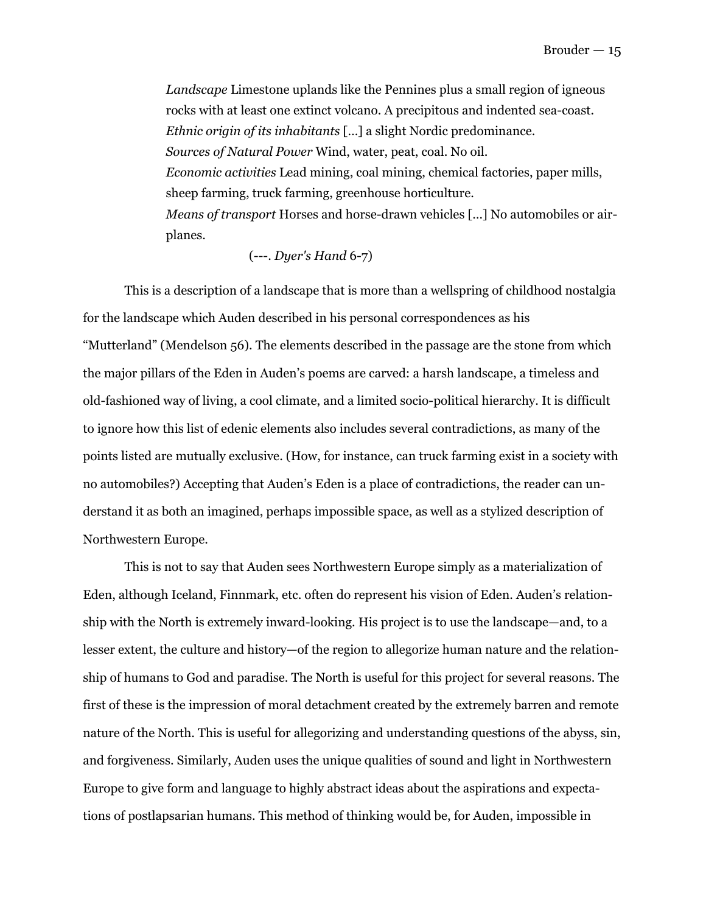*Landscape* Limestone uplands like the Pennines plus a small region of igneous rocks with at least one extinct volcano. A precipitous and indented sea-coast.
*Ethnic origin of its inhabitants* […] a slight Nordic predominance.
*Sources of Natural Power* Wind, water, peat, coal. No oil.
*Economic activities* Lead mining, coal mining, chemical factories, paper mills, sheep farming, truck farming, greenhouse horticulture.
*Means of transport* Horses and horse-drawn vehicles […] No automobiles or airplanes.

(---. *Dyer's Hand* 6-7)

This is a description of a landscape that is more than a wellspring of childhood nostalgia for the landscape which Auden described in his personal correspondences as his "Mutterland" (Mendelson 56). The elements described in the passage are the stone from which the major pillars of the Eden in Auden's poems are carved: a harsh landscape, a timeless and old-fashioned way of living, a cool climate, and a limited socio-political hierarchy. It is difficult to ignore how this list of edenic elements also includes several contradictions, as many of the points listed are mutually exclusive. (How, for instance, can truck farming exist in a society with no automobiles?) Accepting that Auden's Eden is a place of contradictions, the reader can understand it as both an imagined, perhaps impossible space, as well as a stylized description of Northwestern Europe.

This is not to say that Auden sees Northwestern Europe simply as a materialization of Eden, although Iceland, Finnmark, etc. often do represent his vision of Eden. Auden's relationship with the North is extremely inward-looking. His project is to use the landscape—and, to a lesser extent, the culture and history—of the region to allegorize human nature and the relationship of humans to God and paradise. The North is useful for this project for several reasons. The first of these is the impression of moral detachment created by the extremely barren and remote nature of the North. This is useful for allegorizing and understanding questions of the abyss, sin, and forgiveness. Similarly, Auden uses the unique qualities of sound and light in Northwestern Europe to give form and language to highly abstract ideas about the aspirations and expectations of postlapsarian humans. This method of thinking would be, for Auden, impossible in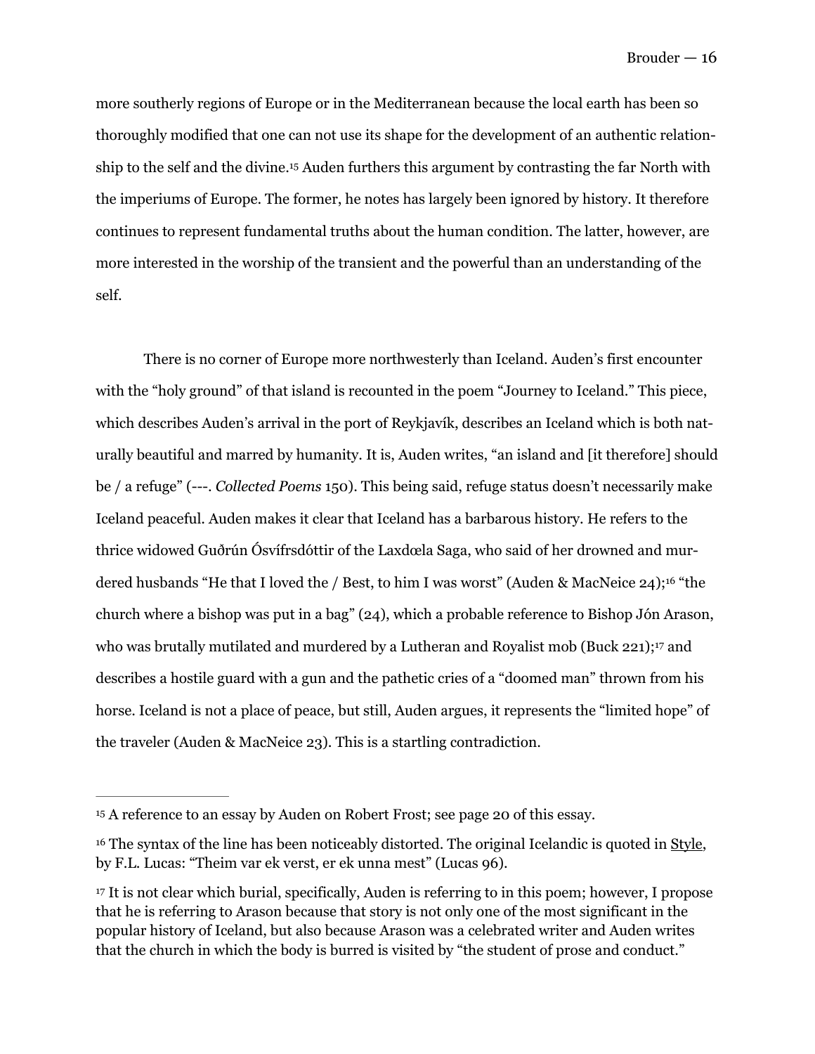more southerly regions of Europe or in the Mediterranean because the local earth has been so thoroughly modified that one can not use its shape for the development of an authentic relationship to the self and the divine.[15] Auden furthers this argument by contrasting the far North with the imperiums of Europe. The former, he notes has largely been ignored by history. It therefore continues to represent fundamental truths about the human condition. The latter, however, are more interested in the worship of the transient and the powerful than an understanding of the self.

There is no corner of Europe more northwesterly than Iceland. Auden's first encounter with the "holy ground" of that island is recounted in the poem "Journey to Iceland." This piece, which describes Auden's arrival in the port of Reykjavík, describes an Iceland which is both naturally beautiful and marred by humanity. It is, Auden writes, "an island and [it therefore] should be / a refuge" (---. *Collected Poems* 150). This being said, refuge status doesn't necessarily make Iceland peaceful. Auden makes it clear that Iceland has a barbarous history. He refers to the thrice widowed Guðrún Ósvífrsdóttir of the Laxdœla Saga, who said of her drowned and murdered husbands "He that I loved the / Best, to him I was worst" (Auden & MacNeice 24);[16] "the church where a bishop was put in a bag" (24), which a probable reference to Bishop Jón Arason, who was brutally mutilated and murdered by a Lutheran and Royalist mob (Buck 221);[17] and describes a hostile guard with a gun and the pathetic cries of a "doomed man" thrown from his horse. Iceland is not a place of peace, but still, Auden argues, it represents the "limited hope" of the traveler (Auden & MacNeice 23). This is a startling contradiction.

---

[15] A reference to an essay by Auden on Robert Frost; see page 20 of this essay.

[16] The syntax of the line has been noticeably distorted. The original Icelandic is quoted in Style, by F.L. Lucas: "Theim var ek verst, er ek unna mest" (Lucas 96).

[17] It is not clear which burial, specifically, Auden is referring to in this poem; however, I propose that he is referring to Arason because that story is not only one of the most significant in the popular history of Iceland, but also because Arason was a celebrated writer and Auden writes that the church in which the body is burred is visited by "the student of prose and conduct."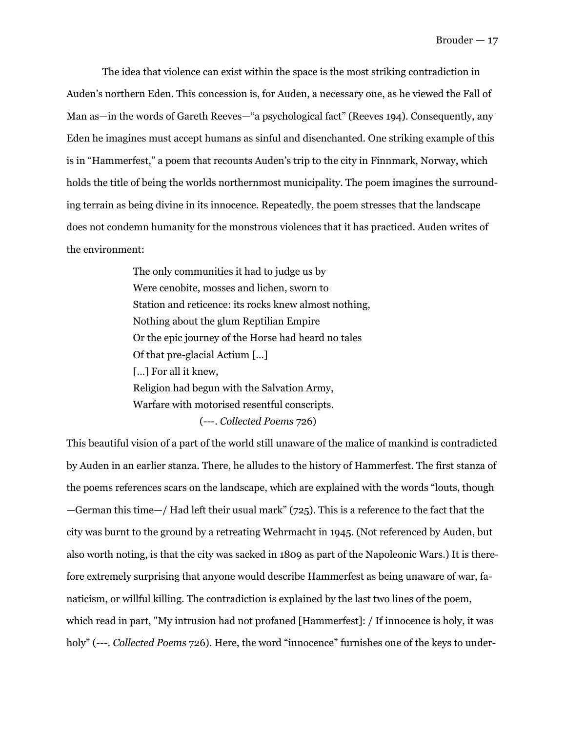The idea that violence can exist within the space is the most striking contradiction in Auden's northern Eden. This concession is, for Auden, a necessary one, as he viewed the Fall of Man as—in the words of Gareth Reeves—"a psychological fact" (Reeves 194). Consequently, any Eden he imagines must accept humans as sinful and disenchanted. One striking example of this is in "Hammerfest," a poem that recounts Auden's trip to the city in Finnmark, Norway, which holds the title of being the worlds northernmost municipality. The poem imagines the surrounding terrain as being divine in its innocence. Repeatedly, the poem stresses that the landscape does not condemn humanity for the monstrous violences that it has practiced. Auden writes of the environment:

> The only communities it had to judge us by  
> Were cenobite, mosses and lichen, sworn to  
> Station and reticence: its rocks knew almost nothing,  
> Nothing about the glum Reptilian Empire  
> Or the epic journey of the Horse had heard no tales  
> Of that pre-glacial Actium […]  
> […] For all it knew,  
> Religion had begun with the Salvation Army,  
> Warfare with motorised resentful conscripts.  
> (---. *Collected Poems* 726)

This beautiful vision of a part of the world still unaware of the malice of mankind is contradicted by Auden in an earlier stanza. There, he alludes to the history of Hammerfest. The first stanza of the poems references scars on the landscape, which are explained with the words "louts, though —German this time—/ Had left their usual mark" (725). This is a reference to the fact that the city was burnt to the ground by a retreating Wehrmacht in 1945. (Not referenced by Auden, but also worth noting, is that the city was sacked in 1809 as part of the Napoleonic Wars.) It is therefore extremely surprising that anyone would describe Hammerfest as being unaware of war, fanaticism, or willful killing. The contradiction is explained by the last two lines of the poem, which read in part, "My intrusion had not profaned [Hammerfest]: / If innocence is holy, it was holy" (---. *Collected Poems* 726). Here, the word "innocence" furnishes one of the keys to under-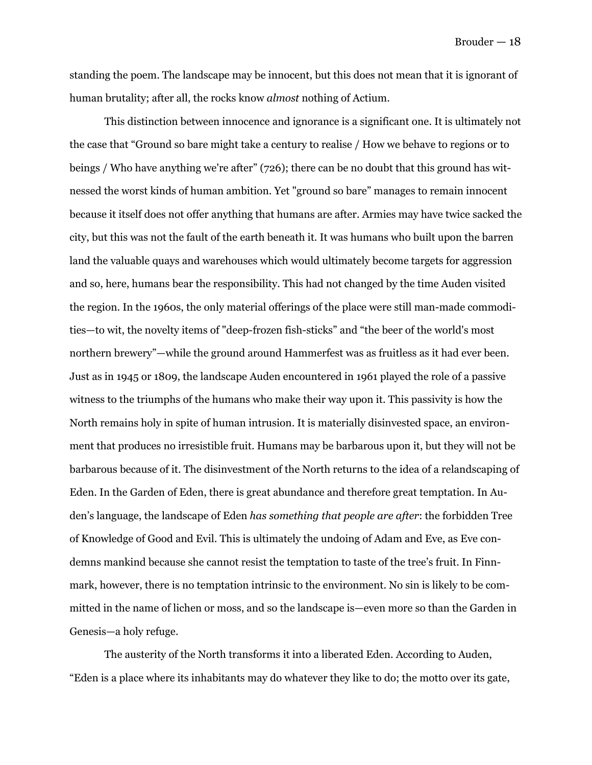standing the poem. The landscape may be innocent, but this does not mean that it is ignorant of human brutality; after all, the rocks know *almost* nothing of Actium.

This distinction between innocence and ignorance is a significant one. It is ultimately not the case that "Ground so bare might take a century to realise / How we behave to regions or to beings / Who have anything we're after" (726); there can be no doubt that this ground has witnessed the worst kinds of human ambition. Yet "ground so bare" manages to remain innocent because it itself does not offer anything that humans are after. Armies may have twice sacked the city, but this was not the fault of the earth beneath it. It was humans who built upon the barren land the valuable quays and warehouses which would ultimately become targets for aggression and so, here, humans bear the responsibility. This had not changed by the time Auden visited the region. In the 1960s, the only material offerings of the place were still man-made commodities—to wit, the novelty items of "deep-frozen fish-sticks" and "the beer of the world's most northern brewery"—while the ground around Hammerfest was as fruitless as it had ever been. Just as in 1945 or 1809, the landscape Auden encountered in 1961 played the role of a passive witness to the triumphs of the humans who make their way upon it. This passivity is how the North remains holy in spite of human intrusion. It is materially disinvested space, an environment that produces no irresistible fruit. Humans may be barbarous upon it, but they will not be barbarous because of it. The disinvestment of the North returns to the idea of a relandscaping of Eden. In the Garden of Eden, there is great abundance and therefore great temptation. In Auden's language, the landscape of Eden *has something that people are after*: the forbidden Tree of Knowledge of Good and Evil. This is ultimately the undoing of Adam and Eve, as Eve condemns mankind because she cannot resist the temptation to taste of the tree's fruit. In Finnmark, however, there is no temptation intrinsic to the environment. No sin is likely to be committed in the name of lichen or moss, and so the landscape is—even more so than the Garden in Genesis—a holy refuge.

The austerity of the North transforms it into a liberated Eden. According to Auden, "Eden is a place where its inhabitants may do whatever they like to do; the motto over its gate,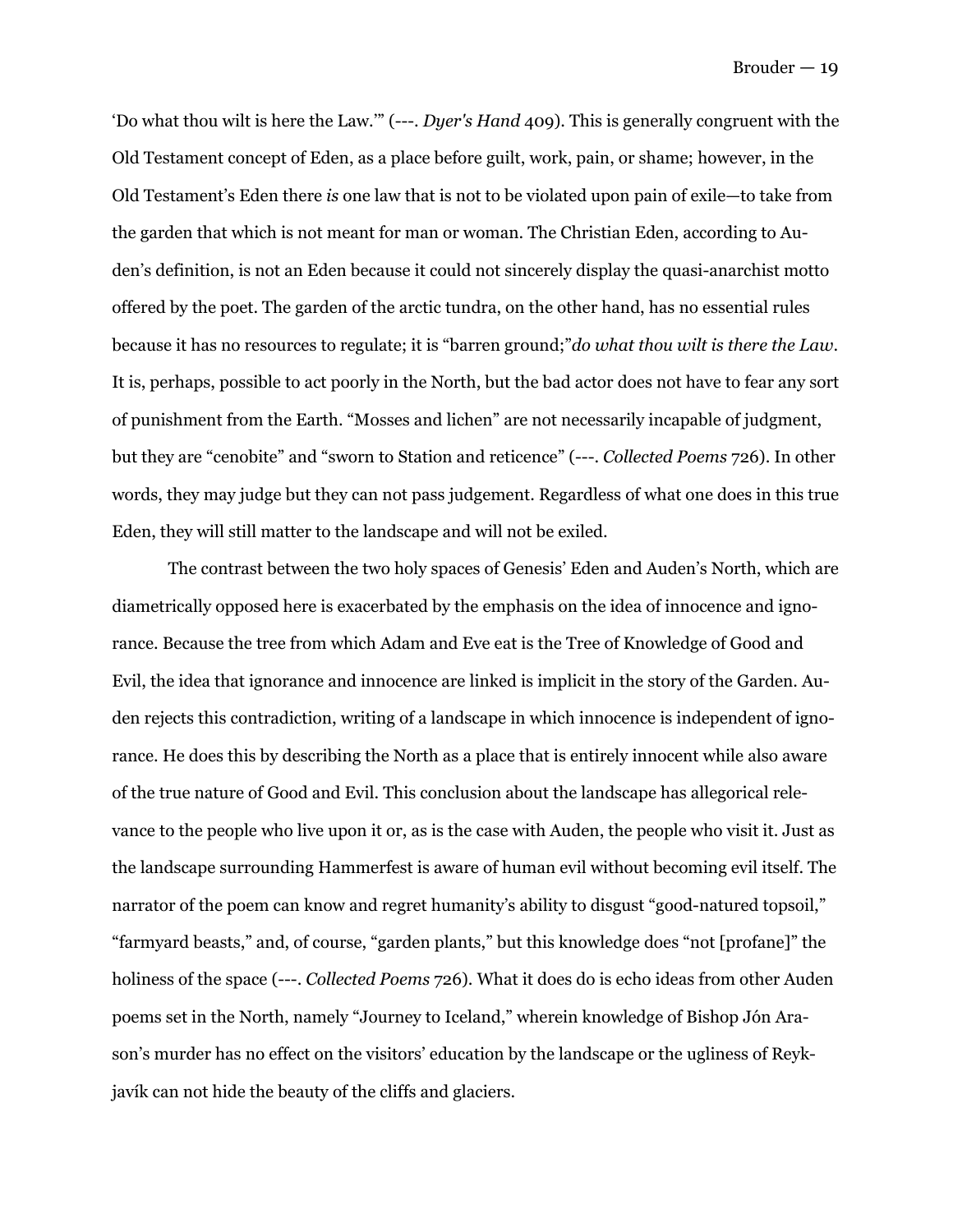'Do what thou wilt is here the Law.'" (---. *Dyer's Hand* 409). This is generally congruent with the Old Testament concept of Eden, as a place before guilt, work, pain, or shame; however, in the Old Testament's Eden there *is* one law that is not to be violated upon pain of exile—to take from the garden that which is not meant for man or woman. The Christian Eden, according to Auden's definition, is not an Eden because it could not sincerely display the quasi-anarchist motto offered by the poet. The garden of the arctic tundra, on the other hand, has no essential rules because it has no resources to regulate; it is "barren ground;"*do what thou wilt is there the Law*. It is, perhaps, possible to act poorly in the North, but the bad actor does not have to fear any sort of punishment from the Earth. "Mosses and lichen" are not necessarily incapable of judgment, but they are "cenobite" and "sworn to Station and reticence" (---. *Collected Poems* 726). In other words, they may judge but they can not pass judgement. Regardless of what one does in this true Eden, they will still matter to the landscape and will not be exiled.

The contrast between the two holy spaces of Genesis' Eden and Auden's North, which are diametrically opposed here is exacerbated by the emphasis on the idea of innocence and ignorance. Because the tree from which Adam and Eve eat is the Tree of Knowledge of Good and Evil, the idea that ignorance and innocence are linked is implicit in the story of the Garden. Auden rejects this contradiction, writing of a landscape in which innocence is independent of ignorance. He does this by describing the North as a place that is entirely innocent while also aware of the true nature of Good and Evil. This conclusion about the landscape has allegorical relevance to the people who live upon it or, as is the case with Auden, the people who visit it. Just as the landscape surrounding Hammerfest is aware of human evil without becoming evil itself. The narrator of the poem can know and regret humanity's ability to disgust "good-natured topsoil," "farmyard beasts," and, of course, "garden plants," but this knowledge does "not [profane]" the holiness of the space (---. *Collected Poems* 726). What it does do is echo ideas from other Auden poems set in the North, namely "Journey to Iceland," wherein knowledge of Bishop Jón Arason's murder has no effect on the visitors' education by the landscape or the ugliness of Reykjavík can not hide the beauty of the cliffs and glaciers.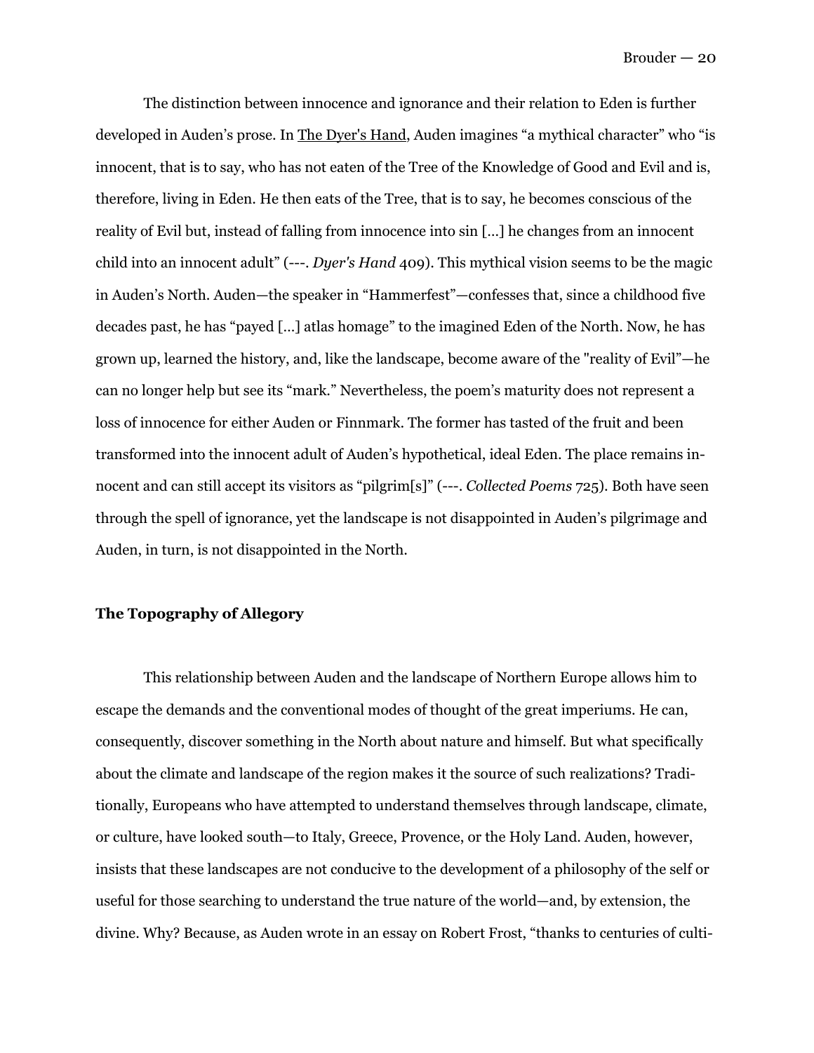The distinction between innocence and ignorance and their relation to Eden is further developed in Auden's prose. In The Dyer's Hand, Auden imagines "a mythical character" who "is innocent, that is to say, who has not eaten of the Tree of the Knowledge of Good and Evil and is, therefore, living in Eden. He then eats of the Tree, that is to say, he becomes conscious of the reality of Evil but, instead of falling from innocence into sin [...] he changes from an innocent child into an innocent adult" (---. *Dyer's Hand* 409). This mythical vision seems to be the magic in Auden's North. Auden—the speaker in "Hammerfest"—confesses that, since a childhood five decades past, he has "payed [...] atlas homage" to the imagined Eden of the North. Now, he has grown up, learned the history, and, like the landscape, become aware of the "reality of Evil"—he can no longer help but see its "mark." Nevertheless, the poem's maturity does not represent a loss of innocence for either Auden or Finnmark. The former has tasted of the fruit and been transformed into the innocent adult of Auden's hypothetical, ideal Eden. The place remains innocent and can still accept its visitors as "pilgrim[s]" (---. *Collected Poems* 725). Both have seen through the spell of ignorance, yet the landscape is not disappointed in Auden's pilgrimage and Auden, in turn, is not disappointed in the North.

## The Topography of Allegory

This relationship between Auden and the landscape of Northern Europe allows him to escape the demands and the conventional modes of thought of the great imperiums. He can, consequently, discover something in the North about nature and himself. But what specifically about the climate and landscape of the region makes it the source of such realizations? Traditionally, Europeans who have attempted to understand themselves through landscape, climate, or culture, have looked south—to Italy, Greece, Provence, or the Holy Land. Auden, however, insists that these landscapes are not conducive to the development of a philosophy of the self or useful for those searching to understand the true nature of the world—and, by extension, the divine. Why? Because, as Auden wrote in an essay on Robert Frost, "thanks to centuries of culti-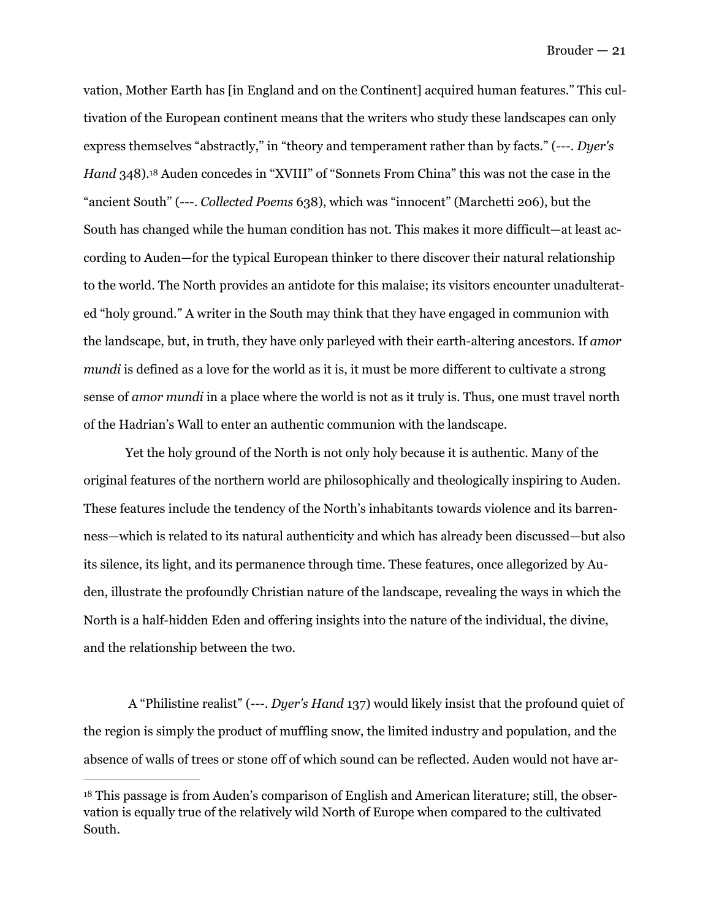vation, Mother Earth has [in England and on the Continent] acquired human features." This cultivation of the European continent means that the writers who study these landscapes can only express themselves "abstractly," in "theory and temperament rather than by facts." (---. *Dyer's Hand* 348).[18] Auden concedes in "XVIII" of "Sonnets From China" this was not the case in the "ancient South" (---. *Collected Poems* 638), which was "innocent" (Marchetti 206), but the South has changed while the human condition has not. This makes it more difficult—at least according to Auden—for the typical European thinker to there discover their natural relationship to the world. The North provides an antidote for this malaise; its visitors encounter unadulterated "holy ground." A writer in the South may think that they have engaged in communion with the landscape, but, in truth, they have only parleyed with their earth-altering ancestors. If *amor mundi* is defined as a love for the world as it is, it must be more different to cultivate a strong sense of *amor mundi* in a place where the world is not as it truly is. Thus, one must travel north of the Hadrian's Wall to enter an authentic communion with the landscape.

Yet the holy ground of the North is not only holy because it is authentic. Many of the original features of the northern world are philosophically and theologically inspiring to Auden. These features include the tendency of the North's inhabitants towards violence and its barrenness—which is related to its natural authenticity and which has already been discussed—but also its silence, its light, and its permanence through time. These features, once allegorized by Auden, illustrate the profoundly Christian nature of the landscape, revealing the ways in which the North is a half-hidden Eden and offering insights into the nature of the individual, the divine, and the relationship between the two.

A "Philistine realist" (---. *Dyer's Hand* 137) would likely insist that the profound quiet of the region is simply the product of muffling snow, the limited industry and population, and the absence of walls of trees or stone off of which sound can be reflected. Auden would not have ar-

---

[18] This passage is from Auden's comparison of English and American literature; still, the observation is equally true of the relatively wild North of Europe when compared to the cultivated South.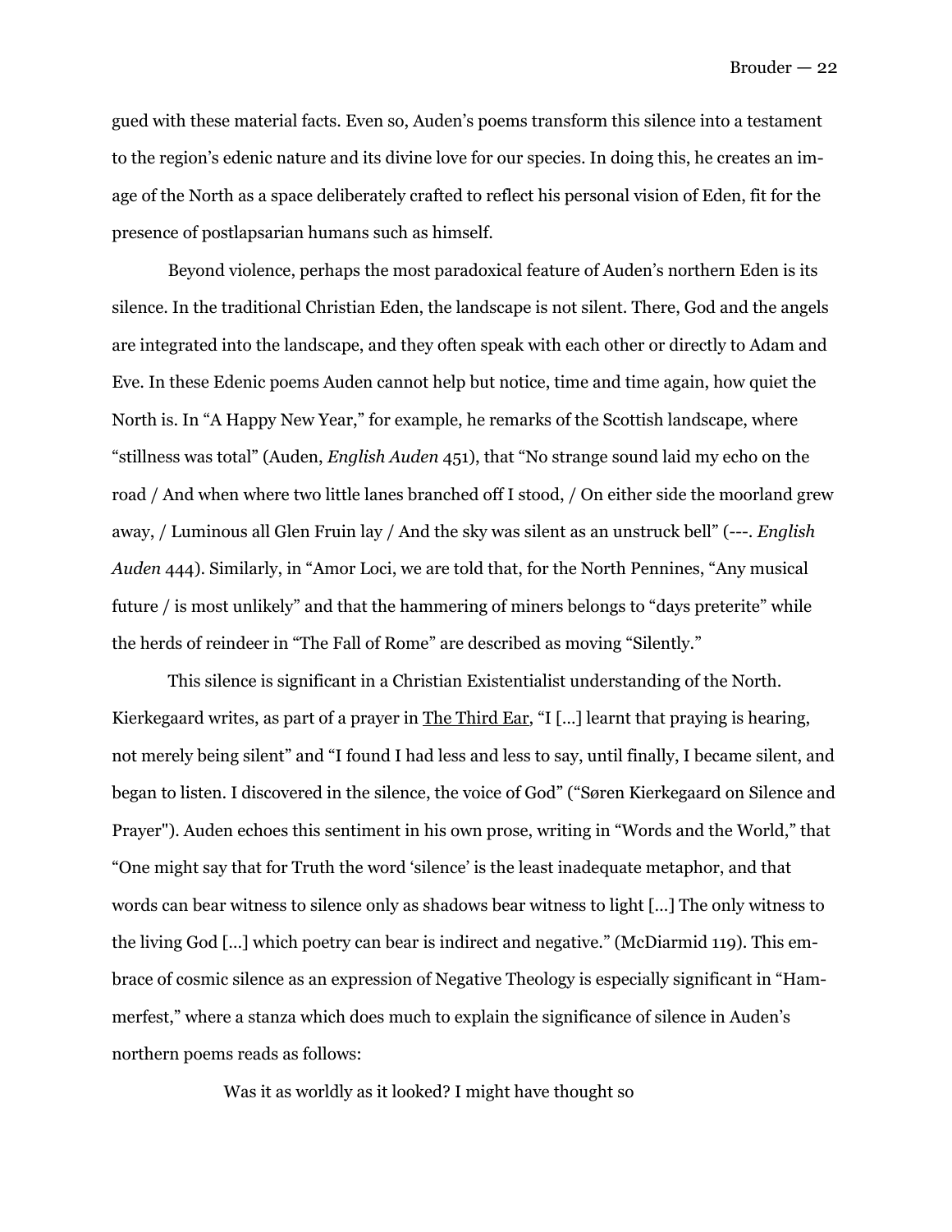gued with these material facts. Even so, Auden's poems transform this silence into a testament to the region's edenic nature and its divine love for our species. In doing this, he creates an image of the North as a space deliberately crafted to reflect his personal vision of Eden, fit for the presence of postlapsarian humans such as himself.

Beyond violence, perhaps the most paradoxical feature of Auden's northern Eden is its silence. In the traditional Christian Eden, the landscape is not silent. There, God and the angels are integrated into the landscape, and they often speak with each other or directly to Adam and Eve. In these Edenic poems Auden cannot help but notice, time and time again, how quiet the North is. In "A Happy New Year," for example, he remarks of the Scottish landscape, where "stillness was total" (Auden, *English Auden* 451), that "No strange sound laid my echo on the road / And when where two little lanes branched off I stood, / On either side the moorland grew away, / Luminous all Glen Fruin lay / And the sky was silent as an unstruck bell" (---. *English Auden* 444). Similarly, in "Amor Loci, we are told that, for the North Pennines, "Any musical future / is most unlikely" and that the hammering of miners belongs to "days preterite" while the herds of reindeer in "The Fall of Rome" are described as moving "Silently."

This silence is significant in a Christian Existentialist understanding of the North. Kierkegaard writes, as part of a prayer in <u>The Third Ear</u>, "I […] learnt that praying is hearing, not merely being silent" and "I found I had less and less to say, until finally, I became silent, and began to listen. I discovered in the silence, the voice of God" ("Søren Kierkegaard on Silence and Prayer"). Auden echoes this sentiment in his own prose, writing in "Words and the World," that "One might say that for Truth the word 'silence' is the least inadequate metaphor, and that words can bear witness to silence only as shadows bear witness to light […] The only witness to the living God […] which poetry can bear is indirect and negative." (McDiarmid 119). This embrace of cosmic silence as an expression of Negative Theology is especially significant in "Hammerfest," where a stanza which does much to explain the significance of silence in Auden's northern poems reads as follows:

> Was it as worldly as it looked? I might have thought so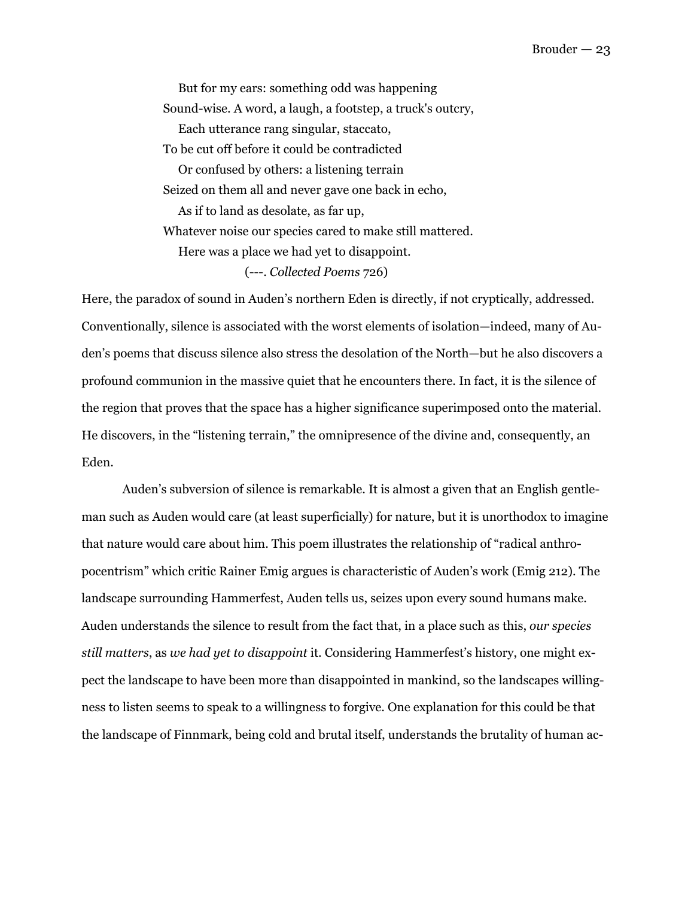> But for my ears: something odd was happening
> Sound-wise. A word, a laugh, a footstep, a truck's outcry,
> Each utterance rang singular, staccato,
> To be cut off before it could be contradicted
> Or confused by others: a listening terrain
> Seized on them all and never gave one back in echo,
> As if to land as desolate, as far up,
> Whatever noise our species cared to make still mattered.
> Here was a place we had yet to disappoint.
> (---. *Collected Poems* 726)

Here, the paradox of sound in Auden's northern Eden is directly, if not cryptically, addressed. Conventionally, silence is associated with the worst elements of isolation—indeed, many of Auden's poems that discuss silence also stress the desolation of the North—but he also discovers a profound communion in the massive quiet that he encounters there. In fact, it is the silence of the region that proves that the space has a higher significance superimposed onto the material. He discovers, in the "listening terrain," the omnipresence of the divine and, consequently, an Eden.

Auden's subversion of silence is remarkable. It is almost a given that an English gentleman such as Auden would care (at least superficially) for nature, but it is unorthodox to imagine that nature would care about him. This poem illustrates the relationship of "radical anthropocentrism" which critic Rainer Emig argues is characteristic of Auden's work (Emig 212). The landscape surrounding Hammerfest, Auden tells us, seizes upon every sound humans make. Auden understands the silence to result from the fact that, in a place such as this, *our species still matters*, as *we had yet to disappoint* it. Considering Hammerfest's history, one might expect the landscape to have been more than disappointed in mankind, so the landscapes willingness to listen seems to speak to a willingness to forgive. One explanation for this could be that the landscape of Finnmark, being cold and brutal itself, understands the brutality of human ac-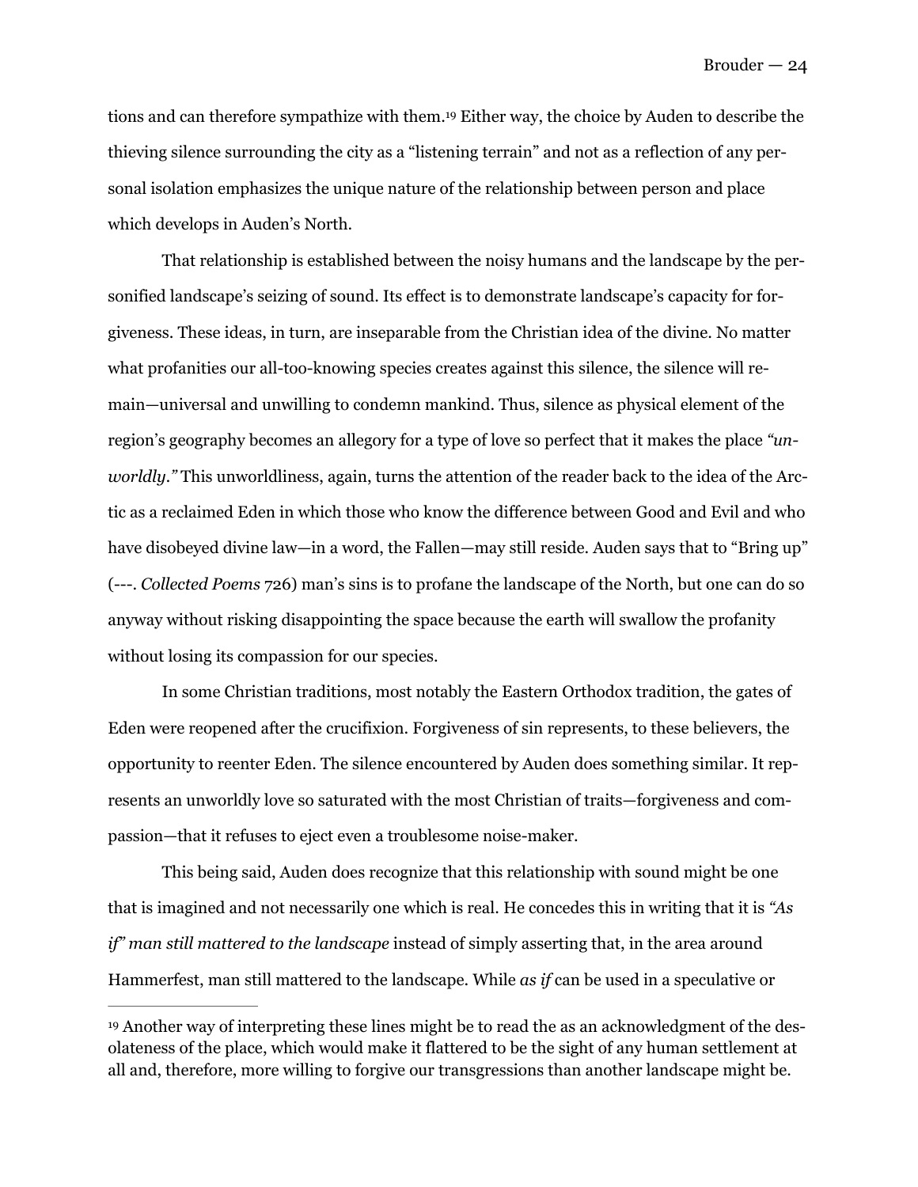tions and can therefore sympathize with them.[19] Either way, the choice by Auden to describe the thieving silence surrounding the city as a "listening terrain" and not as a reflection of any personal isolation emphasizes the unique nature of the relationship between person and place which develops in Auden's North.

That relationship is established between the noisy humans and the landscape by the personified landscape's seizing of sound. Its effect is to demonstrate landscape's capacity for forgiveness. These ideas, in turn, are inseparable from the Christian idea of the divine. No matter what profanities our all-too-knowing species creates against this silence, the silence will remain—universal and unwilling to condemn mankind. Thus, silence as physical element of the region's geography becomes an allegory for a type of love so perfect that it makes the place *"unworldly."* This unworldliness, again, turns the attention of the reader back to the idea of the Arctic as a reclaimed Eden in which those who know the difference between Good and Evil and who have disobeyed divine law—in a word, the Fallen—may still reside. Auden says that to "Bring up" (---. *Collected Poems* 726) man's sins is to profane the landscape of the North, but one can do so anyway without risking disappointing the space because the earth will swallow the profanity without losing its compassion for our species.

In some Christian traditions, most notably the Eastern Orthodox tradition, the gates of Eden were reopened after the crucifixion. Forgiveness of sin represents, to these believers, the opportunity to reenter Eden. The silence encountered by Auden does something similar. It represents an unworldly love so saturated with the most Christian of traits—forgiveness and compassion—that it refuses to eject even a troublesome noise-maker.

This being said, Auden does recognize that this relationship with sound might be one that is imagined and not necessarily one which is real. He concedes this in writing that it is *"As if" man still mattered to the landscape* instead of simply asserting that, in the area around Hammerfest, man still mattered to the landscape. While *as if* can be used in a speculative or

---

[19] Another way of interpreting these lines might be to read the as an acknowledgment of the desolateness of the place, which would make it flattered to be the sight of any human settlement at all and, therefore, more willing to forgive our transgressions than another landscape might be.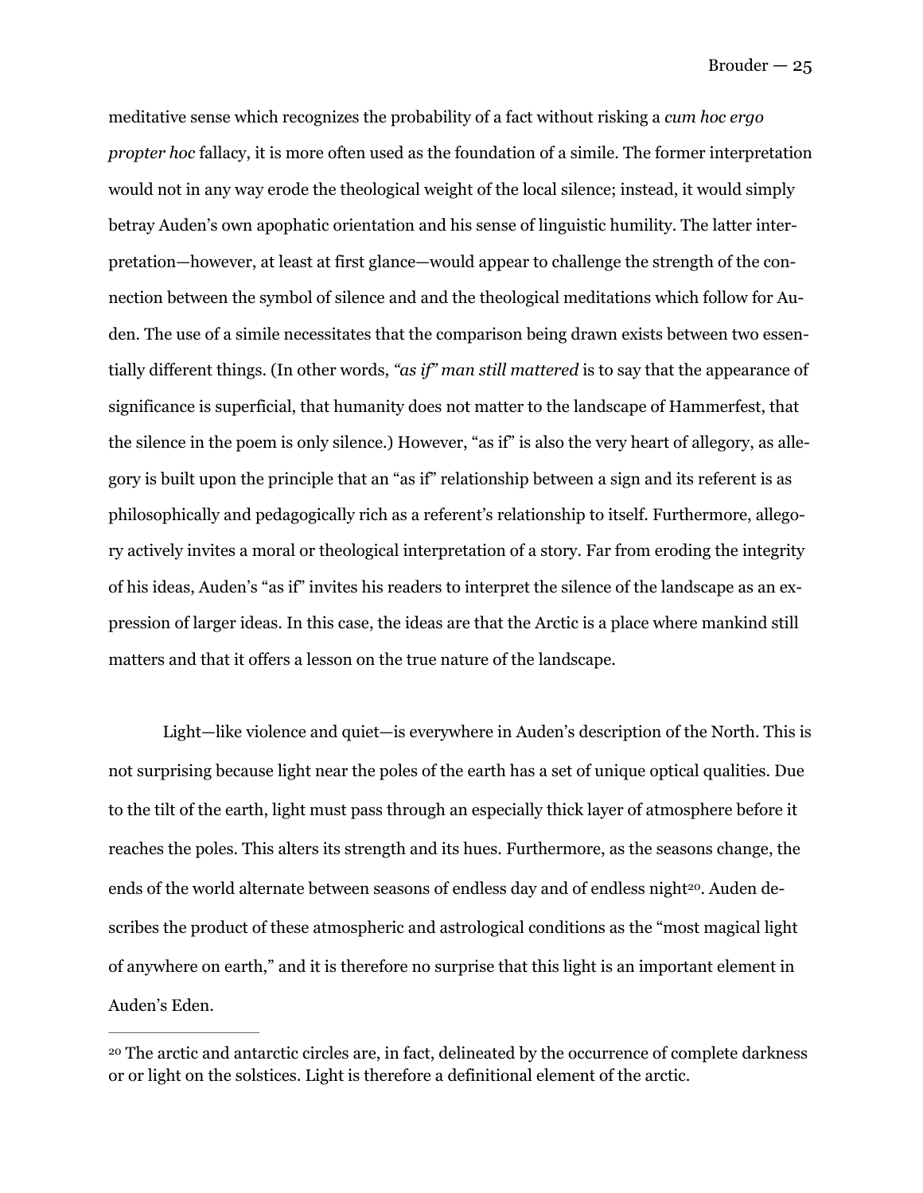meditative sense which recognizes the probability of a fact without risking a *cum hoc ergo propter hoc* fallacy, it is more often used as the foundation of a simile. The former interpretation would not in any way erode the theological weight of the local silence; instead, it would simply betray Auden's own apophatic orientation and his sense of linguistic humility. The latter interpretation—however, at least at first glance—would appear to challenge the strength of the connection between the symbol of silence and and the theological meditations which follow for Auden. The use of a simile necessitates that the comparison being drawn exists between two essentially different things. (In other words, *"as if" man still mattered* is to say that the appearance of significance is superficial, that humanity does not matter to the landscape of Hammerfest, that the silence in the poem is only silence.) However, "as if" is also the very heart of allegory, as allegory is built upon the principle that an "as if" relationship between a sign and its referent is as philosophically and pedagogically rich as a referent's relationship to itself. Furthermore, allegory actively invites a moral or theological interpretation of a story. Far from eroding the integrity of his ideas, Auden's "as if" invites his readers to interpret the silence of the landscape as an expression of larger ideas. In this case, the ideas are that the Arctic is a place where mankind still matters and that it offers a lesson on the true nature of the landscape.

Light—like violence and quiet—is everywhere in Auden's description of the North. This is not surprising because light near the poles of the earth has a set of unique optical qualities. Due to the tilt of the earth, light must pass through an especially thick layer of atmosphere before it reaches the poles. This alters its strength and its hues. Furthermore, as the seasons change, the ends of the world alternate between seasons of endless day and of endless night[20]. Auden describes the product of these atmospheric and astrological conditions as the "most magical light of anywhere on earth," and it is therefore no surprise that this light is an important element in Auden's Eden.

---

[20] The arctic and antarctic circles are, in fact, delineated by the occurrence of complete darkness or or light on the solstices. Light is therefore a definitional element of the arctic.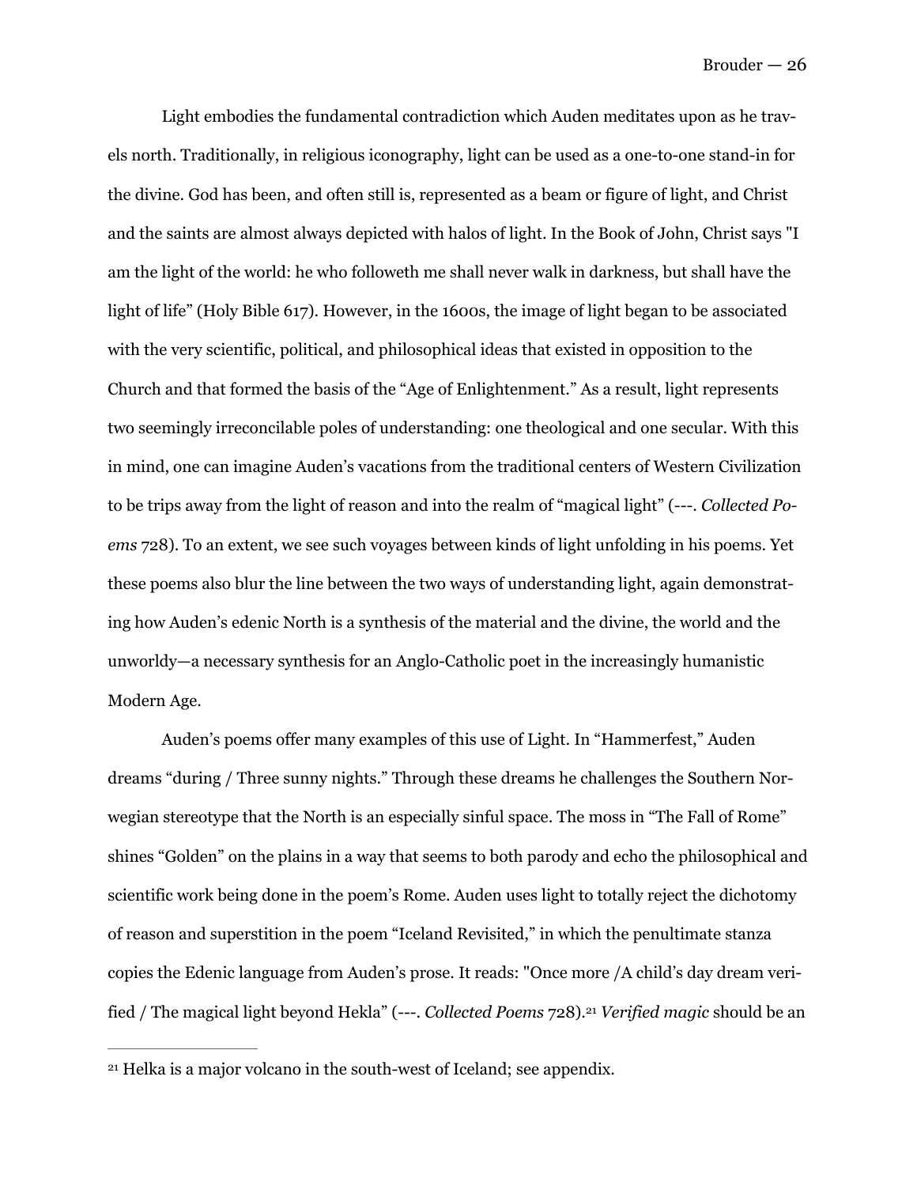Light embodies the fundamental contradiction which Auden meditates upon as he travels north. Traditionally, in religious iconography, light can be used as a one-to-one stand-in for the divine. God has been, and often still is, represented as a beam or figure of light, and Christ and the saints are almost always depicted with halos of light. In the Book of John, Christ says "I am the light of the world: he who followeth me shall never walk in darkness, but shall have the light of life" (Holy Bible 617). However, in the 1600s, the image of light began to be associated with the very scientific, political, and philosophical ideas that existed in opposition to the Church and that formed the basis of the "Age of Enlightenment." As a result, light represents two seemingly irreconcilable poles of understanding: one theological and one secular. With this in mind, one can imagine Auden's vacations from the traditional centers of Western Civilization to be trips away from the light of reason and into the realm of "magical light" (---. *Collected Poems* 728). To an extent, we see such voyages between kinds of light unfolding in his poems. Yet these poems also blur the line between the two ways of understanding light, again demonstrating how Auden's edenic North is a synthesis of the material and the divine, the world and the unworldy—a necessary synthesis for an Anglo-Catholic poet in the increasingly humanistic Modern Age.

Auden's poems offer many examples of this use of Light. In "Hammerfest," Auden dreams "during / Three sunny nights." Through these dreams he challenges the Southern Norwegian stereotype that the North is an especially sinful space. The moss in "The Fall of Rome" shines "Golden" on the plains in a way that seems to both parody and echo the philosophical and scientific work being done in the poem's Rome. Auden uses light to totally reject the dichotomy of reason and superstition in the poem "Iceland Revisited," in which the penultimate stanza copies the Edenic language from Auden's prose. It reads: "Once more /A child's day dream verified / The magical light beyond Hekla" (---. *Collected Poems* 728).[21] *Verified magic* should be an

[21] Helka is a major volcano in the south-west of Iceland; see appendix.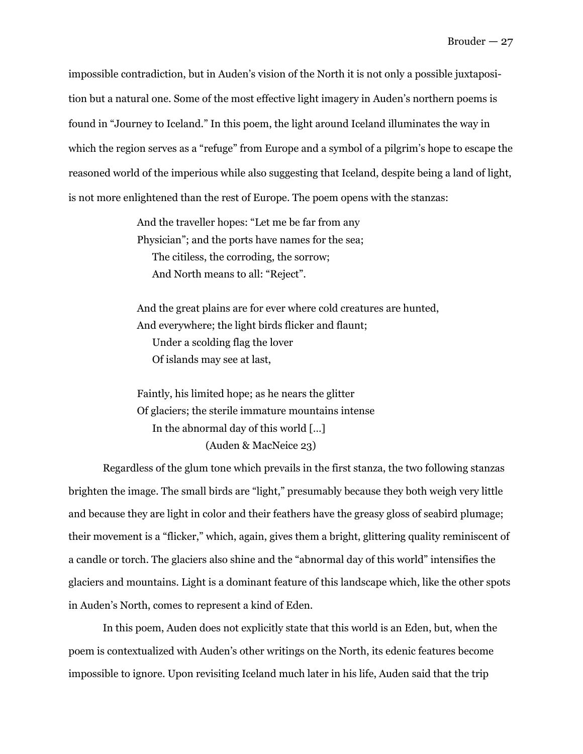impossible contradiction, but in Auden's vision of the North it is not only a possible juxtaposition but a natural one. Some of the most effective light imagery in Auden's northern poems is found in "Journey to Iceland." In this poem, the light around Iceland illuminates the way in which the region serves as a "refuge" from Europe and a symbol of a pilgrim's hope to escape the reasoned world of the imperious while also suggesting that Iceland, despite being a land of light, is not more enlightened than the rest of Europe. The poem opens with the stanzas:

> And the traveller hopes: "Let me be far from any
> Physician"; and the ports have names for the sea;
> The citiless, the corroding, the sorrow;
> And North means to all: "Reject".
>
> And the great plains are for ever where cold creatures are hunted,
> And everywhere; the light birds flicker and flaunt;
> Under a scolding flag the lover
> Of islands may see at last,
>
> Faintly, his limited hope; as he nears the glitter
> Of glaciers; the sterile immature mountains intense
> In the abnormal day of this world [...]
> (Auden & MacNeice 23)

Regardless of the glum tone which prevails in the first stanza, the two following stanzas brighten the image. The small birds are "light," presumably because they both weigh very little and because they are light in color and their feathers have the greasy gloss of seabird plumage; their movement is a "flicker," which, again, gives them a bright, glittering quality reminiscent of a candle or torch. The glaciers also shine and the "abnormal day of this world" intensifies the glaciers and mountains. Light is a dominant feature of this landscape which, like the other spots in Auden's North, comes to represent a kind of Eden.

In this poem, Auden does not explicitly state that this world is an Eden, but, when the poem is contextualized with Auden's other writings on the North, its edenic features become impossible to ignore. Upon revisiting Iceland much later in his life, Auden said that the trip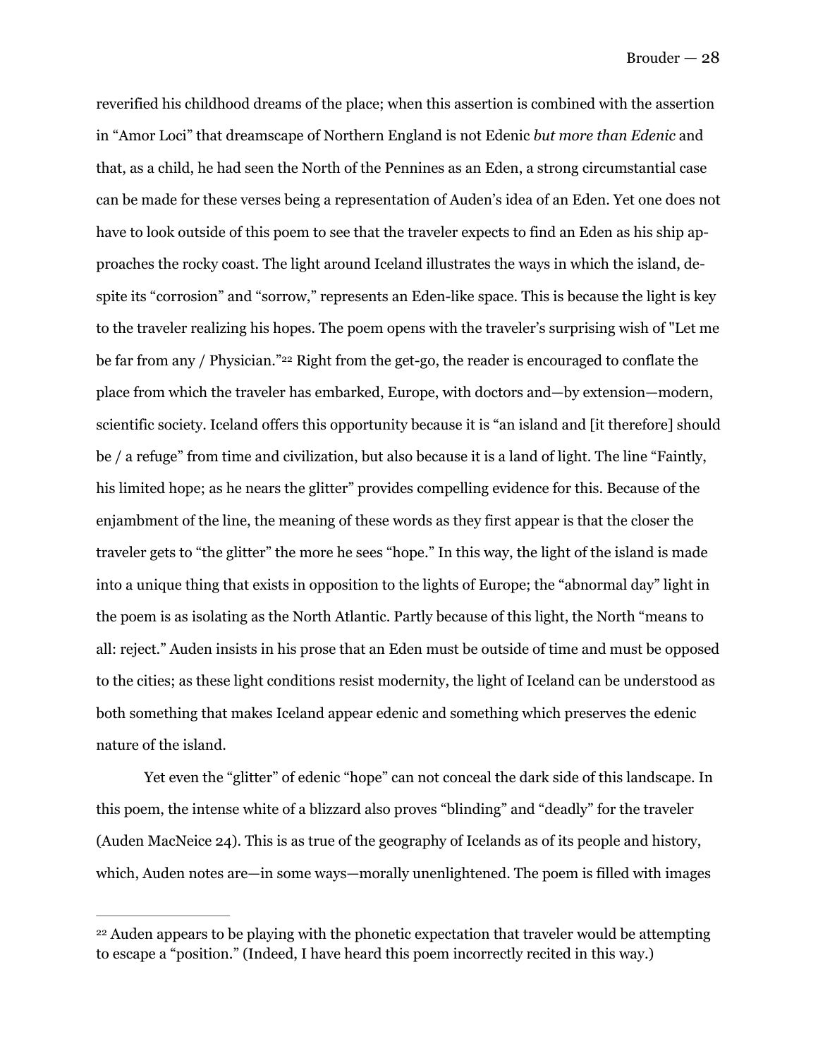reverified his childhood dreams of the place; when this assertion is combined with the assertion in "Amor Loci" that dreamscape of Northern England is not Edenic *but more than Edenic* and that, as a child, he had seen the North of the Pennines as an Eden, a strong circumstantial case can be made for these verses being a representation of Auden's idea of an Eden. Yet one does not have to look outside of this poem to see that the traveler expects to find an Eden as his ship approaches the rocky coast. The light around Iceland illustrates the ways in which the island, despite its "corrosion" and "sorrow," represents an Eden-like space. This is because the light is key to the traveler realizing his hopes. The poem opens with the traveler's surprising wish of "Let me be far from any / Physician."[22] Right from the get-go, the reader is encouraged to conflate the place from which the traveler has embarked, Europe, with doctors and—by extension—modern, scientific society. Iceland offers this opportunity because it is "an island and [it therefore] should be / a refuge" from time and civilization, but also because it is a land of light. The line "Faintly, his limited hope; as he nears the glitter" provides compelling evidence for this. Because of the enjambment of the line, the meaning of these words as they first appear is that the closer the traveler gets to "the glitter" the more he sees "hope." In this way, the light of the island is made into a unique thing that exists in opposition to the lights of Europe; the "abnormal day" light in the poem is as isolating as the North Atlantic. Partly because of this light, the North "means to all: reject." Auden insists in his prose that an Eden must be outside of time and must be opposed to the cities; as these light conditions resist modernity, the light of Iceland can be understood as both something that makes Iceland appear edenic and something which preserves the edenic nature of the island.

Yet even the "glitter" of edenic "hope" can not conceal the dark side of this landscape. In this poem, the intense white of a blizzard also proves "blinding" and "deadly" for the traveler (Auden MacNeice 24). This is as true of the geography of Icelands as of its people and history, which, Auden notes are—in some ways—morally unenlightened. The poem is filled with images

---

[22] Auden appears to be playing with the phonetic expectation that traveler would be attempting to escape a "position." (Indeed, I have heard this poem incorrectly recited in this way.)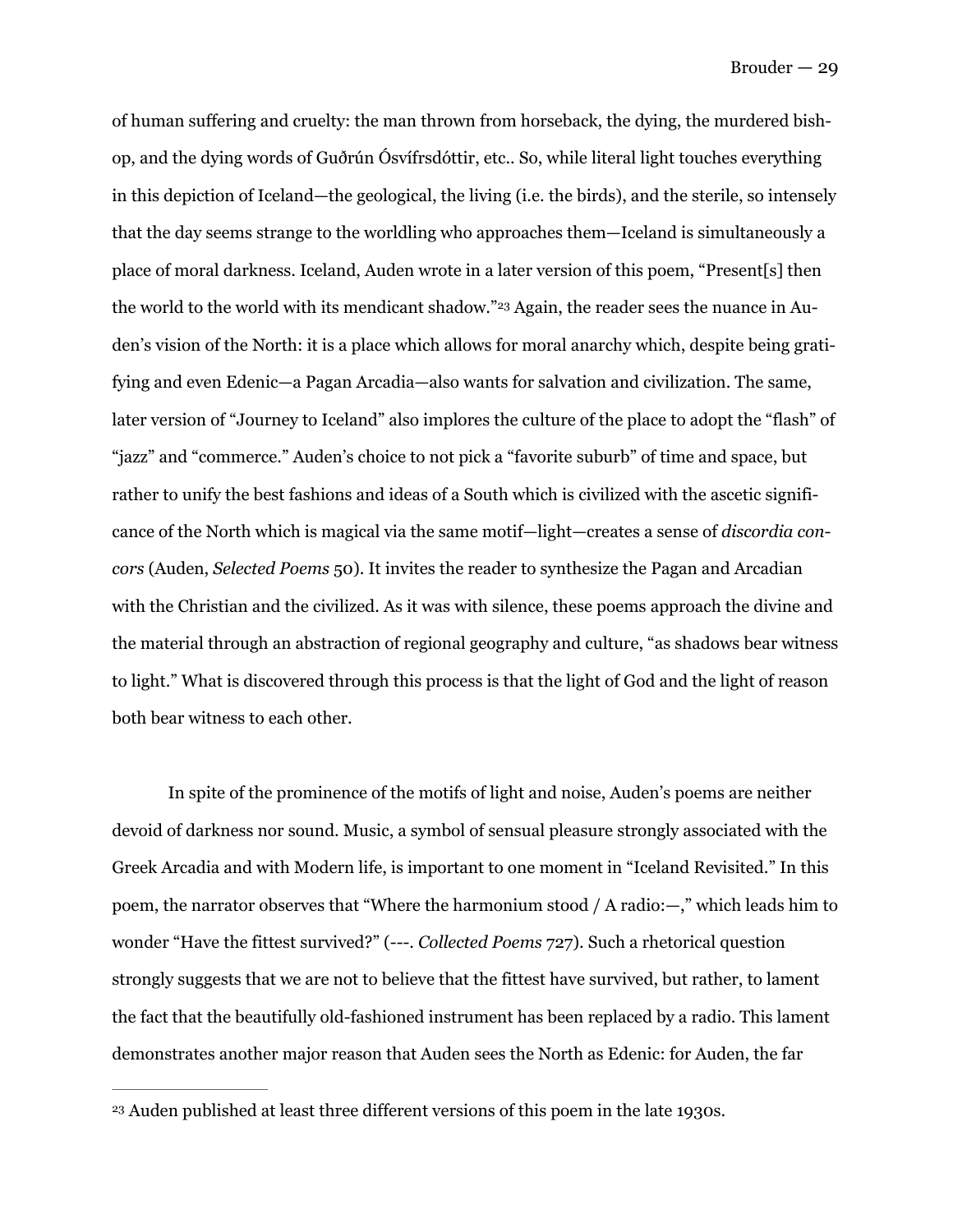of human suffering and cruelty: the man thrown from horseback, the dying, the murdered bishop, and the dying words of Guðrún Ósvífrsdóttir, etc.. So, while literal light touches everything in this depiction of Iceland—the geological, the living (i.e. the birds), and the sterile, so intensely that the day seems strange to the worldling who approaches them—Iceland is simultaneously a place of moral darkness. Iceland, Auden wrote in a later version of this poem, "Present[s] then the world to the world with its mendicant shadow."[23] Again, the reader sees the nuance in Auden's vision of the North: it is a place which allows for moral anarchy which, despite being gratifying and even Edenic—a Pagan Arcadia—also wants for salvation and civilization. The same, later version of "Journey to Iceland" also implores the culture of the place to adopt the "flash" of "jazz" and "commerce." Auden's choice to not pick a "favorite suburb" of time and space, but rather to unify the best fashions and ideas of a South which is civilized with the ascetic significance of the North which is magical via the same motif—light—creates a sense of *discordia concors* (Auden, *Selected Poems* 50). It invites the reader to synthesize the Pagan and Arcadian with the Christian and the civilized. As it was with silence, these poems approach the divine and the material through an abstraction of regional geography and culture, "as shadows bear witness to light." What is discovered through this process is that the light of God and the light of reason both bear witness to each other.

In spite of the prominence of the motifs of light and noise, Auden's poems are neither devoid of darkness nor sound. Music, a symbol of sensual pleasure strongly associated with the Greek Arcadia and with Modern life, is important to one moment in "Iceland Revisited." In this poem, the narrator observes that "Where the harmonium stood / A radio:—," which leads him to wonder "Have the fittest survived?" (---. *Collected Poems* 727). Such a rhetorical question strongly suggests that we are not to believe that the fittest have survived, but rather, to lament the fact that the beautifully old-fashioned instrument has been replaced by a radio. This lament demonstrates another major reason that Auden sees the North as Edenic: for Auden, the far

---

[23] Auden published at least three different versions of this poem in the late 1930s.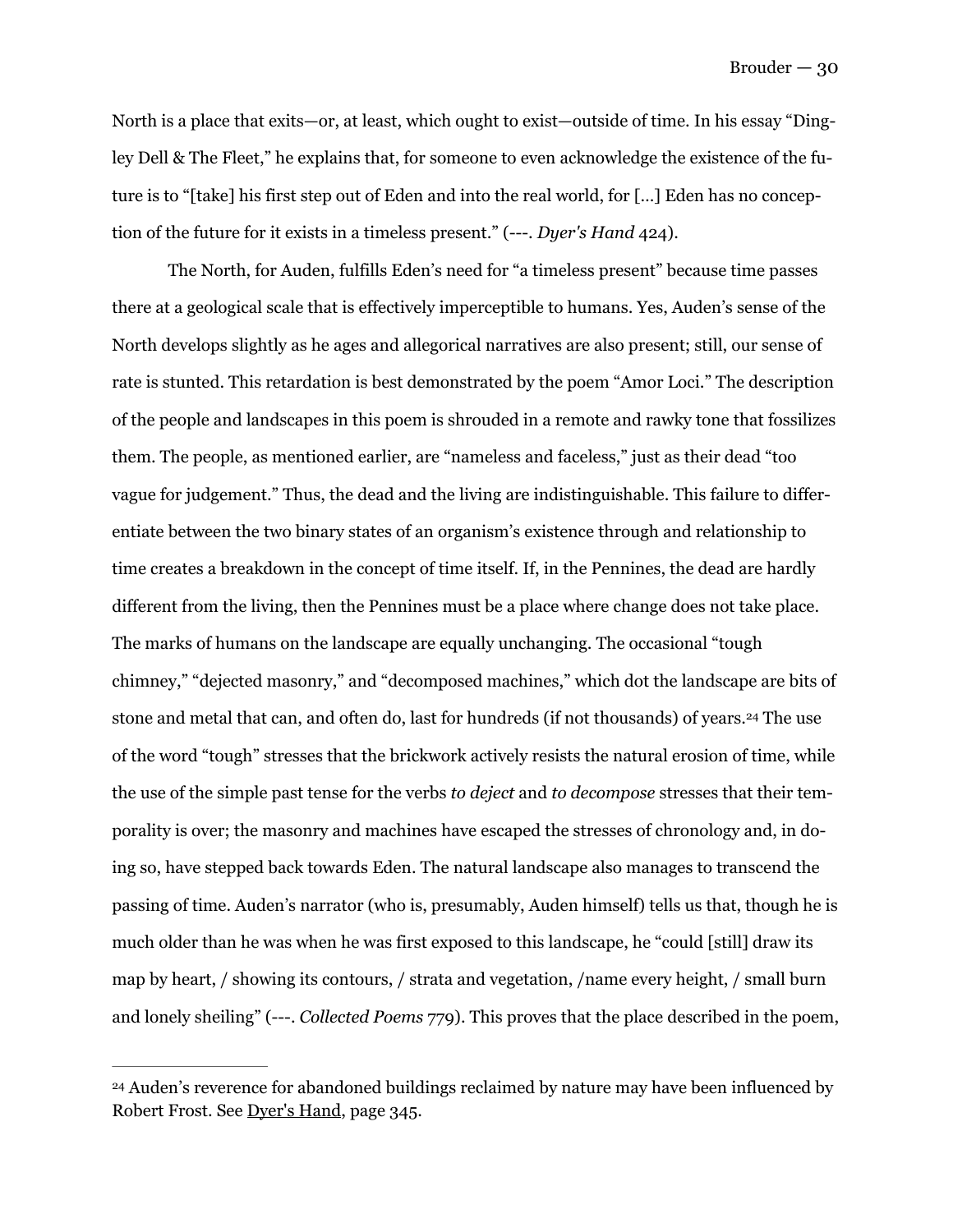North is a place that exits—or, at least, which ought to exist—outside of time. In his essay "Dingley Dell & The Fleet," he explains that, for someone to even acknowledge the existence of the future is to "[take] his first step out of Eden and into the real world, for [...] Eden has no conception of the future for it exists in a timeless present." (---. *Dyer's Hand* 424).

The North, for Auden, fulfills Eden's need for "a timeless present" because time passes there at a geological scale that is effectively imperceptible to humans. Yes, Auden's sense of the North develops slightly as he ages and allegorical narratives are also present; still, our sense of rate is stunted. This retardation is best demonstrated by the poem "Amor Loci." The description of the people and landscapes in this poem is shrouded in a remote and rawky tone that fossilizes them. The people, as mentioned earlier, are "nameless and faceless," just as their dead "too vague for judgement." Thus, the dead and the living are indistinguishable. This failure to differentiate between the two binary states of an organism's existence through and relationship to time creates a breakdown in the concept of time itself. If, in the Pennines, the dead are hardly different from the living, then the Pennines must be a place where change does not take place. The marks of humans on the landscape are equally unchanging. The occasional "tough chimney," "dejected masonry," and "decomposed machines," which dot the landscape are bits of stone and metal that can, and often do, last for hundreds (if not thousands) of years.[24] The use of the word "tough" stresses that the brickwork actively resists the natural erosion of time, while the use of the simple past tense for the verbs *to deject* and *to decompose* stresses that their temporality is over; the masonry and machines have escaped the stresses of chronology and, in doing so, have stepped back towards Eden. The natural landscape also manages to transcend the passing of time. Auden's narrator (who is, presumably, Auden himself) tells us that, though he is much older than he was when he was first exposed to this landscape, he "could [still] draw its map by heart, / showing its contours, / strata and vegetation, /name every height, / small burn and lonely sheiling" (---. *Collected Poems* 779). This proves that the place described in the poem,

---

[24] Auden's reverence for abandoned buildings reclaimed by nature may have been influenced by Robert Frost. See Dyer's Hand, page 345.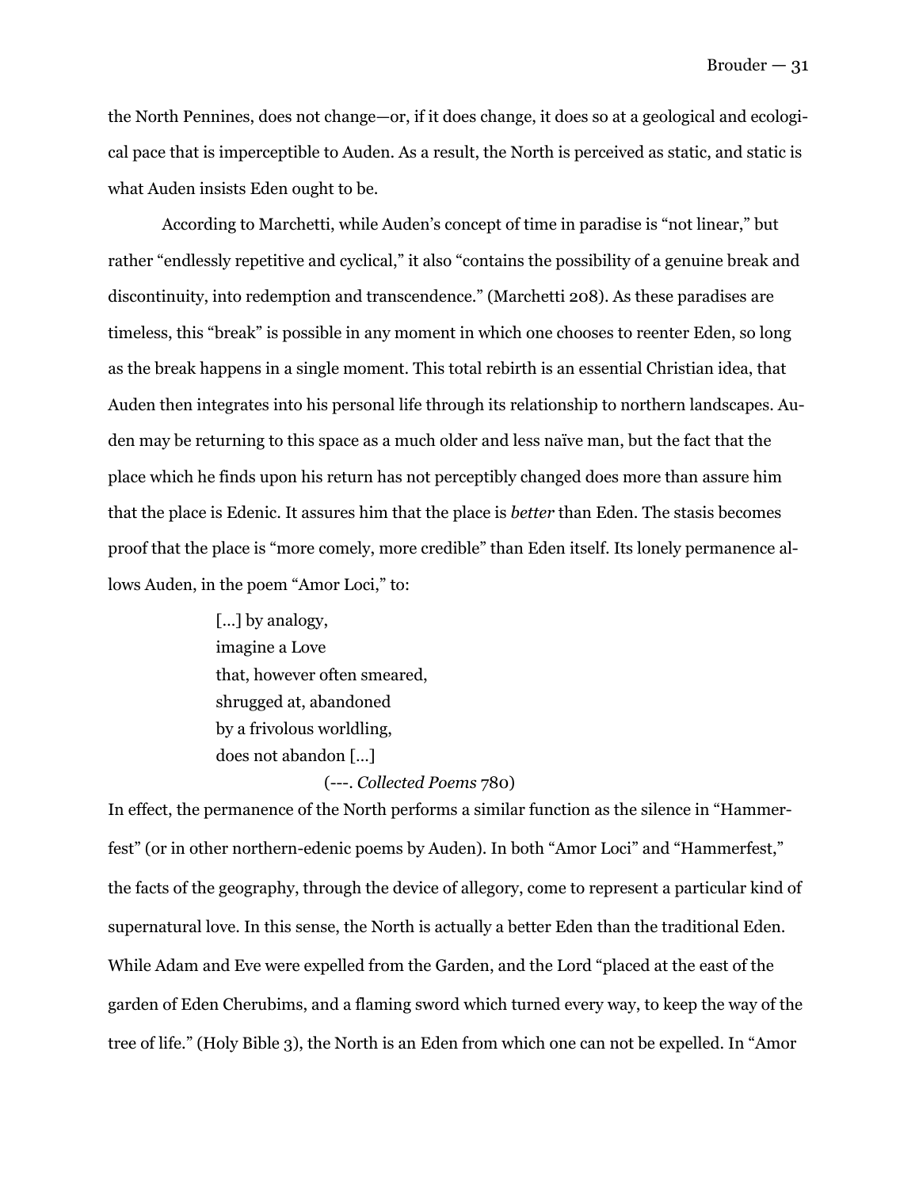the North Pennines, does not change—or, if it does change, it does so at a geological and ecological pace that is imperceptible to Auden. As a result, the North is perceived as static, and static is what Auden insists Eden ought to be.

According to Marchetti, while Auden's concept of time in paradise is "not linear," but rather "endlessly repetitive and cyclical," it also "contains the possibility of a genuine break and discontinuity, into redemption and transcendence." (Marchetti 208). As these paradises are timeless, this "break" is possible in any moment in which one chooses to reenter Eden, so long as the break happens in a single moment. This total rebirth is an essential Christian idea, that Auden then integrates into his personal life through its relationship to northern landscapes. Auden may be returning to this space as a much older and less naïve man, but the fact that the place which he finds upon his return has not perceptibly changed does more than assure him that the place is Edenic. It assures him that the place is *better* than Eden. The stasis becomes proof that the place is "more comely, more credible" than Eden itself. Its lonely permanence allows Auden, in the poem "Amor Loci," to:

> [...] by analogy,
> imagine a Love
> that, however often smeared,
> shrugged at, abandoned
> by a frivolous worldling,
> does not abandon [...]
>
> (---. *Collected Poems* 780)

In effect, the permanence of the North performs a similar function as the silence in "Hammerfest" (or in other northern-edenic poems by Auden). In both "Amor Loci" and "Hammerfest," the facts of the geography, through the device of allegory, come to represent a particular kind of supernatural love. In this sense, the North is actually a better Eden than the traditional Eden. While Adam and Eve were expelled from the Garden, and the Lord "placed at the east of the garden of Eden Cherubims, and a flaming sword which turned every way, to keep the way of the tree of life." (Holy Bible 3), the North is an Eden from which one can not be expelled. In "Amor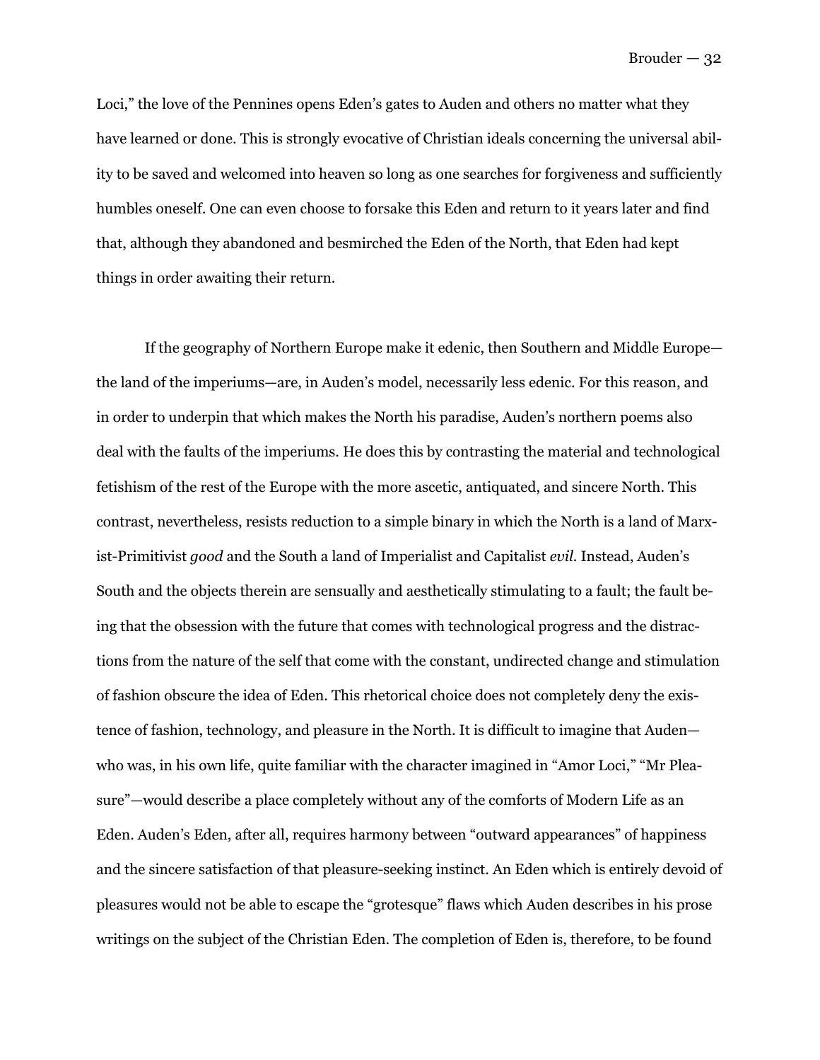Loci," the love of the Pennines opens Eden's gates to Auden and others no matter what they have learned or done. This is strongly evocative of Christian ideals concerning the universal ability to be saved and welcomed into heaven so long as one searches for forgiveness and sufficiently humbles oneself. One can even choose to forsake this Eden and return to it years later and find that, although they abandoned and besmirched the Eden of the North, that Eden had kept things in order awaiting their return.

If the geography of Northern Europe make it edenic, then Southern and Middle Europe—the land of the imperiums—are, in Auden's model, necessarily less edenic. For this reason, and in order to underpin that which makes the North his paradise, Auden's northern poems also deal with the faults of the imperiums. He does this by contrasting the material and technological fetishism of the rest of the Europe with the more ascetic, antiquated, and sincere North. This contrast, nevertheless, resists reduction to a simple binary in which the North is a land of Marxist-Primitivist *good* and the South a land of Imperialist and Capitalist *evil*. Instead, Auden's South and the objects therein are sensually and aesthetically stimulating to a fault; the fault being that the obsession with the future that comes with technological progress and the distractions from the nature of the self that come with the constant, undirected change and stimulation of fashion obscure the idea of Eden. This rhetorical choice does not completely deny the existence of fashion, technology, and pleasure in the North. It is difficult to imagine that Auden—who was, in his own life, quite familiar with the character imagined in "Amor Loci," "Mr Pleasure"—would describe a place completely without any of the comforts of Modern Life as an Eden. Auden's Eden, after all, requires harmony between "outward appearances" of happiness and the sincere satisfaction of that pleasure-seeking instinct. An Eden which is entirely devoid of pleasures would not be able to escape the "grotesque" flaws which Auden describes in his prose writings on the subject of the Christian Eden. The completion of Eden is, therefore, to be found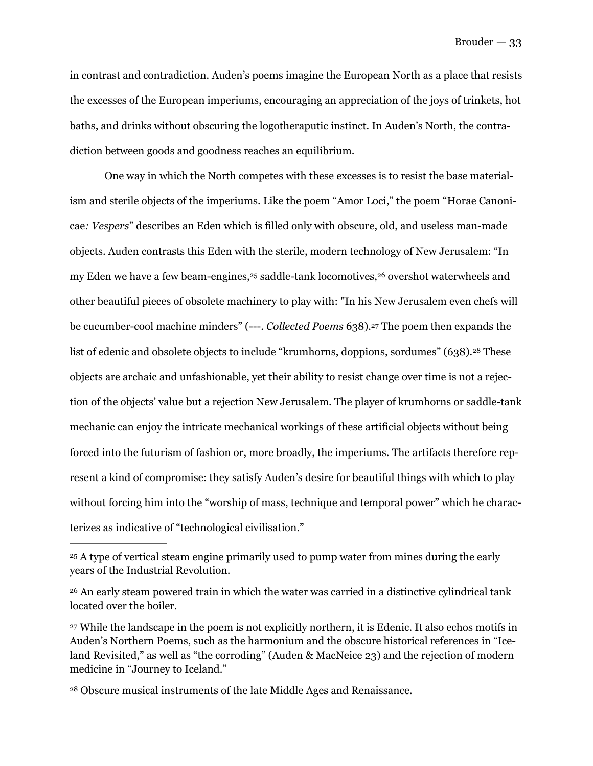in contrast and contradiction. Auden's poems imagine the European North as a place that resists the excesses of the European imperiums, encouraging an appreciation of the joys of trinkets, hot baths, and drinks without obscuring the logotheraputic instinct. In Auden's North, the contradiction between goods and goodness reaches an equilibrium.

One way in which the North competes with these excesses is to resist the base materialism and sterile objects of the imperiums. Like the poem "Amor Loci," the poem "Horae Canonicae*: Vespers*" describes an Eden which is filled only with obscure, old, and useless man-made objects. Auden contrasts this Eden with the sterile, modern technology of New Jerusalem: "In my Eden we have a few beam-engines,[25] saddle-tank locomotives,[26] overshot waterwheels and other beautiful pieces of obsolete machinery to play with: "In his New Jerusalem even chefs will be cucumber-cool machine minders" (---. *Collected Poems* 638).[27] The poem then expands the list of edenic and obsolete objects to include "krumhorns, doppions, sordumes" (638).[28] These objects are archaic and unfashionable, yet their ability to resist change over time is not a rejection of the objects' value but a rejection New Jerusalem. The player of krumhorns or saddle-tank mechanic can enjoy the intricate mechanical workings of these artificial objects without being forced into the futurism of fashion or, more broadly, the imperiums. The artifacts therefore represent a kind of compromise: they satisfy Auden's desire for beautiful things with which to play without forcing him into the "worship of mass, technique and temporal power" which he characterizes as indicative of "technological civilisation."

---

[25] A type of vertical steam engine primarily used to pump water from mines during the early years of the Industrial Revolution.

[26] An early steam powered train in which the water was carried in a distinctive cylindrical tank located over the boiler.

[27] While the landscape in the poem is not explicitly northern, it is Edenic. It also echos motifs in Auden's Northern Poems, such as the harmonium and the obscure historical references in "Iceland Revisited," as well as "the corroding" (Auden & MacNeice 23) and the rejection of modern medicine in "Journey to Iceland."

[28] Obscure musical instruments of the late Middle Ages and Renaissance.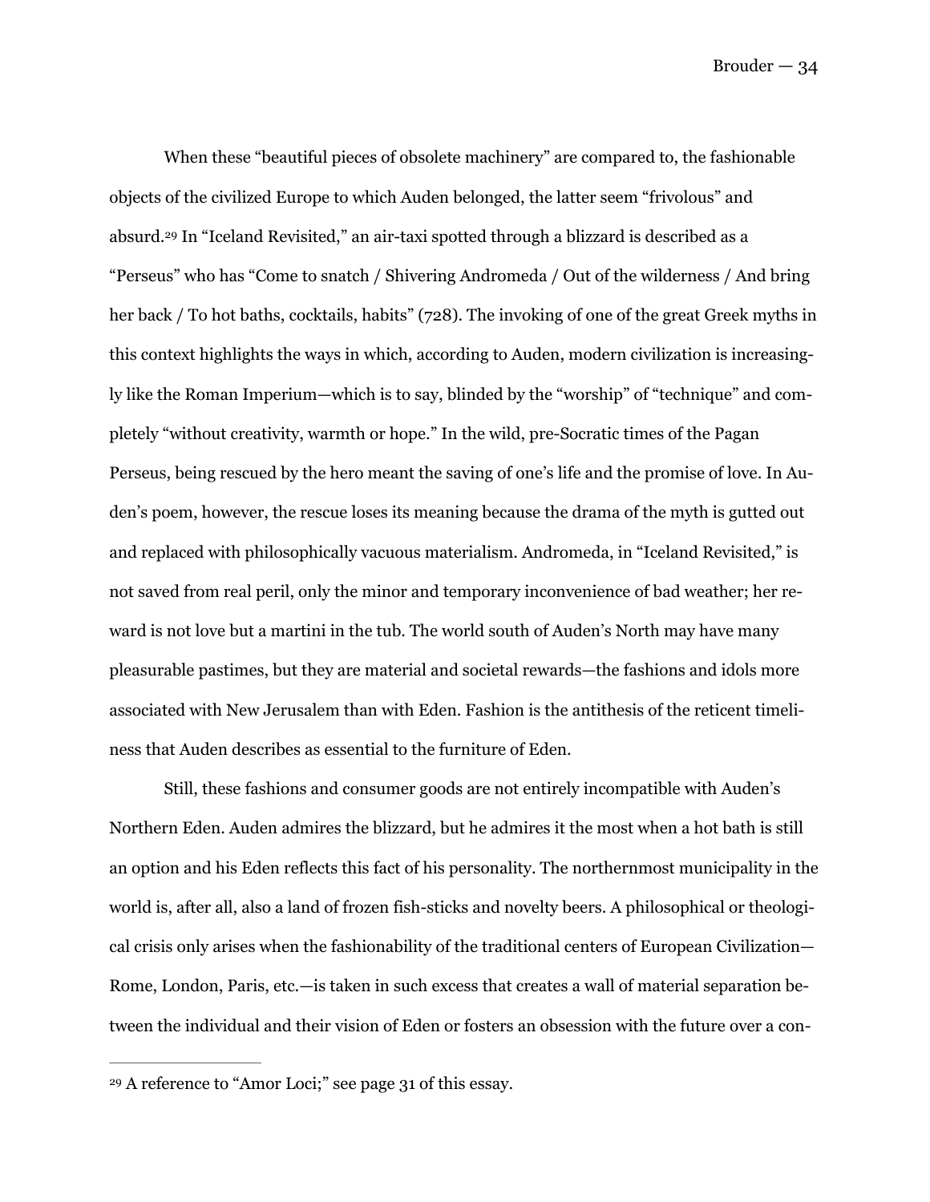When these "beautiful pieces of obsolete machinery" are compared to, the fashionable objects of the civilized Europe to which Auden belonged, the latter seem "frivolous" and absurd.[29] In "Iceland Revisited," an air-taxi spotted through a blizzard is described as a "Perseus" who has "Come to snatch / Shivering Andromeda / Out of the wilderness / And bring her back / To hot baths, cocktails, habits" (728). The invoking of one of the great Greek myths in this context highlights the ways in which, according to Auden, modern civilization is increasingly like the Roman Imperium—which is to say, blinded by the "worship" of "technique" and completely "without creativity, warmth or hope." In the wild, pre-Socratic times of the Pagan Perseus, being rescued by the hero meant the saving of one's life and the promise of love. In Auden's poem, however, the rescue loses its meaning because the drama of the myth is gutted out and replaced with philosophically vacuous materialism. Andromeda, in "Iceland Revisited," is not saved from real peril, only the minor and temporary inconvenience of bad weather; her reward is not love but a martini in the tub. The world south of Auden's North may have many pleasurable pastimes, but they are material and societal rewards—the fashions and idols more associated with New Jerusalem than with Eden. Fashion is the antithesis of the reticent timeliness that Auden describes as essential to the furniture of Eden.

Still, these fashions and consumer goods are not entirely incompatible with Auden's Northern Eden. Auden admires the blizzard, but he admires it the most when a hot bath is still an option and his Eden reflects this fact of his personality. The northernmost municipality in the world is, after all, also a land of frozen fish-sticks and novelty beers. A philosophical or theological crisis only arises when the fashionability of the traditional centers of European Civilization—Rome, London, Paris, etc.—is taken in such excess that creates a wall of material separation between the individual and their vision of Eden or fosters an obsession with the future over a con-

---

[29] A reference to "Amor Loci;" see page 31 of this essay.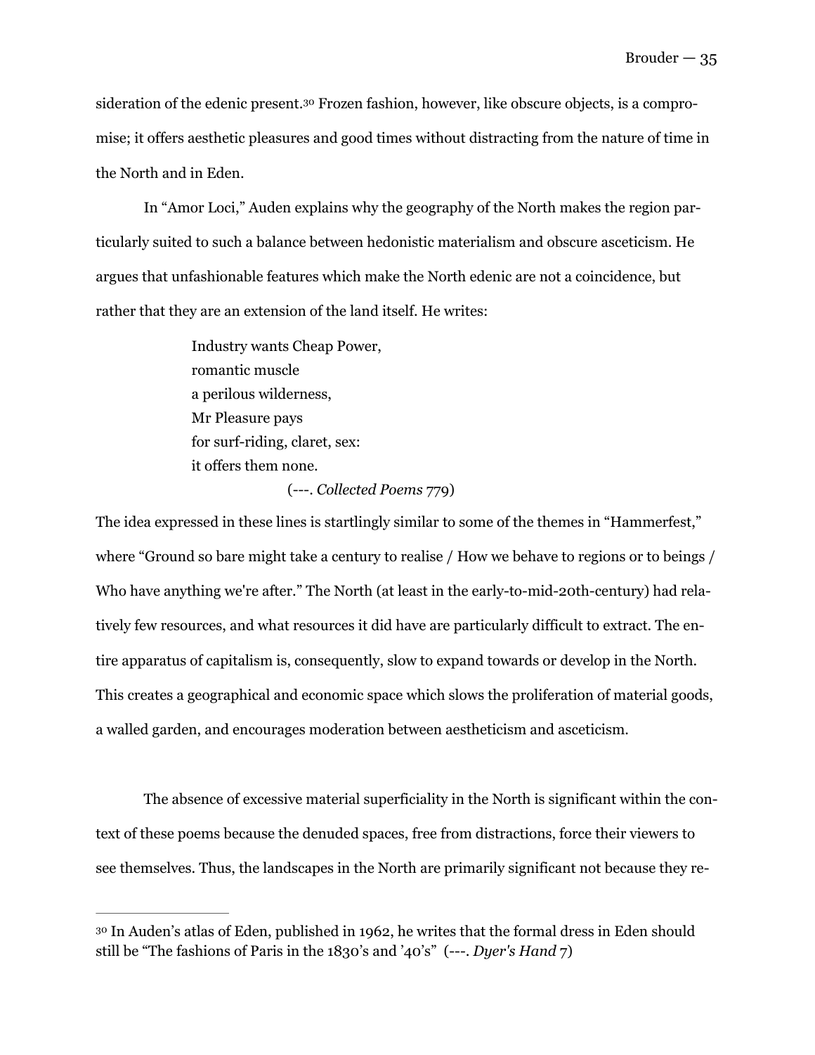sideration of the edenic present.[30] Frozen fashion, however, like obscure objects, is a compromise; it offers aesthetic pleasures and good times without distracting from the nature of time in the North and in Eden.

In "Amor Loci," Auden explains why the geography of the North makes the region particularly suited to such a balance between hedonistic materialism and obscure asceticism. He argues that unfashionable features which make the North edenic are not a coincidence, but rather that they are an extension of the land itself. He writes:

> Industry wants Cheap Power,
> romantic muscle
> a perilous wilderness,
> Mr Pleasure pays
> for surf-riding, claret, sex:
> it offers them none.
>
> (---. *Collected Poems* 779)

The idea expressed in these lines is startlingly similar to some of the themes in "Hammerfest," where "Ground so bare might take a century to realise / How we behave to regions or to beings / Who have anything we're after." The North (at least in the early-to-mid-20th-century) had relatively few resources, and what resources it did have are particularly difficult to extract. The entire apparatus of capitalism is, consequently, slow to expand towards or develop in the North. This creates a geographical and economic space which slows the proliferation of material goods, a walled garden, and encourages moderation between aestheticism and asceticism.

The absence of excessive material superficiality in the North is significant within the context of these poems because the denuded spaces, free from distractions, force their viewers to see themselves. Thus, the landscapes in the North are primarily significant not because they re-

---

[30] In Auden's atlas of Eden, published in 1962, he writes that the formal dress in Eden should still be "The fashions of Paris in the 1830's and '40's" (---. *Dyer's Hand* 7)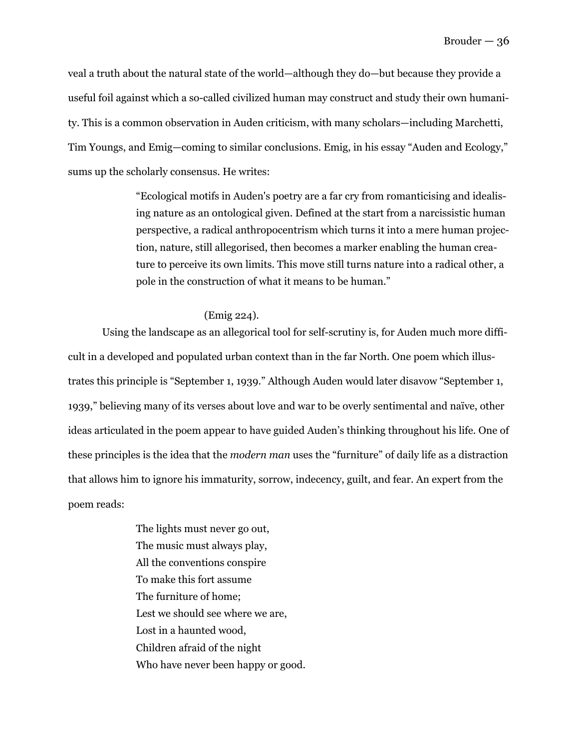veal a truth about the natural state of the world—although they do—but because they provide a useful foil against which a so-called civilized human may construct and study their own humanity. This is a common observation in Auden criticism, with many scholars—including Marchetti, Tim Youngs, and Emig—coming to similar conclusions. Emig, in his essay "Auden and Ecology," sums up the scholarly consensus. He writes:

> "Ecological motifs in Auden's poetry are a far cry from romanticising and idealising nature as an ontological given. Defined at the start from a narcissistic human perspective, a radical anthropocentrism which turns it into a mere human projection, nature, still allegorised, then becomes a marker enabling the human creature to perceive its own limits. This move still turns nature into a radical other, a pole in the construction of what it means to be human."
>
> (Emig 224).

Using the landscape as an allegorical tool for self-scrutiny is, for Auden much more difficult in a developed and populated urban context than in the far North. One poem which illustrates this principle is "September 1, 1939." Although Auden would later disavow "September 1, 1939," believing many of its verses about love and war to be overly sentimental and naïve, other ideas articulated in the poem appear to have guided Auden's thinking throughout his life. One of these principles is the idea that the *modern man* uses the "furniture" of daily life as a distraction that allows him to ignore his immaturity, sorrow, indecency, guilt, and fear. An expert from the poem reads:

> The lights must never go out,
> The music must always play,
> All the conventions conspire
> To make this fort assume
> The furniture of home;
> Lest we should see where we are,
> Lost in a haunted wood,
> Children afraid of the night
> Who have never been happy or good.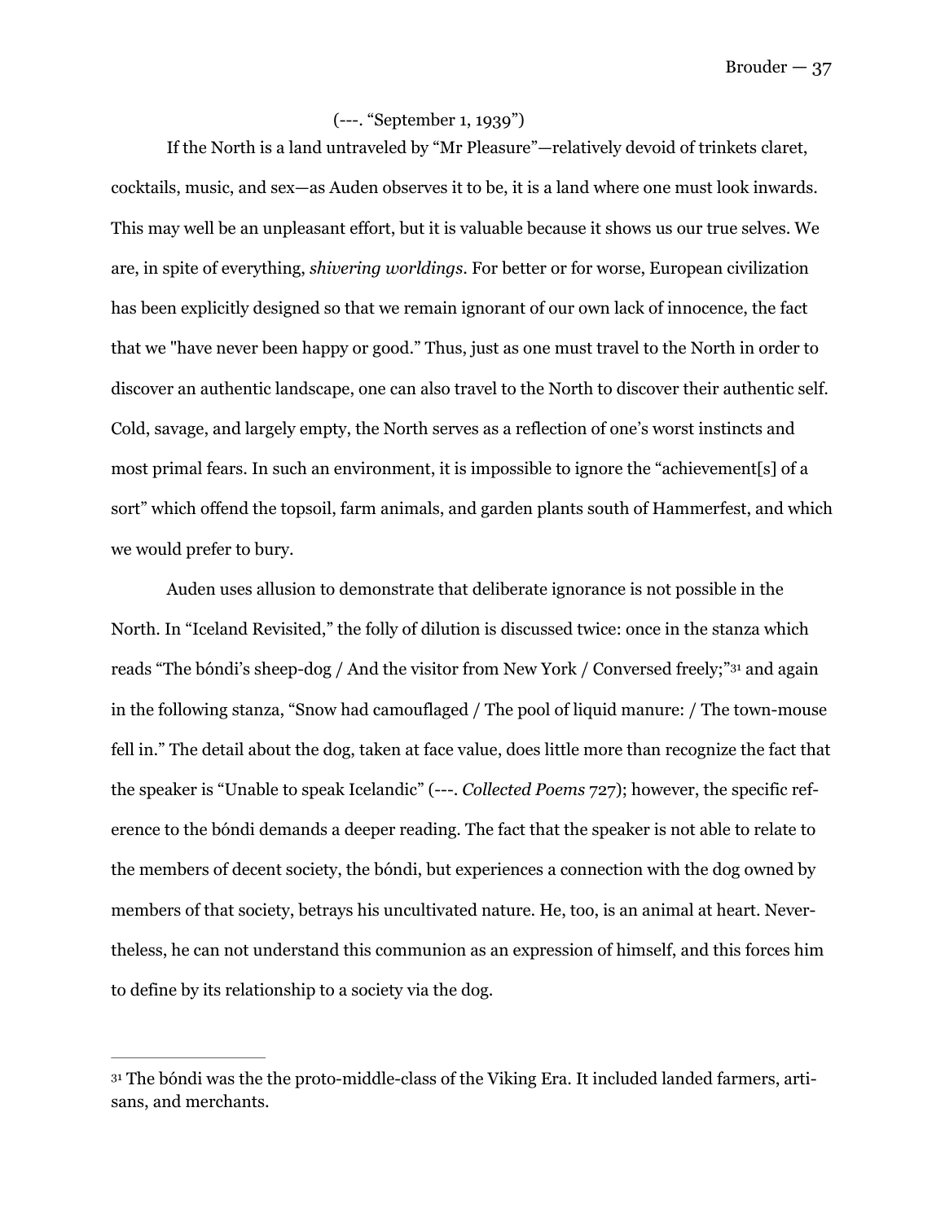(---. "September 1, 1939")

If the North is a land untraveled by "Mr Pleasure"—relatively devoid of trinkets claret, cocktails, music, and sex—as Auden observes it to be, it is a land where one must look inwards. This may well be an unpleasant effort, but it is valuable because it shows us our true selves. We are, in spite of everything, *shivering worldings*. For better or for worse, European civilization has been explicitly designed so that we remain ignorant of our own lack of innocence, the fact that we "have never been happy or good." Thus, just as one must travel to the North in order to discover an authentic landscape, one can also travel to the North to discover their authentic self. Cold, savage, and largely empty, the North serves as a reflection of one's worst instincts and most primal fears. In such an environment, it is impossible to ignore the "achievement[s] of a sort" which offend the topsoil, farm animals, and garden plants south of Hammerfest, and which we would prefer to bury.

Auden uses allusion to demonstrate that deliberate ignorance is not possible in the North. In "Iceland Revisited," the folly of dilution is discussed twice: once in the stanza which reads "The bóndi's sheep-dog / And the visitor from New York / Conversed freely;"[31] and again in the following stanza, "Snow had camouflaged / The pool of liquid manure: / The town-mouse fell in." The detail about the dog, taken at face value, does little more than recognize the fact that the speaker is "Unable to speak Icelandic" (---. *Collected Poems* 727); however, the specific reference to the bóndi demands a deeper reading. The fact that the speaker is not able to relate to the members of decent society, the bóndi, but experiences a connection with the dog owned by members of that society, betrays his uncultivated nature. He, too, is an animal at heart. Nevertheless, he can not understand this communion as an expression of himself, and this forces him to define by its relationship to a society via the dog.

---

[31] The bóndi was the the proto-middle-class of the Viking Era. It included landed farmers, artisans, and merchants.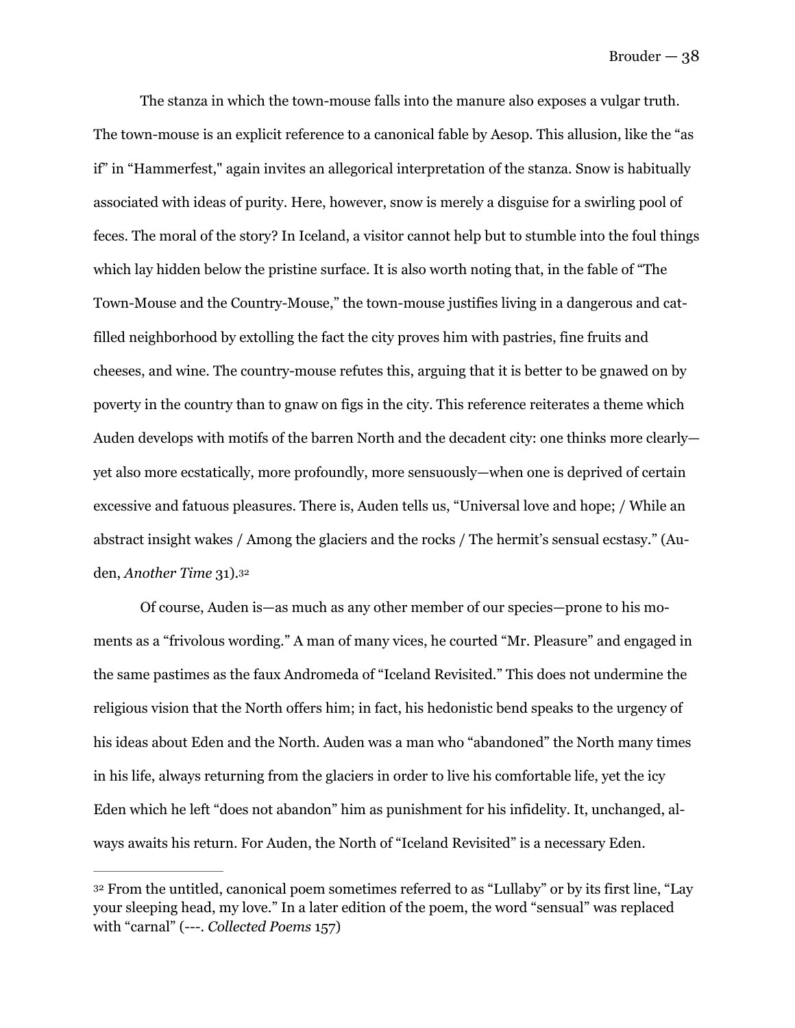The stanza in which the town-mouse falls into the manure also exposes a vulgar truth. The town-mouse is an explicit reference to a canonical fable by Aesop. This allusion, like the "as if" in "Hammerfest," again invites an allegorical interpretation of the stanza. Snow is habitually associated with ideas of purity. Here, however, snow is merely a disguise for a swirling pool of feces. The moral of the story? In Iceland, a visitor cannot help but to stumble into the foul things which lay hidden below the pristine surface. It is also worth noting that, in the fable of "The Town-Mouse and the Country-Mouse," the town-mouse justifies living in a dangerous and cat-filled neighborhood by extolling the fact the city proves him with pastries, fine fruits and cheeses, and wine. The country-mouse refutes this, arguing that it is better to be gnawed on by poverty in the country than to gnaw on figs in the city. This reference reiterates a theme which Auden develops with motifs of the barren North and the decadent city: one thinks more clearly—yet also more ecstatically, more profoundly, more sensuously—when one is deprived of certain excessive and fatuous pleasures. There is, Auden tells us, "Universal love and hope; / While an abstract insight wakes / Among the glaciers and the rocks / The hermit's sensual ecstasy." (Auden, *Another Time* 31).[32]

Of course, Auden is—as much as any other member of our species—prone to his moments as a "frivolous wording." A man of many vices, he courted "Mr. Pleasure" and engaged in the same pastimes as the faux Andromeda of "Iceland Revisited." This does not undermine the religious vision that the North offers him; in fact, his hedonistic bend speaks to the urgency of his ideas about Eden and the North. Auden was a man who "abandoned" the North many times in his life, always returning from the glaciers in order to live his comfortable life, yet the icy Eden which he left "does not abandon" him as punishment for his infidelity. It, unchanged, always awaits his return. For Auden, the North of "Iceland Revisited" is a necessary Eden.

---

[32] From the untitled, canonical poem sometimes referred to as "Lullaby" or by its first line, "Lay your sleeping head, my love." In a later edition of the poem, the word "sensual" was replaced with "carnal" (---. *Collected Poems* 157)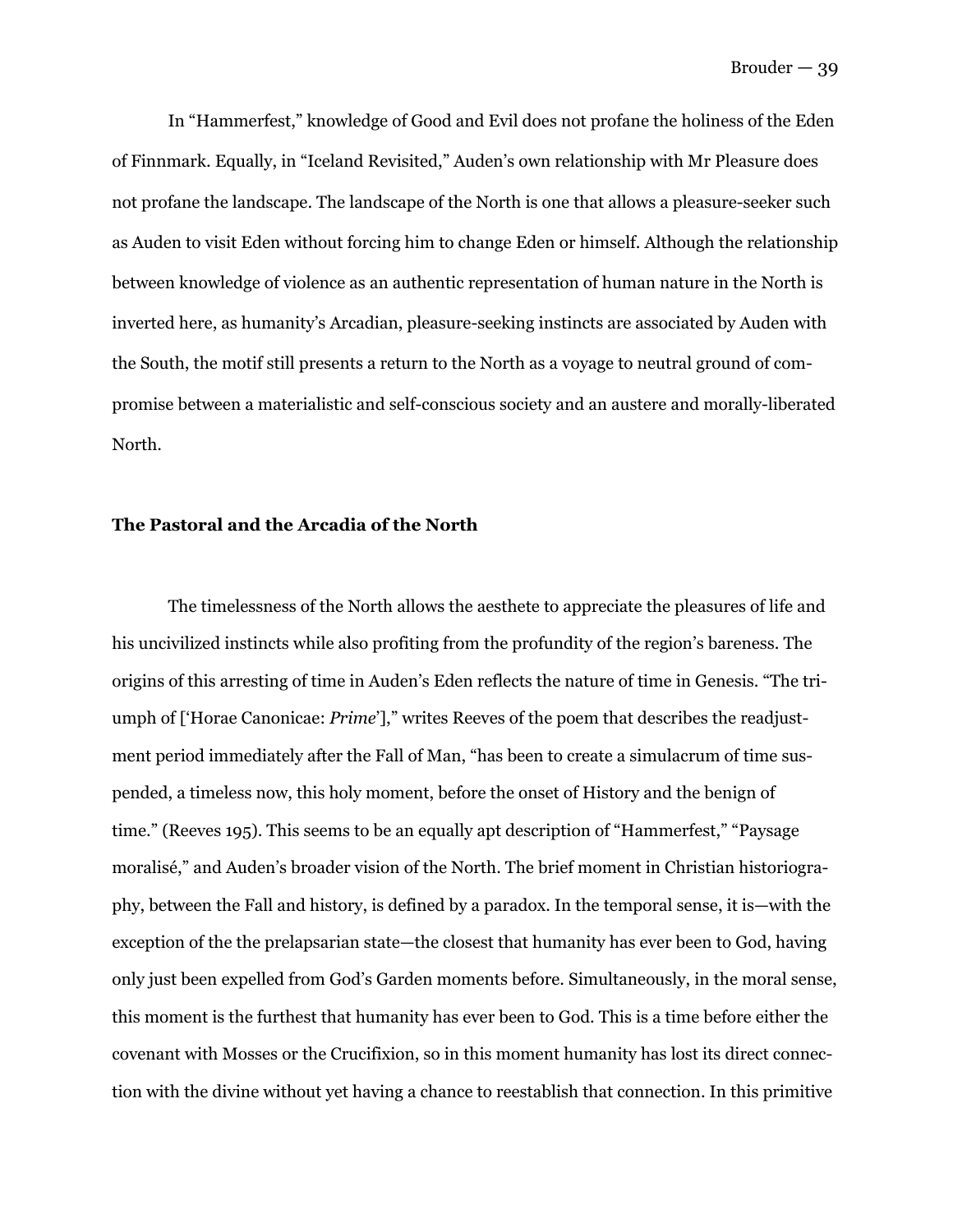In "Hammerfest," knowledge of Good and Evil does not profane the holiness of the Eden of Finnmark. Equally, in "Iceland Revisited," Auden's own relationship with Mr Pleasure does not profane the landscape. The landscape of the North is one that allows a pleasure-seeker such as Auden to visit Eden without forcing him to change Eden or himself. Although the relationship between knowledge of violence as an authentic representation of human nature in the North is inverted here, as humanity's Arcadian, pleasure-seeking instincts are associated by Auden with the South, the motif still presents a return to the North as a voyage to neutral ground of compromise between a materialistic and self-conscious society and an austere and morally-liberated North.

### The Pastoral and the Arcadia of the North

The timelessness of the North allows the aesthete to appreciate the pleasures of life and his uncivilized instincts while also profiting from the profundity of the region's bareness. The origins of this arresting of time in Auden's Eden reflects the nature of time in Genesis. "The triumph of ['Horae Canonicae: *Prime*']," writes Reeves of the poem that describes the readjustment period immediately after the Fall of Man, "has been to create a simulacrum of time suspended, a timeless now, this holy moment, before the onset of History and the benign of time." (Reeves 195). This seems to be an equally apt description of "Hammerfest," "Paysage moralisé," and Auden's broader vision of the North. The brief moment in Christian historiography, between the Fall and history, is defined by a paradox. In the temporal sense, it is—with the exception of the the prelapsarian state—the closest that humanity has ever been to God, having only just been expelled from God's Garden moments before. Simultaneously, in the moral sense, this moment is the furthest that humanity has ever been to God. This is a time before either the covenant with Mosses or the Crucifixion, so in this moment humanity has lost its direct connection with the divine without yet having a chance to reestablish that connection. In this primitive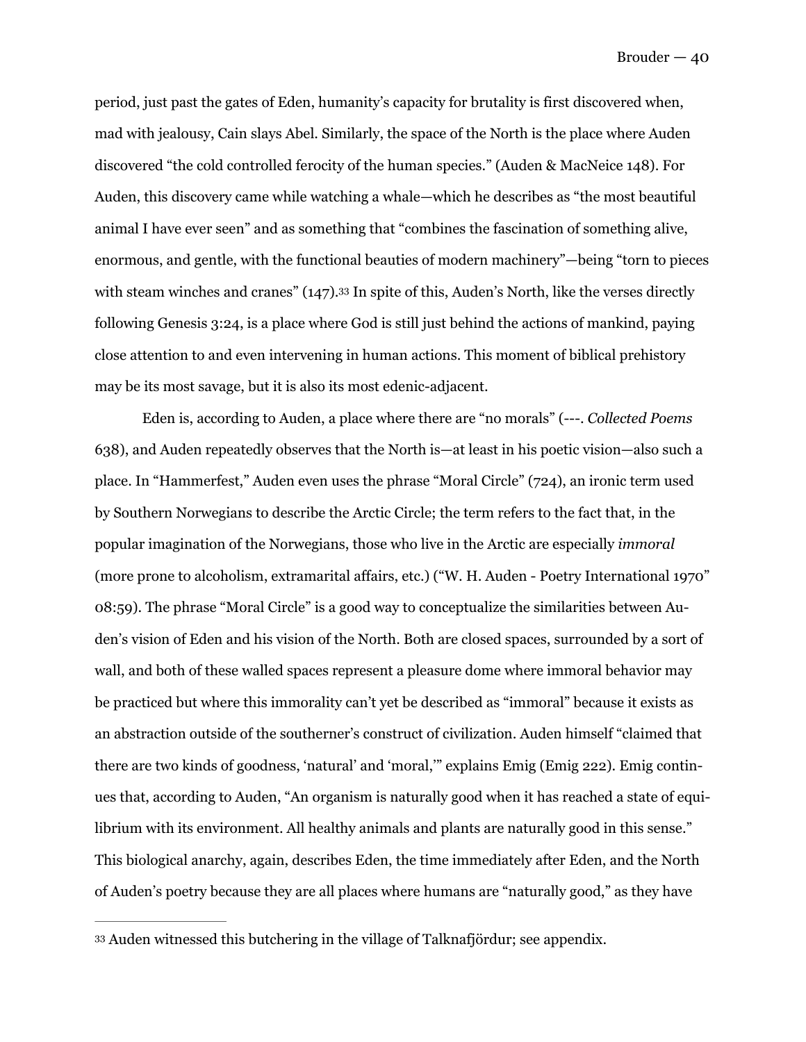period, just past the gates of Eden, humanity's capacity for brutality is first discovered when, mad with jealousy, Cain slays Abel. Similarly, the space of the North is the place where Auden discovered "the cold controlled ferocity of the human species." (Auden & MacNeice 148). For Auden, this discovery came while watching a whale—which he describes as "the most beautiful animal I have ever seen" and as something that "combines the fascination of something alive, enormous, and gentle, with the functional beauties of modern machinery"—being "torn to pieces with steam winches and cranes" (147).[33] In spite of this, Auden's North, like the verses directly following Genesis 3:24, is a place where God is still just behind the actions of mankind, paying close attention to and even intervening in human actions. This moment of biblical prehistory may be its most savage, but it is also its most edenic-adjacent.

Eden is, according to Auden, a place where there are "no morals" (---. *Collected Poems* 638), and Auden repeatedly observes that the North is—at least in his poetic vision—also such a place. In "Hammerfest," Auden even uses the phrase "Moral Circle" (724), an ironic term used by Southern Norwegians to describe the Arctic Circle; the term refers to the fact that, in the popular imagination of the Norwegians, those who live in the Arctic are especially *immoral* (more prone to alcoholism, extramarital affairs, etc.) ("W. H. Auden - Poetry International 1970" 08:59). The phrase "Moral Circle" is a good way to conceptualize the similarities between Auden's vision of Eden and his vision of the North. Both are closed spaces, surrounded by a sort of wall, and both of these walled spaces represent a pleasure dome where immoral behavior may be practiced but where this immorality can't yet be described as "immoral" because it exists as an abstraction outside of the southerner's construct of civilization. Auden himself "claimed that there are two kinds of goodness, 'natural' and 'moral,'" explains Emig (Emig 222). Emig continues that, according to Auden, "An organism is naturally good when it has reached a state of equilibrium with its environment. All healthy animals and plants are naturally good in this sense." This biological anarchy, again, describes Eden, the time immediately after Eden, and the North of Auden's poetry because they are all places where humans are "naturally good," as they have

---

[33] Auden witnessed this butchering in the village of Talknafjördur; see appendix.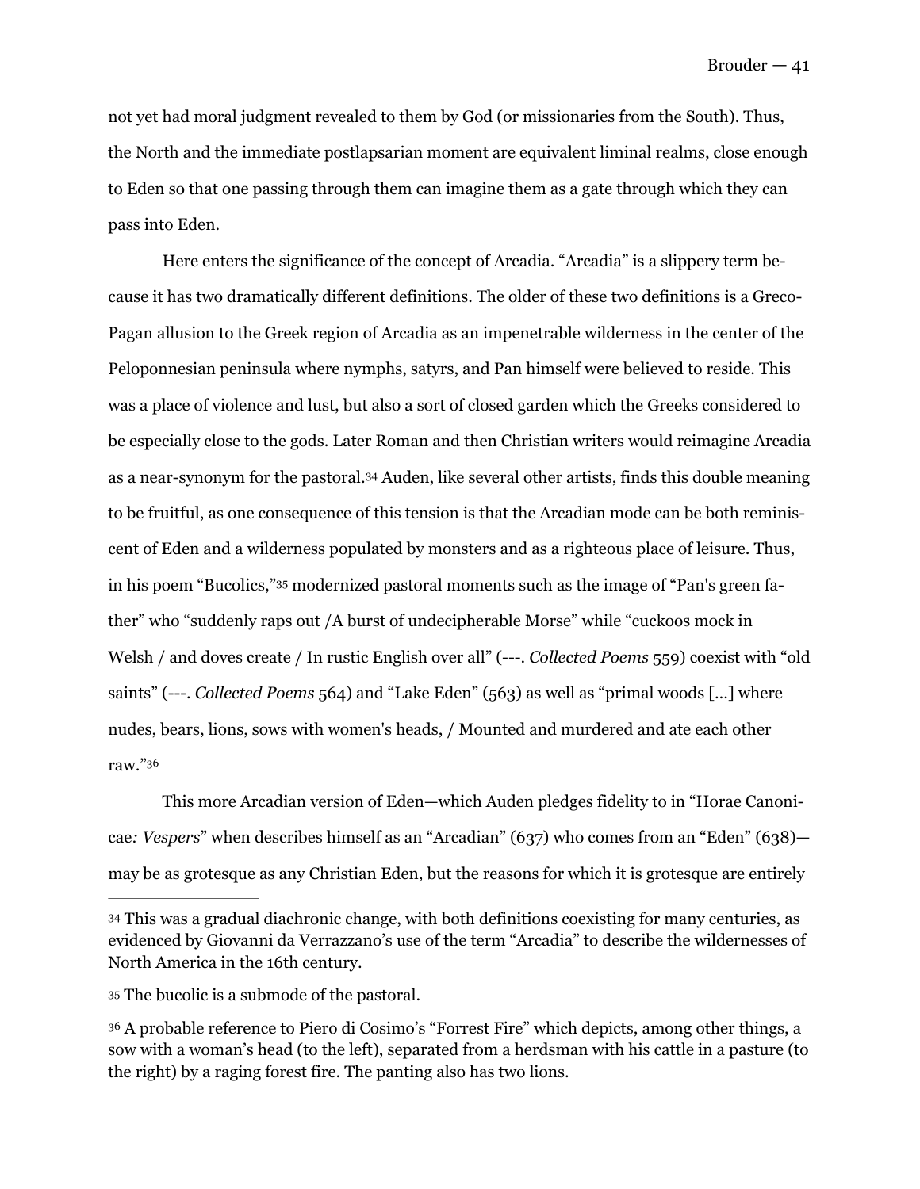not yet had moral judgment revealed to them by God (or missionaries from the South). Thus, the North and the immediate postlapsarian moment are equivalent liminal realms, close enough to Eden so that one passing through them can imagine them as a gate through which they can pass into Eden.

Here enters the significance of the concept of Arcadia. "Arcadia" is a slippery term because it has two dramatically different definitions. The older of these two definitions is a Greco-Pagan allusion to the Greek region of Arcadia as an impenetrable wilderness in the center of the Peloponnesian peninsula where nymphs, satyrs, and Pan himself were believed to reside. This was a place of violence and lust, but also a sort of closed garden which the Greeks considered to be especially close to the gods. Later Roman and then Christian writers would reimagine Arcadia as a near-synonym for the pastoral.[34] Auden, like several other artists, finds this double meaning to be fruitful, as one consequence of this tension is that the Arcadian mode can be both reminiscent of Eden and a wilderness populated by monsters and as a righteous place of leisure. Thus, in his poem "Bucolics,"[35] modernized pastoral moments such as the image of "Pan's green father" who "suddenly raps out /A burst of undecipherable Morse" while "cuckoos mock in Welsh / and doves create / In rustic English over all" (---. *Collected Poems* 559) coexist with "old saints" (---. *Collected Poems* 564) and "Lake Eden" (563) as well as "primal woods [...] where nudes, bears, lions, sows with women's heads, / Mounted and murdered and ate each other raw."[36]

This more Arcadian version of Eden—which Auden pledges fidelity to in "Horae Canonicae*: Vespers*" when describes himself as an "Arcadian" (637) who comes from an "Eden" (638)—may be as grotesque as any Christian Eden, but the reasons for which it is grotesque are entirely

---

[34] This was a gradual diachronic change, with both definitions coexisting for many centuries, as evidenced by Giovanni da Verrazzano's use of the term "Arcadia" to describe the wildernesses of North America in the 16th century.

[35] The bucolic is a submode of the pastoral.

[36] A probable reference to Piero di Cosimo's "Forrest Fire" which depicts, among other things, a sow with a woman's head (to the left), separated from a herdsman with his cattle in a pasture (to the right) by a raging forest fire. The panting also has two lions.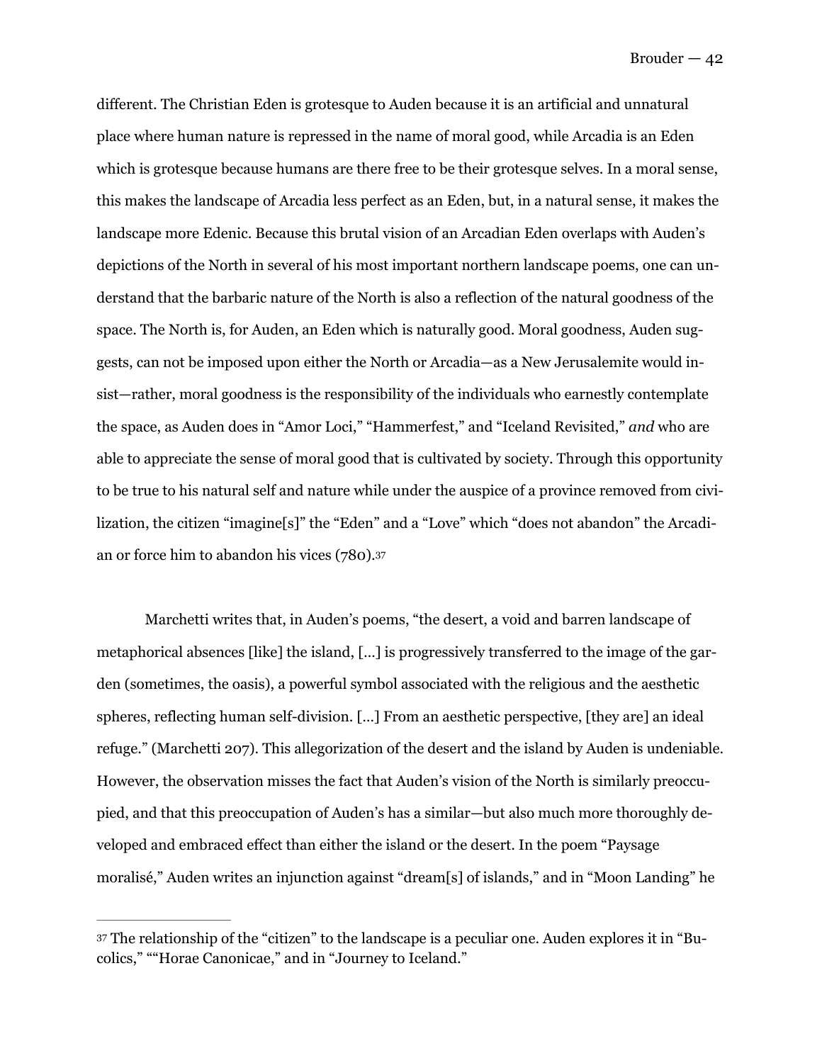different. The Christian Eden is grotesque to Auden because it is an artificial and unnatural place where human nature is repressed in the name of moral good, while Arcadia is an Eden which is grotesque because humans are there free to be their grotesque selves. In a moral sense, this makes the landscape of Arcadia less perfect as an Eden, but, in a natural sense, it makes the landscape more Edenic. Because this brutal vision of an Arcadian Eden overlaps with Auden's depictions of the North in several of his most important northern landscape poems, one can understand that the barbaric nature of the North is also a reflection of the natural goodness of the space. The North is, for Auden, an Eden which is naturally good. Moral goodness, Auden suggests, can not be imposed upon either the North or Arcadia—as a New Jerusalemite would insist—rather, moral goodness is the responsibility of the individuals who earnestly contemplate the space, as Auden does in "Amor Loci," "Hammerfest," and "Iceland Revisited," *and* who are able to appreciate the sense of moral good that is cultivated by society. Through this opportunity to be true to his natural self and nature while under the auspice of a province removed from civilization, the citizen "imagine[s]" the "Eden" and a "Love" which "does not abandon" the Arcadian or force him to abandon his vices (780).[37]

Marchetti writes that, in Auden's poems, "the desert, a void and barren landscape of metaphorical absences [like] the island, [...] is progressively transferred to the image of the garden (sometimes, the oasis), a powerful symbol associated with the religious and the aesthetic spheres, reflecting human self-division. [...] From an aesthetic perspective, [they are] an ideal refuge." (Marchetti 207). This allegorization of the desert and the island by Auden is undeniable. However, the observation misses the fact that Auden's vision of the North is similarly preoccupied, and that this preoccupation of Auden's has a similar—but also much more thoroughly developed and embraced effect than either the island or the desert. In the poem "Paysage moralisé," Auden writes an injunction against "dream[s] of islands," and in "Moon Landing" he

---

[37] The relationship of the "citizen" to the landscape is a peculiar one. Auden explores it in "Bucolics," ""Horae Canonicae," and in "Journey to Iceland."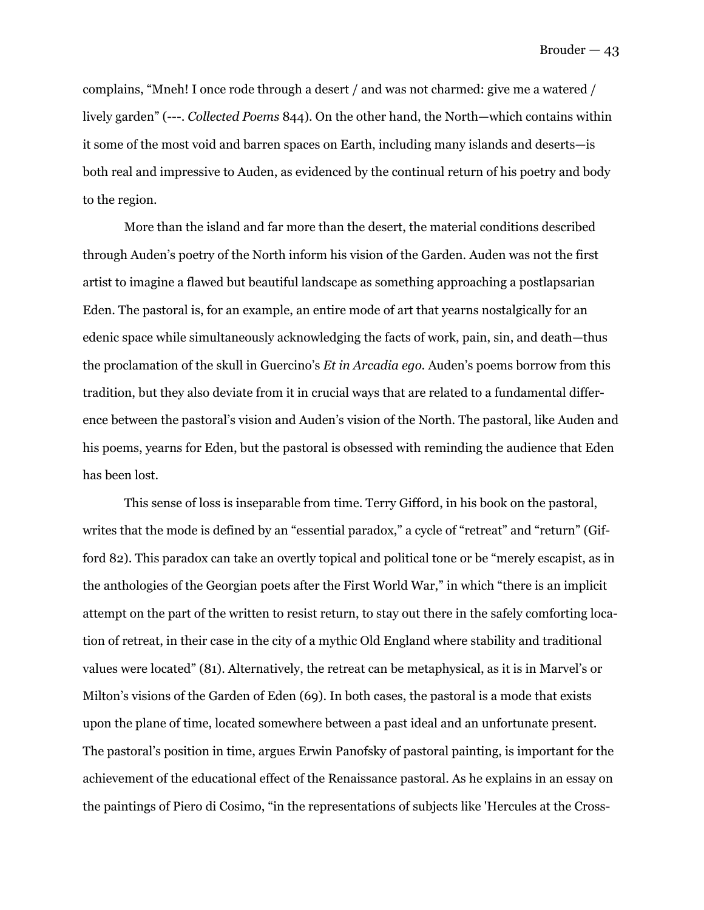complains, “Mneh! I once rode through a desert / and was not charmed: give me a watered / lively garden” (---. *Collected Poems* 844). On the other hand, the North—which contains within it some of the most void and barren spaces on Earth, including many islands and deserts—is both real and impressive to Auden, as evidenced by the continual return of his poetry and body to the region.

More than the island and far more than the desert, the material conditions described through Auden’s poetry of the North inform his vision of the Garden. Auden was not the first artist to imagine a flawed but beautiful landscape as something approaching a postlapsarian Eden. The pastoral is, for an example, an entire mode of art that yearns nostalgically for an edenic space while simultaneously acknowledging the facts of work, pain, sin, and death—thus the proclamation of the skull in Guercino’s *Et in Arcadia ego*. Auden’s poems borrow from this tradition, but they also deviate from it in crucial ways that are related to a fundamental difference between the pastoral’s vision and Auden’s vision of the North. The pastoral, like Auden and his poems, yearns for Eden, but the pastoral is obsessed with reminding the audience that Eden has been lost.

This sense of loss is inseparable from time. Terry Gifford, in his book on the pastoral, writes that the mode is defined by an “essential paradox,” a cycle of “retreat” and “return” (Gifford 82). This paradox can take an overtly topical and political tone or be “merely escapist, as in the anthologies of the Georgian poets after the First World War,” in which “there is an implicit attempt on the part of the written to resist return, to stay out there in the safely comforting location of retreat, in their case in the city of a mythic Old England where stability and traditional values were located” (81). Alternatively, the retreat can be metaphysical, as it is in Marvel’s or Milton’s visions of the Garden of Eden (69). In both cases, the pastoral is a mode that exists upon the plane of time, located somewhere between a past ideal and an unfortunate present. The pastoral’s position in time, argues Erwin Panofsky of pastoral painting, is important for the achievement of the educational effect of the Renaissance pastoral. As he explains in an essay on the paintings of Piero di Cosimo, “in the representations of subjects like 'Hercules at the Cross-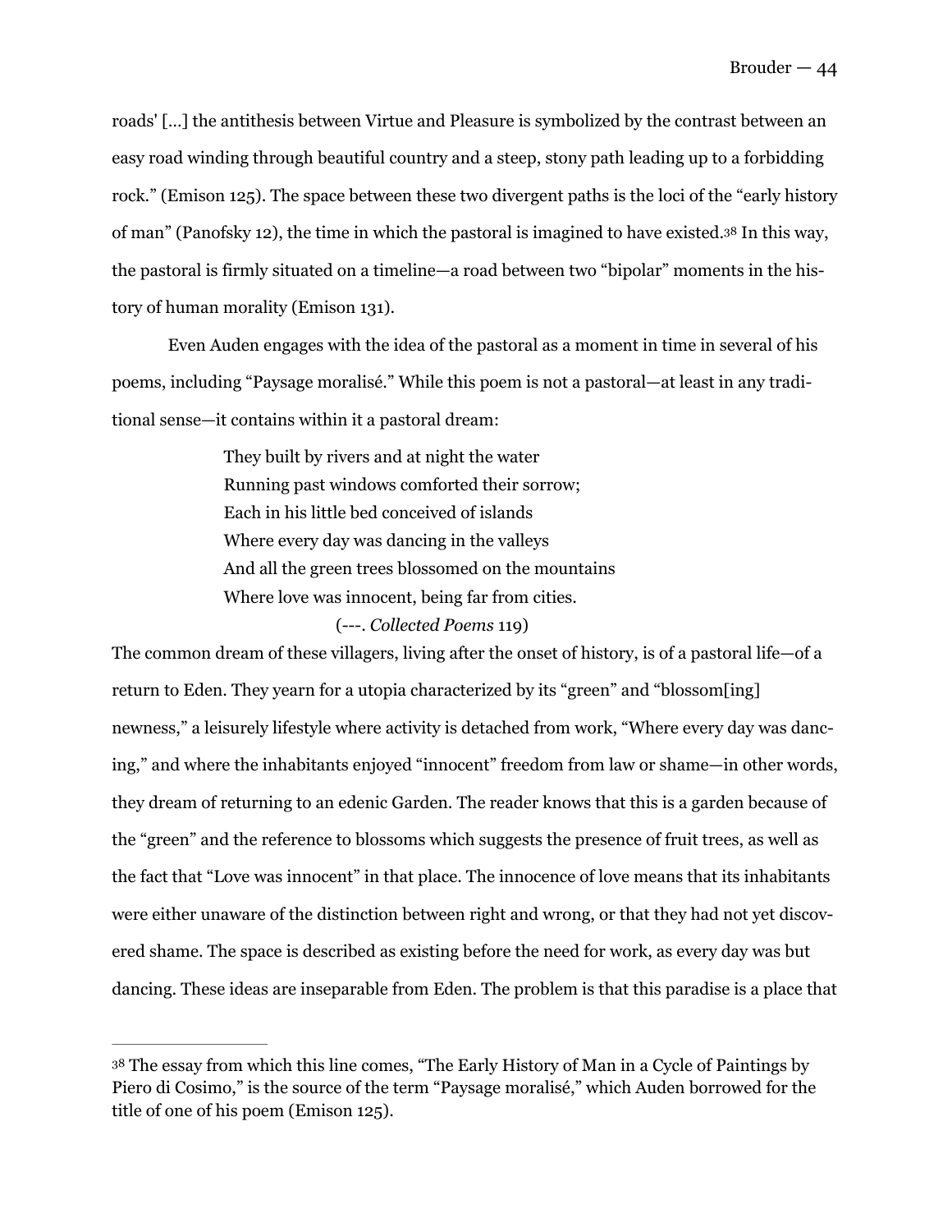roads' [...] the antithesis between Virtue and Pleasure is symbolized by the contrast between an easy road winding through beautiful country and a steep, stony path leading up to a forbidding rock." (Emison 125). The space between these two divergent paths is the loci of the "early history of man" (Panofsky 12), the time in which the pastoral is imagined to have existed.[38] In this way, the pastoral is firmly situated on a timeline—a road between two "bipolar" moments in the history of human morality (Emison 131).

Even Auden engages with the idea of the pastoral as a moment in time in several of his poems, including "Paysage moralisé." While this poem is not a pastoral—at least in any traditional sense—it contains within it a pastoral dream:

> They built by rivers and at night the water
> Running past windows comforted their sorrow;
> Each in his little bed conceived of islands
> Where every day was dancing in the valleys
> And all the green trees blossomed on the mountains
> Where love was innocent, being far from cities.
>
> (---. *Collected Poems* 119)

The common dream of these villagers, living after the onset of history, is of a pastoral life—of a return to Eden. They yearn for a utopia characterized by its "green" and "blossom[ing] newness," a leisurely lifestyle where activity is detached from work, "Where every day was dancing," and where the inhabitants enjoyed "innocent" freedom from law or shame—in other words, they dream of returning to an edenic Garden. The reader knows that this is a garden because of the "green" and the reference to blossoms which suggests the presence of fruit trees, as well as the fact that "Love was innocent" in that place. The innocence of love means that its inhabitants were either unaware of the distinction between right and wrong, or that they had not yet discovered shame. The space is described as existing before the need for work, as every day was but dancing. These ideas are inseparable from Eden. The problem is that this paradise is a place that

---

[38] The essay from which this line comes, "The Early History of Man in a Cycle of Paintings by Piero di Cosimo," is the source of the term "Paysage moralisé," which Auden borrowed for the title of one of his poem (Emison 125).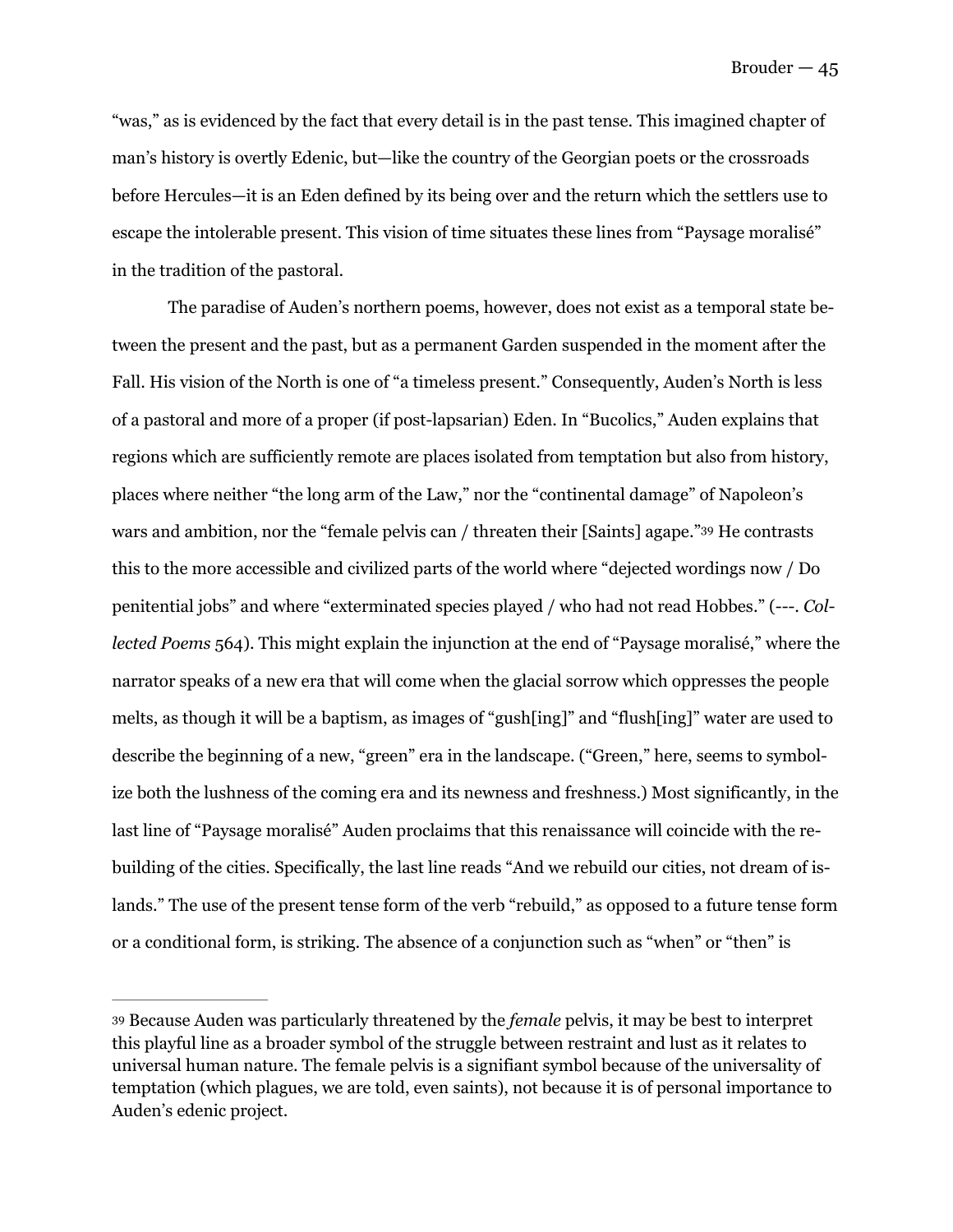"was," as is evidenced by the fact that every detail is in the past tense. This imagined chapter of man's history is overtly Edenic, but—like the country of the Georgian poets or the crossroads before Hercules—it is an Eden defined by its being over and the return which the settlers use to escape the intolerable present. This vision of time situates these lines from "Paysage moralisé" in the tradition of the pastoral.

The paradise of Auden's northern poems, however, does not exist as a temporal state between the present and the past, but as a permanent Garden suspended in the moment after the Fall. His vision of the North is one of "a timeless present." Consequently, Auden's North is less of a pastoral and more of a proper (if post-lapsarian) Eden. In "Bucolics," Auden explains that regions which are sufficiently remote are places isolated from temptation but also from history, places where neither "the long arm of the Law," nor the "continental damage" of Napoleon's wars and ambition, nor the "female pelvis can / threaten their [Saints] agape."[39] He contrasts this to the more accessible and civilized parts of the world where "dejected wordings now / Do penitential jobs" and where "exterminated species played / who had not read Hobbes." (---. *Collected Poems* 564). This might explain the injunction at the end of "Paysage moralisé," where the narrator speaks of a new era that will come when the glacial sorrow which oppresses the people melts, as though it will be a baptism, as images of "gush[ing]" and "flush[ing]" water are used to describe the beginning of a new, "green" era in the landscape. ("Green," here, seems to symbolize both the lushness of the coming era and its newness and freshness.) Most significantly, in the last line of "Paysage moralisé" Auden proclaims that this renaissance will coincide with the rebuilding of the cities. Specifically, the last line reads "And we rebuild our cities, not dream of islands." The use of the present tense form of the verb "rebuild," as opposed to a future tense form or a conditional form, is striking. The absence of a conjunction such as "when" or "then" is

---

[39] Because Auden was particularly threatened by the *female* pelvis, it may be best to interpret this playful line as a broader symbol of the struggle between restraint and lust as it relates to universal human nature. The female pelvis is a signifiant symbol because of the universality of temptation (which plagues, we are told, even saints), not because it is of personal importance to Auden's edenic project.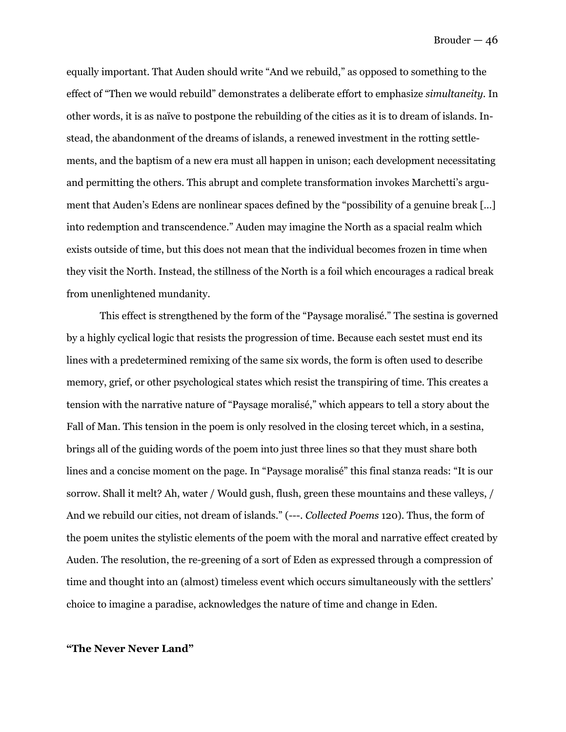equally important. That Auden should write "And we rebuild," as opposed to something to the effect of "Then we would rebuild" demonstrates a deliberate effort to emphasize *simultaneity*. In other words, it is as naïve to postpone the rebuilding of the cities as it is to dream of islands. Instead, the abandonment of the dreams of islands, a renewed investment in the rotting settlements, and the baptism of a new era must all happen in unison; each development necessitating and permitting the others. This abrupt and complete transformation invokes Marchetti's argument that Auden's Edens are nonlinear spaces defined by the "possibility of a genuine break [...] into redemption and transcendence." Auden may imagine the North as a spacial realm which exists outside of time, but this does not mean that the individual becomes frozen in time when they visit the North. Instead, the stillness of the North is a foil which encourages a radical break from unenlightened mundanity.

This effect is strengthened by the form of the "Paysage moralisé." The sestina is governed by a highly cyclical logic that resists the progression of time. Because each sestet must end its lines with a predetermined remixing of the same six words, the form is often used to describe memory, grief, or other psychological states which resist the transpiring of time. This creates a tension with the narrative nature of "Paysage moralisé," which appears to tell a story about the Fall of Man. This tension in the poem is only resolved in the closing tercet which, in a sestina, brings all of the guiding words of the poem into just three lines so that they must share both lines and a concise moment on the page. In "Paysage moralisé" this final stanza reads: "It is our sorrow. Shall it melt? Ah, water / Would gush, flush, green these mountains and these valleys, / And we rebuild our cities, not dream of islands." (---. *Collected Poems* 120). Thus, the form of the poem unites the stylistic elements of the poem with the moral and narrative effect created by Auden. The resolution, the re-greening of a sort of Eden as expressed through a compression of time and thought into an (almost) timeless event which occurs simultaneously with the settlers' choice to imagine a paradise, acknowledges the nature of time and change in Eden.

## "The Never Never Land"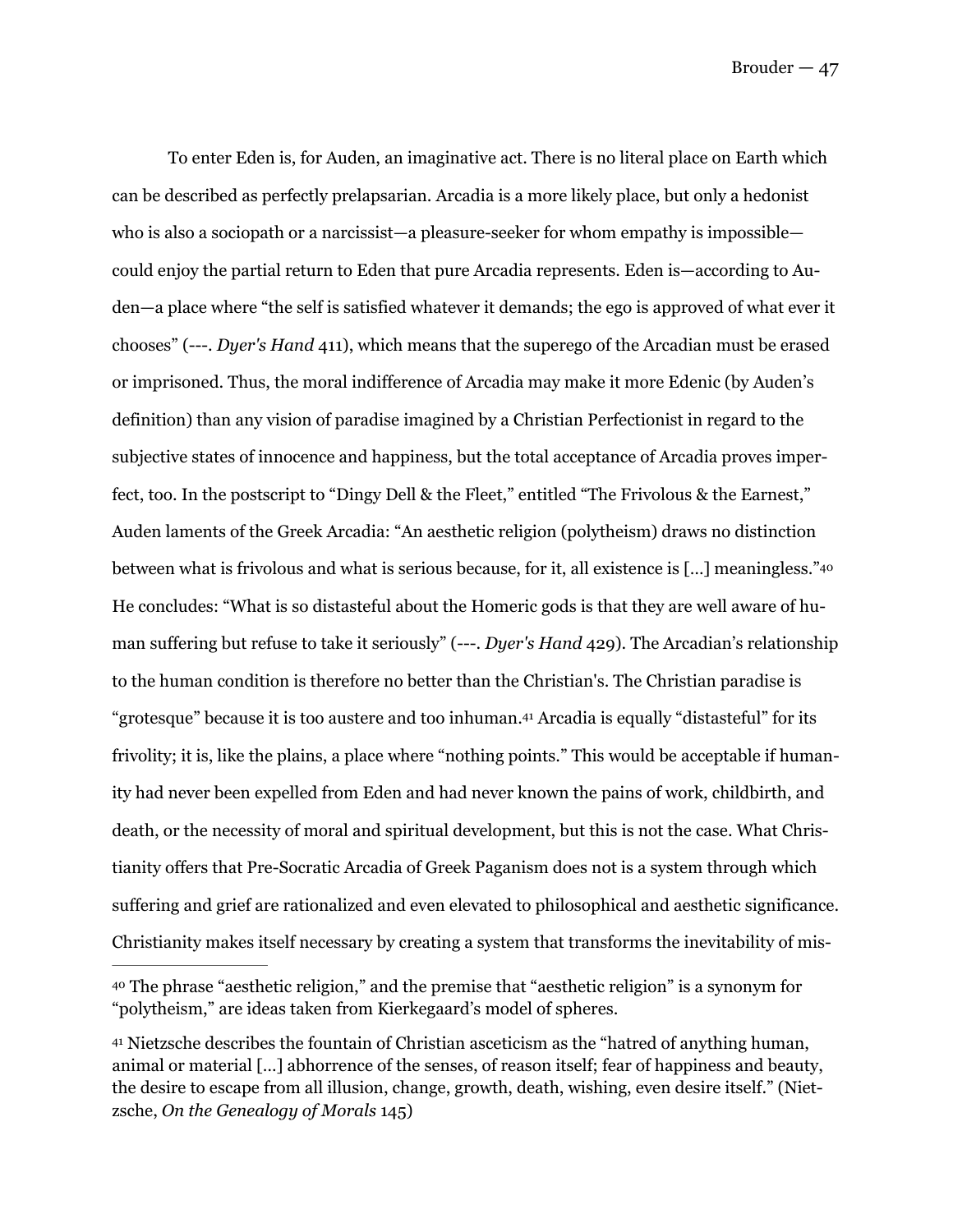To enter Eden is, for Auden, an imaginative act. There is no literal place on Earth which can be described as perfectly prelapsarian. Arcadia is a more likely place, but only a hedonist who is also a sociopath or a narcissist—a pleasure-seeker for whom empathy is impossible—could enjoy the partial return to Eden that pure Arcadia represents. Eden is—according to Auden—a place where "the self is satisfied whatever it demands; the ego is approved of what ever it chooses" (---. *Dyer's Hand* 411), which means that the superego of the Arcadian must be erased or imprisoned. Thus, the moral indifference of Arcadia may make it more Edenic (by Auden's definition) than any vision of paradise imagined by a Christian Perfectionist in regard to the subjective states of innocence and happiness, but the total acceptance of Arcadia proves imperfect, too. In the postscript to "Dingy Dell & the Fleet," entitled "The Frivolous & the Earnest," Auden laments of the Greek Arcadia: "An aesthetic religion (polytheism) draws no distinction between what is frivolous and what is serious because, for it, all existence is […] meaningless."[40] He concludes: "What is so distasteful about the Homeric gods is that they are well aware of human suffering but refuse to take it seriously" (---. *Dyer's Hand* 429). The Arcadian's relationship to the human condition is therefore no better than the Christian's. The Christian paradise is "grotesque" because it is too austere and too inhuman.[41] Arcadia is equally "distasteful" for its frivolity; it is, like the plains, a place where "nothing points." This would be acceptable if humanity had never been expelled from Eden and had never known the pains of work, childbirth, and death, or the necessity of moral and spiritual development, but this is not the case. What Christianity offers that Pre-Socratic Arcadia of Greek Paganism does not is a system through which suffering and grief are rationalized and even elevated to philosophical and aesthetic significance. Christianity makes itself necessary by creating a system that transforms the inevitability of mis-

---

[40] The phrase "aesthetic religion," and the premise that "aesthetic religion" is a synonym for "polytheism," are ideas taken from Kierkegaard's model of spheres.

[41] Nietzsche describes the fountain of Christian asceticism as the "hatred of anything human, animal or material […] abhorrence of the senses, of reason itself; fear of happiness and beauty, the desire to escape from all illusion, change, growth, death, wishing, even desire itself." (Nietzsche, *On the Genealogy of Morals* 145)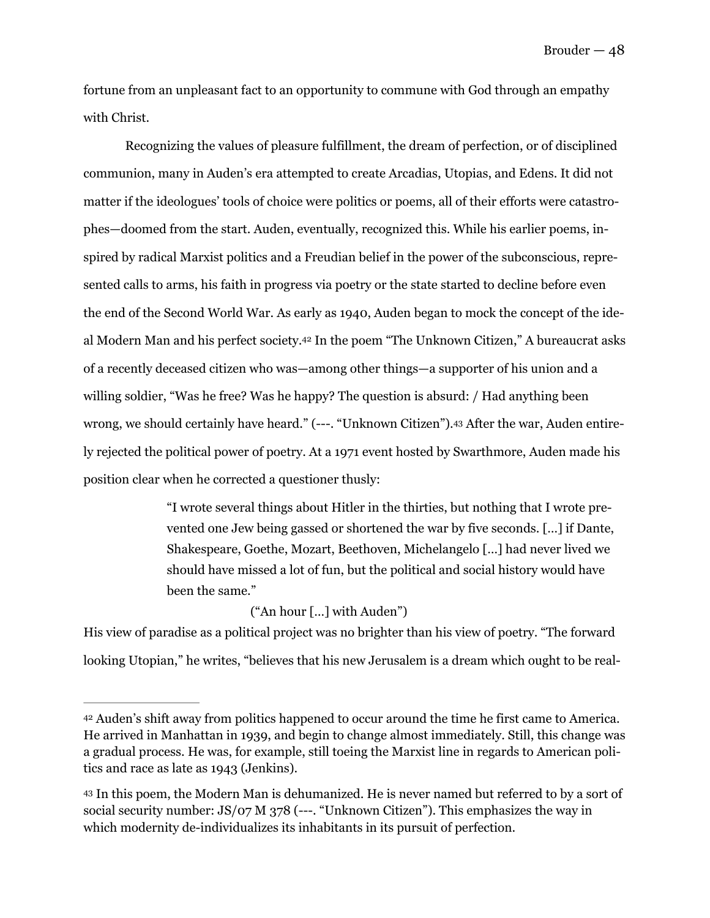fortune from an unpleasant fact to an opportunity to commune with God through an empathy with Christ.

Recognizing the values of pleasure fulfillment, the dream of perfection, or of disciplined communion, many in Auden's era attempted to create Arcadias, Utopias, and Edens. It did not matter if the ideologues' tools of choice were politics or poems, all of their efforts were catastrophes—doomed from the start. Auden, eventually, recognized this. While his earlier poems, inspired by radical Marxist politics and a Freudian belief in the power of the subconscious, represented calls to arms, his faith in progress via poetry or the state started to decline before even the end of the Second World War. As early as 1940, Auden began to mock the concept of the ideal Modern Man and his perfect society.[42] In the poem "The Unknown Citizen," A bureaucrat asks of a recently deceased citizen who was—among other things—a supporter of his union and a willing soldier, "Was he free? Was he happy? The question is absurd: / Had anything been wrong, we should certainly have heard." (---. "Unknown Citizen").[43] After the war, Auden entirely rejected the political power of poetry. At a 1971 event hosted by Swarthmore, Auden made his position clear when he corrected a questioner thusly:

> "I wrote several things about Hitler in the thirties, but nothing that I wrote prevented one Jew being gassed or shortened the war by five seconds. [...] if Dante, Shakespeare, Goethe, Mozart, Beethoven, Michelangelo [...] had never lived we should have missed a lot of fun, but the political and social history would have been the same."
>
> ("An hour [...] with Auden")

His view of paradise as a political project was no brighter than his view of poetry. "The forward looking Utopian," he writes, "believes that his new Jerusalem is a dream which ought to be real-

---

[42] Auden's shift away from politics happened to occur around the time he first came to America. He arrived in Manhattan in 1939, and begin to change almost immediately. Still, this change was a gradual process. He was, for example, still toeing the Marxist line in regards to American politics and race as late as 1943 (Jenkins).

[43] In this poem, the Modern Man is dehumanized. He is never named but referred to by a sort of social security number: JS/07 M 378 (---. "Unknown Citizen"). This emphasizes the way in which modernity de-individualizes its inhabitants in its pursuit of perfection.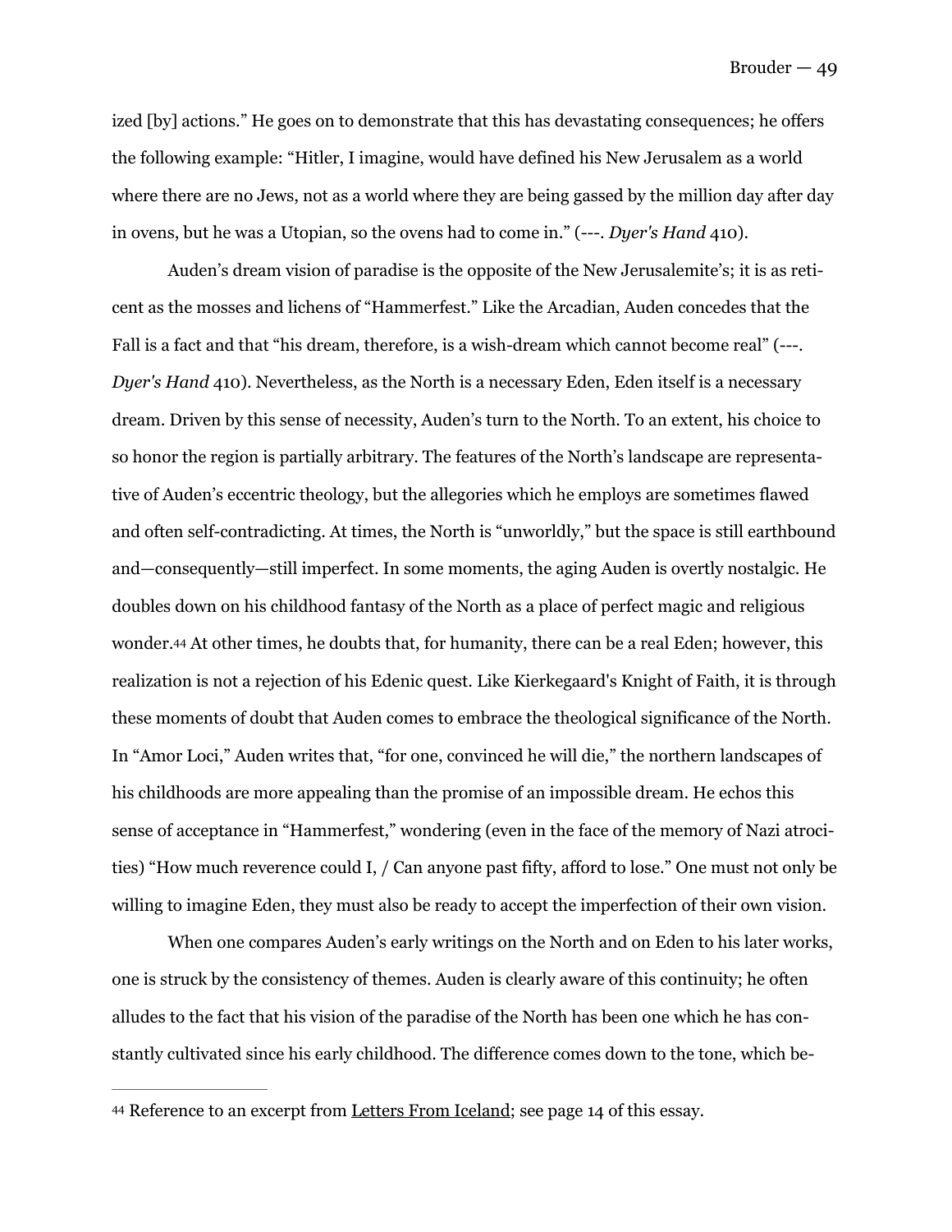ized [by] actions." He goes on to demonstrate that this has devastating consequences; he offers the following example: "Hitler, I imagine, would have defined his New Jerusalem as a world where there are no Jews, not as a world where they are being gassed by the million day after day in ovens, but he was a Utopian, so the ovens had to come in." (---. *Dyer's Hand* 410).

Auden's dream vision of paradise is the opposite of the New Jerusalemite's; it is as reticent as the mosses and lichens of "Hammerfest." Like the Arcadian, Auden concedes that the Fall is a fact and that "his dream, therefore, is a wish-dream which cannot become real" (---. *Dyer's Hand* 410). Nevertheless, as the North is a necessary Eden, Eden itself is a necessary dream. Driven by this sense of necessity, Auden's turn to the North. To an extent, his choice to so honor the region is partially arbitrary. The features of the North's landscape are representative of Auden's eccentric theology, but the allegories which he employs are sometimes flawed and often self-contradicting. At times, the North is "unworldly," but the space is still earthbound and—consequently—still imperfect. In some moments, the aging Auden is overtly nostalgic. He doubles down on his childhood fantasy of the North as a place of perfect magic and religious wonder.[44] At other times, he doubts that, for humanity, there can be a real Eden; however, this realization is not a rejection of his Edenic quest. Like Kierkegaard's Knight of Faith, it is through these moments of doubt that Auden comes to embrace the theological significance of the North. In "Amor Loci," Auden writes that, "for one, convinced he will die," the northern landscapes of his childhoods are more appealing than the promise of an impossible dream. He echos this sense of acceptance in "Hammerfest," wondering (even in the face of the memory of Nazi atrocities) "How much reverence could I, / Can anyone past fifty, afford to lose." One must not only be willing to imagine Eden, they must also be ready to accept the imperfection of their own vision.

When one compares Auden's early writings on the North and on Eden to his later works, one is struck by the consistency of themes. Auden is clearly aware of this continuity; he often alludes to the fact that his vision of the paradise of the North has been one which he has constantly cultivated since his early childhood. The difference comes down to the tone, which be-

---

[44] Reference to an excerpt from Letters From Iceland; see page 14 of this essay.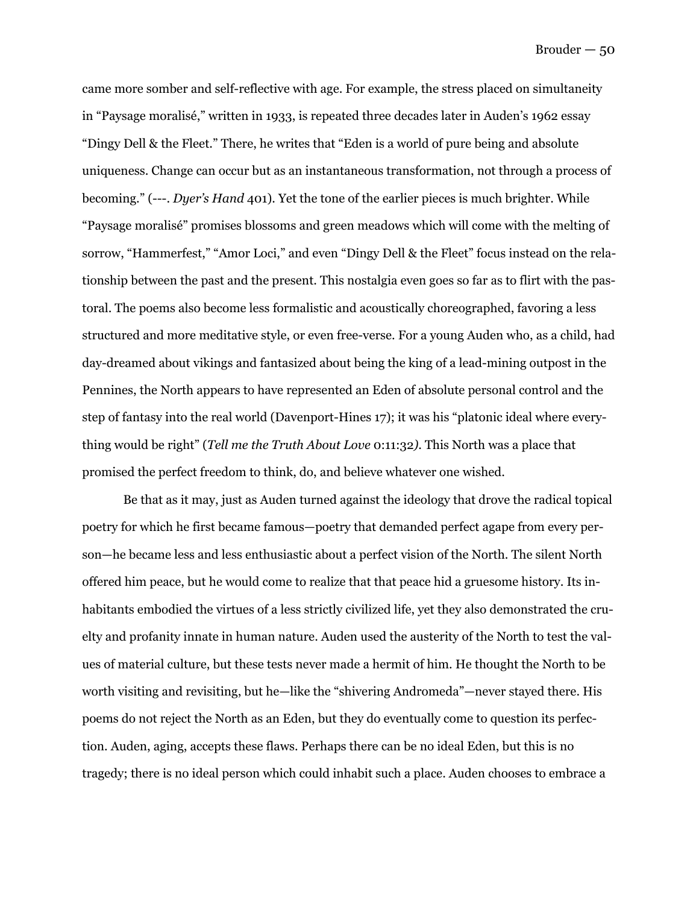came more somber and self-reflective with age. For example, the stress placed on simultaneity in "Paysage moralisé," written in 1933, is repeated three decades later in Auden's 1962 essay "Dingy Dell & the Fleet." There, he writes that "Eden is a world of pure being and absolute uniqueness. Change can occur but as an instantaneous transformation, not through a process of becoming." (---. *Dyer's Hand* 401). Yet the tone of the earlier pieces is much brighter. While "Paysage moralisé" promises blossoms and green meadows which will come with the melting of sorrow, "Hammerfest," "Amor Loci," and even "Dingy Dell & the Fleet" focus instead on the relationship between the past and the present. This nostalgia even goes so far as to flirt with the pastoral. The poems also become less formalistic and acoustically choreographed, favoring a less structured and more meditative style, or even free-verse. For a young Auden who, as a child, had day-dreamed about vikings and fantasized about being the king of a lead-mining outpost in the Pennines, the North appears to have represented an Eden of absolute personal control and the step of fantasy into the real world (Davenport-Hines 17); it was his "platonic ideal where everything would be right" (*Tell me the Truth About Love* 0:11:32*)*. This North was a place that promised the perfect freedom to think, do, and believe whatever one wished.

Be that as it may, just as Auden turned against the ideology that drove the radical topical poetry for which he first became famous—poetry that demanded perfect agape from every person—he became less and less enthusiastic about a perfect vision of the North. The silent North offered him peace, but he would come to realize that that peace hid a gruesome history. Its inhabitants embodied the virtues of a less strictly civilized life, yet they also demonstrated the cruelty and profanity innate in human nature. Auden used the austerity of the North to test the values of material culture, but these tests never made a hermit of him. He thought the North to be worth visiting and revisiting, but he—like the "shivering Andromeda"—never stayed there. His poems do not reject the North as an Eden, but they do eventually come to question its perfection. Auden, aging, accepts these flaws. Perhaps there can be no ideal Eden, but this is no tragedy; there is no ideal person which could inhabit such a place. Auden chooses to embrace a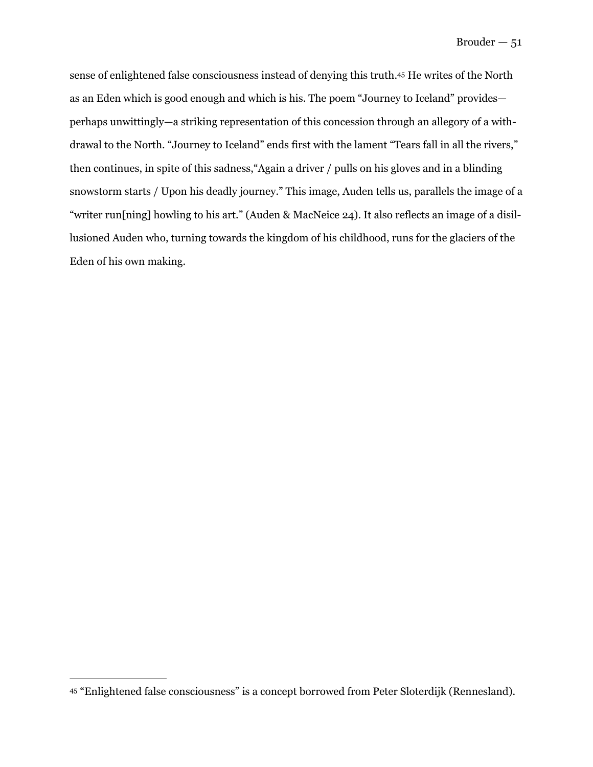sense of enlightened false consciousness instead of denying this truth.[45] He writes of the North as an Eden which is good enough and which is his. The poem "Journey to Iceland" provides—perhaps unwittingly—a striking representation of this concession through an allegory of a withdrawal to the North. "Journey to Iceland" ends first with the lament "Tears fall in all the rivers," then continues, in spite of this sadness,"Again a driver / pulls on his gloves and in a blinding snowstorm starts / Upon his deadly journey." This image, Auden tells us, parallels the image of a "writer run[ning] howling to his art." (Auden & MacNeice 24). It also reflects an image of a disillusioned Auden who, turning towards the kingdom of his childhood, runs for the glaciers of the Eden of his own making.

---

[45] "Enlightened false consciousness" is a concept borrowed from Peter Sloterdijk (Rennesland).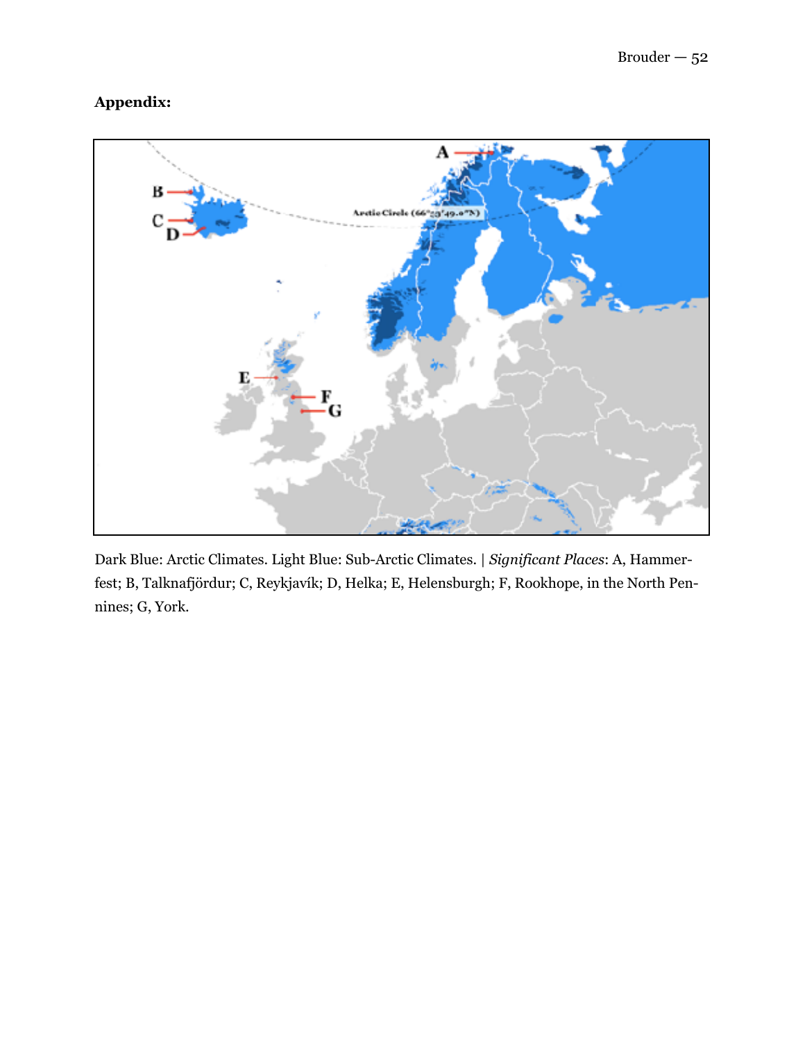**Appendix:**

Dark Blue: Arctic Climates. Light Blue: Sub-Arctic Climates. | *Significant Places*: A, Hammerfest; B, Talknafjördur; C, Reykjavík; D, Helka; E, Helensburgh; F, Rookhope, in the North Pennines; G, York.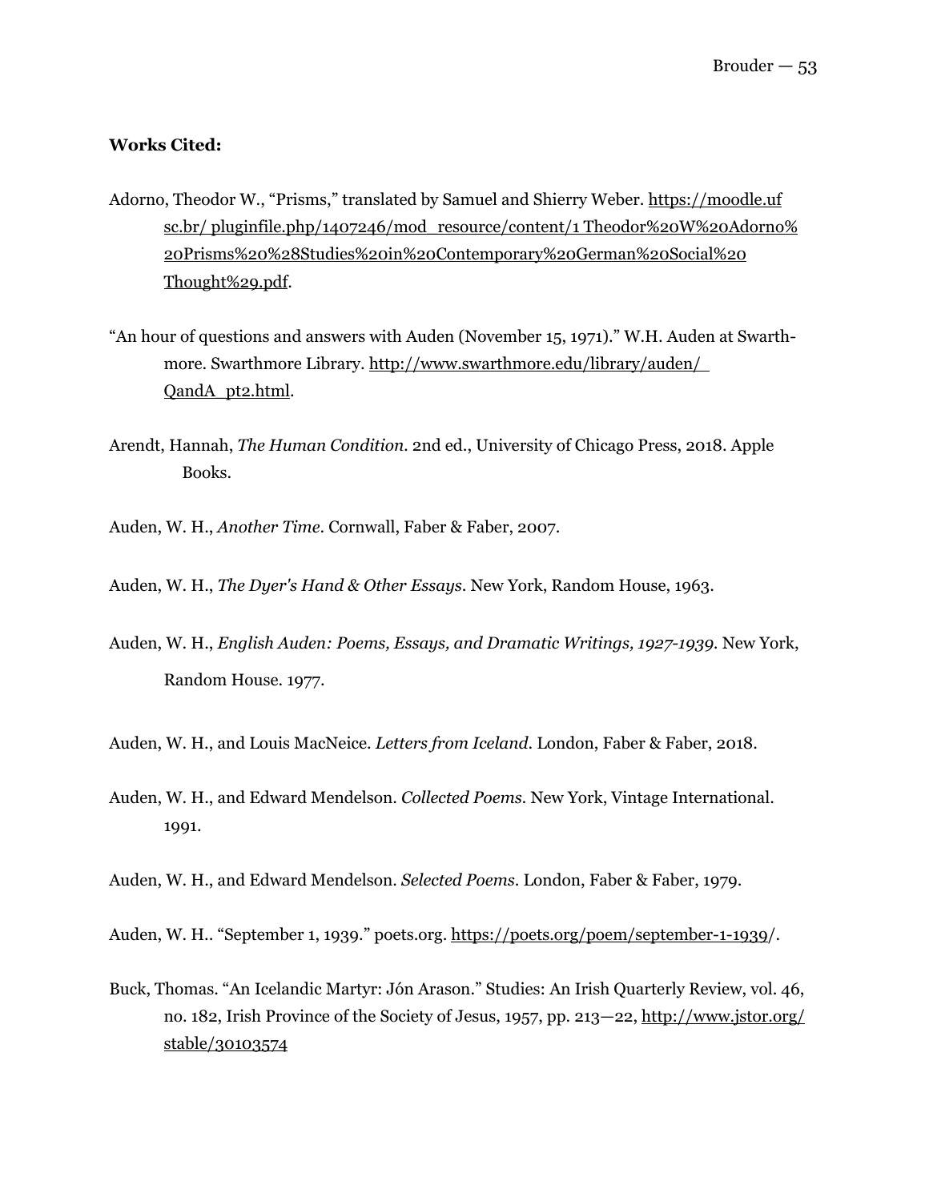**Works Cited:**

Adorno, Theodor W., "Prisms," translated by Samuel and Shierry Weber. https://moodle.ufsc.br/ pluginfile.php/1407246/mod_resource/content/1 Theodor%20W%20Adorno%20Prisms%20%28Studies%20in%20Contemporary%20German%20Social%20Thought%29.pdf.

"An hour of questions and answers with Auden (November 15, 1971)." W.H. Auden at Swarthmore. Swarthmore Library. http://www.swarthmore.edu/library/auden/ QandA_pt2.html.

Arendt, Hannah, *The Human Condition*. 2nd ed., University of Chicago Press, 2018. Apple Books.

Auden, W. H., *Another Time*. Cornwall, Faber & Faber, 2007.

Auden, W. H., *The Dyer's Hand & Other Essays*. New York, Random House, 1963.

Auden, W. H., *English Auden: Poems, Essays, and Dramatic Writings, 1927-1939*. New York, Random House. 1977.

Auden, W. H., and Louis MacNeice. *Letters from Iceland*. London, Faber & Faber, 2018.

Auden, W. H., and Edward Mendelson. *Collected Poems*. New York, Vintage International. 1991.

Auden, W. H., and Edward Mendelson. *Selected Poems*. London, Faber & Faber, 1979.

Auden, W. H.. "September 1, 1939." poets.org. https://poets.org/poem/september-1-1939/.

Buck, Thomas. "An Icelandic Martyr: Jón Arason." Studies: An Irish Quarterly Review, vol. 46, no. 182, Irish Province of the Society of Jesus, 1957, pp. 213—22, http://www.jstor.org/stable/30103574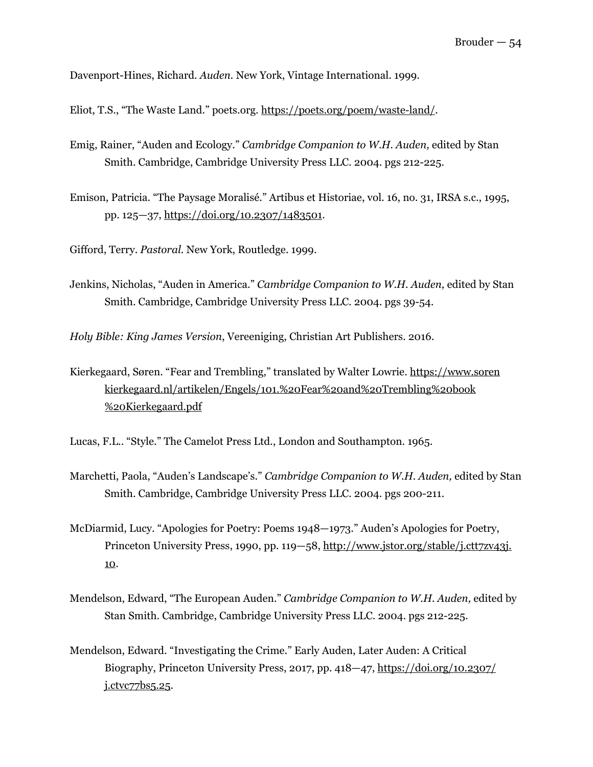Davenport-Hines, Richard. *Auden.* New York, Vintage International. 1999.

Eliot, T.S., "The Waste Land." poets.org. https://poets.org/poem/waste-land/.

Emig, Rainer, "Auden and Ecology." *Cambridge Companion to W.H. Auden,* edited by Stan Smith. Cambridge, Cambridge University Press LLC. 2004. pgs 212-225.

Emison, Patricia. "The Paysage Moralisé." Artibus et Historiae, vol. 16, no. 31, IRSA s.c., 1995, pp. 125—37, https://doi.org/10.2307/1483501.

Gifford, Terry. *Pastoral.* New York, Routledge. 1999.

Jenkins, Nicholas, "Auden in America." *Cambridge Companion to W.H. Auden,* edited by Stan Smith. Cambridge, Cambridge University Press LLC. 2004. pgs 39-54.

*Holy Bible: King James Version*, Vereeniging, Christian Art Publishers. 2016.

Kierkegaard, Søren. "Fear and Trembling," translated by Walter Lowrie. https://www.sorenkierkegaard.nl/artikelen/Engels/101.%20Fear%20and%20Trembling%20book%20Kierkegaard.pdf

Lucas, F.L.. "Style." The Camelot Press Ltd., London and Southampton. 1965.

Marchetti, Paola, "Auden's Landscape's." *Cambridge Companion to W.H. Auden,* edited by Stan Smith. Cambridge, Cambridge University Press LLC. 2004. pgs 200-211.

McDiarmid, Lucy. "Apologies for Poetry: Poems 1948—1973." Auden's Apologies for Poetry, Princeton University Press, 1990, pp. 119—58, http://www.jstor.org/stable/j.ctt7zv43j.10.

Mendelson, Edward, "The European Auden." *Cambridge Companion to W.H. Auden,* edited by Stan Smith. Cambridge, Cambridge University Press LLC. 2004. pgs 212-225.

Mendelson, Edward. "Investigating the Crime." Early Auden, Later Auden: A Critical Biography, Princeton University Press, 2017, pp. 418—47, https://doi.org/10.2307/j.ctvc77bs5.25.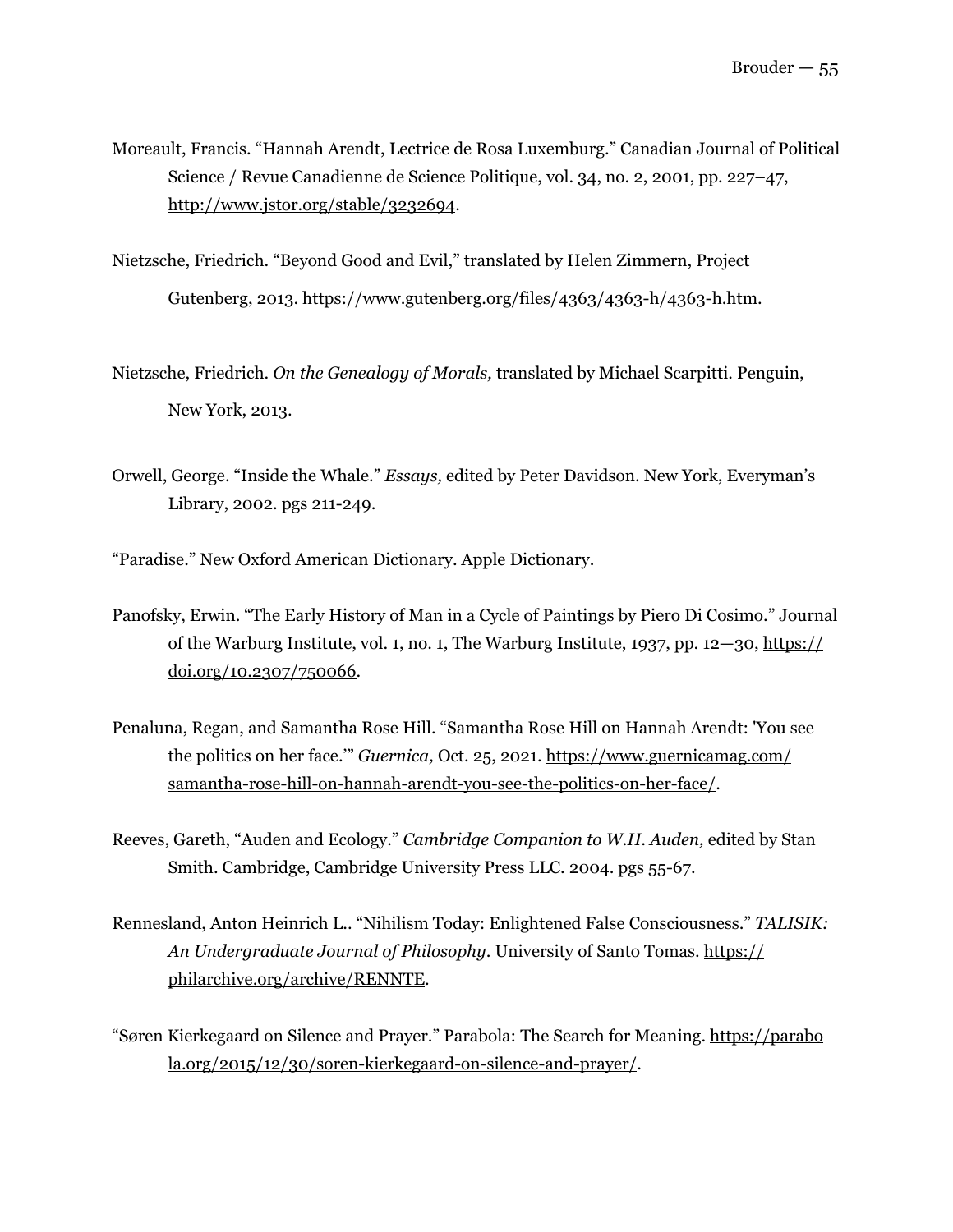Moreault, Francis. “Hannah Arendt, Lectrice de Rosa Luxemburg.” Canadian Journal of Political Science / Revue Canadienne de Science Politique, vol. 34, no. 2, 2001, pp. 227–47, http://www.jstor.org/stable/3232694.

Nietzsche, Friedrich. “Beyond Good and Evil,” translated by Helen Zimmern, Project Gutenberg, 2013. https://www.gutenberg.org/files/4363/4363-h/4363-h.htm.

Nietzsche, Friedrich. *On the Genealogy of Morals,* translated by Michael Scarpitti. Penguin, New York, 2013.

Orwell, George. “Inside the Whale.” *Essays,* edited by Peter Davidson. New York, Everyman’s Library, 2002. pgs 211-249.

“Paradise.” New Oxford American Dictionary. Apple Dictionary.

Panofsky, Erwin. “The Early History of Man in a Cycle of Paintings by Piero Di Cosimo.” Journal of the Warburg Institute, vol. 1, no. 1, The Warburg Institute, 1937, pp. 12—30, https://doi.org/10.2307/750066.

Penaluna, Regan, and Samantha Rose Hill. “Samantha Rose Hill on Hannah Arendt: 'You see the politics on her face.'” *Guernica,* Oct. 25, 2021. https://www.guernicamag.com/samantha-rose-hill-on-hannah-arendt-you-see-the-politics-on-her-face/.

Reeves, Gareth, “Auden and Ecology.” *Cambridge Companion to W.H. Auden,* edited by Stan Smith. Cambridge, Cambridge University Press LLC. 2004. pgs 55-67.

Rennesland, Anton Heinrich L.. “Nihilism Today: Enlightened False Consciousness.” *TALISIK: An Undergraduate Journal of Philosophy*. University of Santo Tomas. https://philarchive.org/archive/RENNTE.

“Søren Kierkegaard on Silence and Prayer.” Parabola: The Search for Meaning. https://parabola.org/2015/12/30/soren-kierkegaard-on-silence-and-prayer/.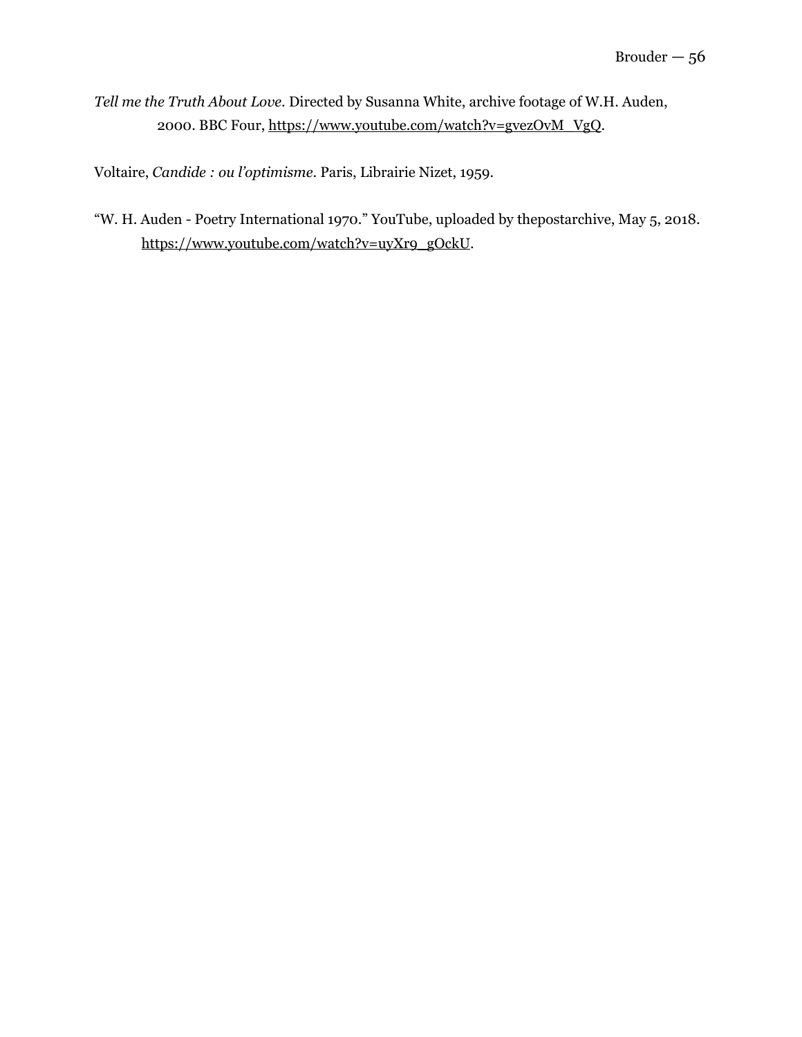*Tell me the Truth About Love*. Directed by Susanna White, archive footage of W.H. Auden, 2000. BBC Four, https://www.youtube.com/watch?v=gvezOvM_VgQ.

Voltaire, *Candide : ou l'optimisme*. Paris, Librairie Nizet, 1959.

"W. H. Auden - Poetry International 1970." YouTube, uploaded by thepostarchive, May 5, 2018. https://www.youtube.com/watch?v=uyXr9_gOckU.